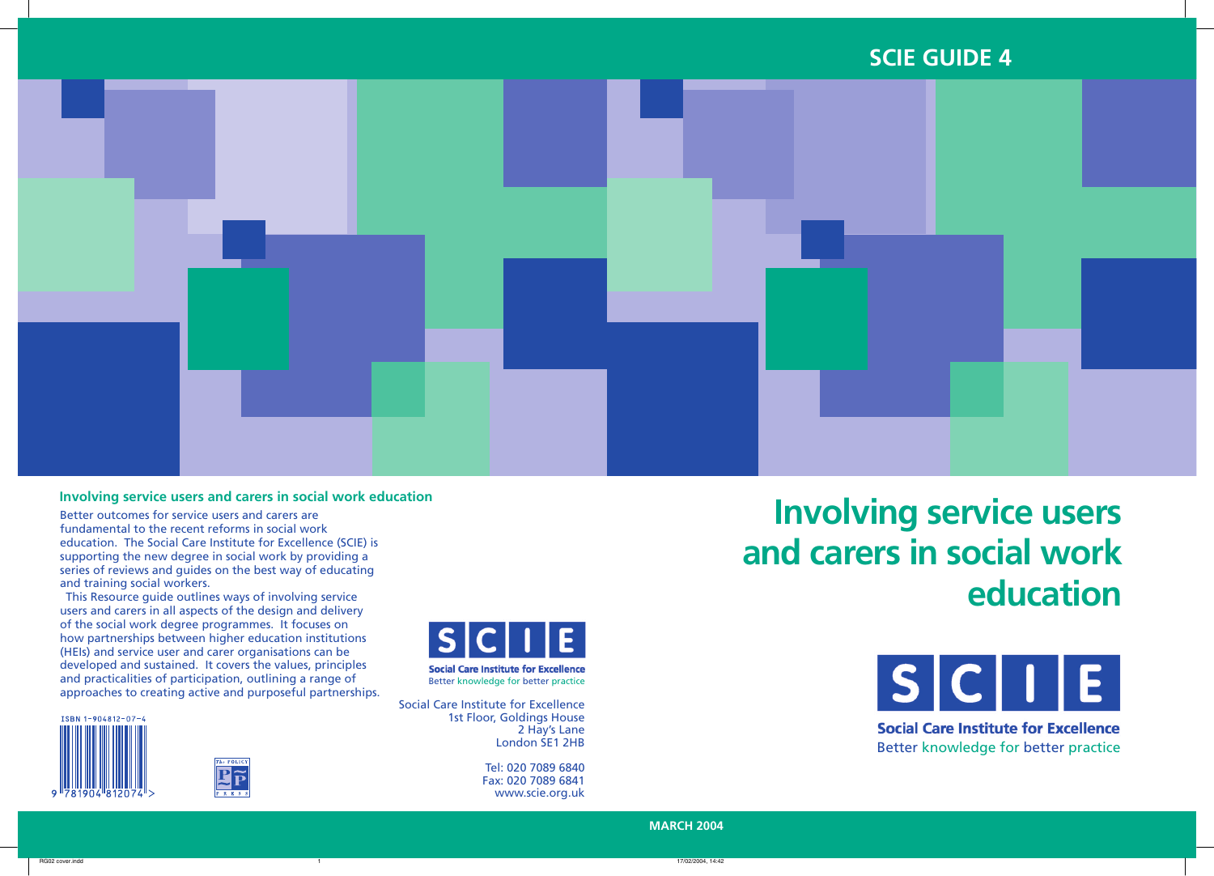SCIE GUIDE 4

# Involving service users and carers in social work education

**Social Care Institute for Excellence**
Better knowledge for better practice

MARCH 2004

## Involving service users and carers in social work education

Better outcomes for service users and carers are fundamental to the recent reforms in social work education. The Social Care Institute for Excellence (SCIE) is supporting the new degree in social work by providing a series of reviews and guides on the best way of educating and training social workers.

This Resource guide outlines ways of involving service users and carers in all aspects of the design and delivery of the social work degree programmes. It focuses on how partnerships between higher education institutions (HEIs) and service user and carer organisations can be developed and sustained. It covers the values, principles and practicalities of participation, outlining a range of approaches to creating active and purposeful partnerships.

ISBN 1-904812-07-4

**Social Care Institute for Excellence**
Better knowledge for better practice

Social Care Institute for Excellence
1st Floor, Goldings House
2 Hay's Lane
London SE1 2HB

Tel: 020 7089 6840
Fax: 020 7089 6841
www.scie.org.uk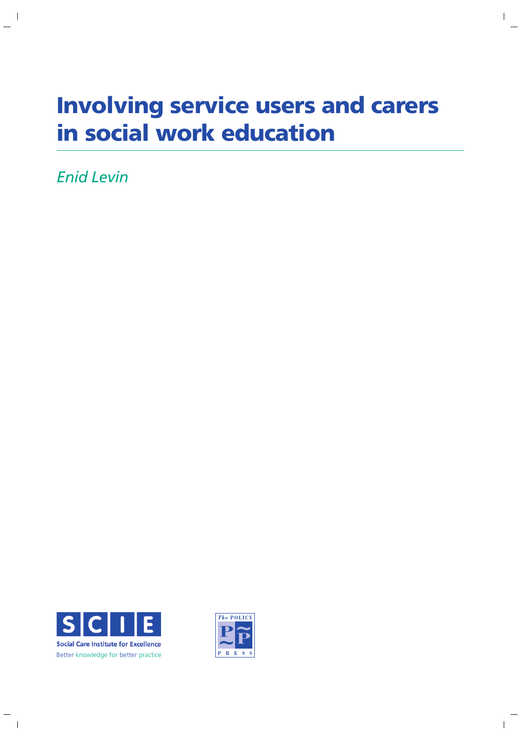# Involving service users and carers in social work education

*Enid Levin*

Social Care Institute for Excellence

Better knowledge for better practice

The POLICY PRESS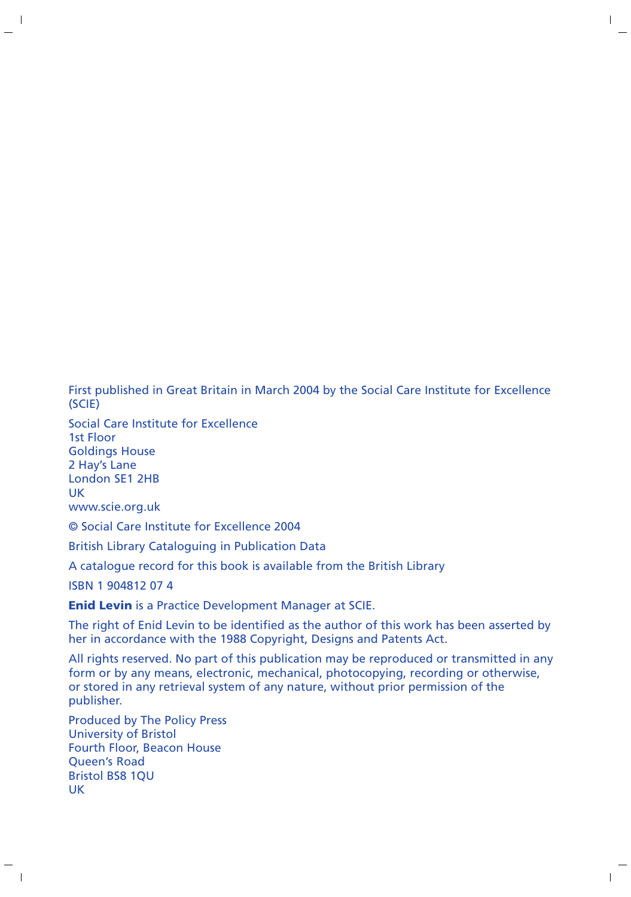First published in Great Britain in March 2004 by the Social Care Institute for Excellence (SCIE)

Social Care Institute for Excellence  
1st Floor  
Goldings House  
2 Hay's Lane  
London SE1 2HB  
UK  
www.scie.org.uk

© Social Care Institute for Excellence 2004

British Library Cataloguing in Publication Data

A catalogue record for this book is available from the British Library

ISBN 1 904812 07 4

**Enid Levin** is a Practice Development Manager at SCIE.

The right of Enid Levin to be identified as the author of this work has been asserted by her in accordance with the 1988 Copyright, Designs and Patents Act.

All rights reserved. No part of this publication may be reproduced or transmitted in any form or by any means, electronic, mechanical, photocopying, recording or otherwise, or stored in any retrieval system of any nature, without prior permission of the publisher.

Produced by The Policy Press  
University of Bristol  
Fourth Floor, Beacon House  
Queen's Road  
Bristol BS8 1QU  
UK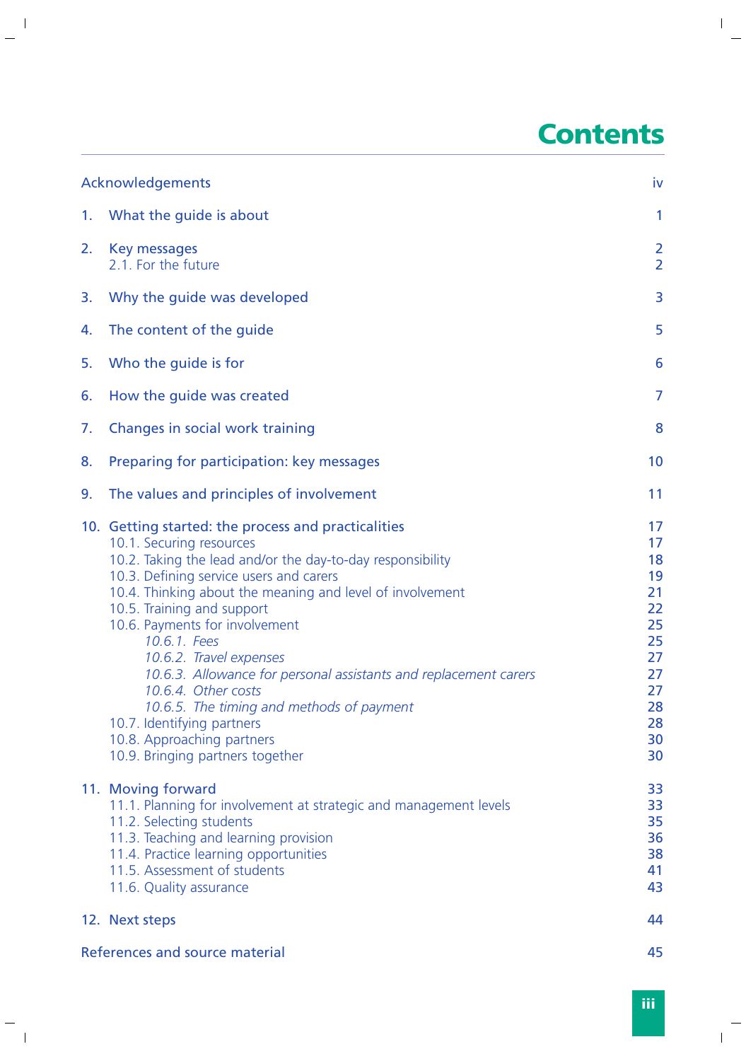# Contents

| | |
|---|---|
| Acknowledgements | iv |
| 1. What the guide is about | 1 |
| 2. Key messages | 2 |
| 2.1. For the future | 2 |
| 3. Why the guide was developed | 3 |
| 4. The content of the guide | 5 |
| 5. Who the guide is for | 6 |
| 6. How the guide was created | 7 |
| 7. Changes in social work training | 8 |
| 8. Preparing for participation: key messages | 10 |
| 9. The values and principles of involvement | 11 |
| 10. Getting started: the process and practicalities | 17 |
| 10.1. Securing resources | 17 |
| 10.2. Taking the lead and/or the day-to-day responsibility | 18 |
| 10.3. Defining service users and carers | 19 |
| 10.4. Thinking about the meaning and level of involvement | 21 |
| 10.5. Training and support | 22 |
| 10.6. Payments for involvement | 25 |
| *10.6.1. Fees* | 25 |
| *10.6.2. Travel expenses* | 27 |
| *10.6.3. Allowance for personal assistants and replacement carers* | 27 |
| *10.6.4. Other costs* | 27 |
| *10.6.5. The timing and methods of payment* | 28 |
| 10.7. Identifying partners | 28 |
| 10.8. Approaching partners | 30 |
| 10.9. Bringing partners together | 30 |
| 11. Moving forward | 33 |
| 11.1. Planning for involvement at strategic and management levels | 33 |
| 11.2. Selecting students | 35 |
| 11.3. Teaching and learning provision | 36 |
| 11.4. Practice learning opportunities | 38 |
| 11.5. Assessment of students | 41 |
| 11.6. Quality assurance | 43 |
| 12. Next steps | 44 |
| References and source material | 45 |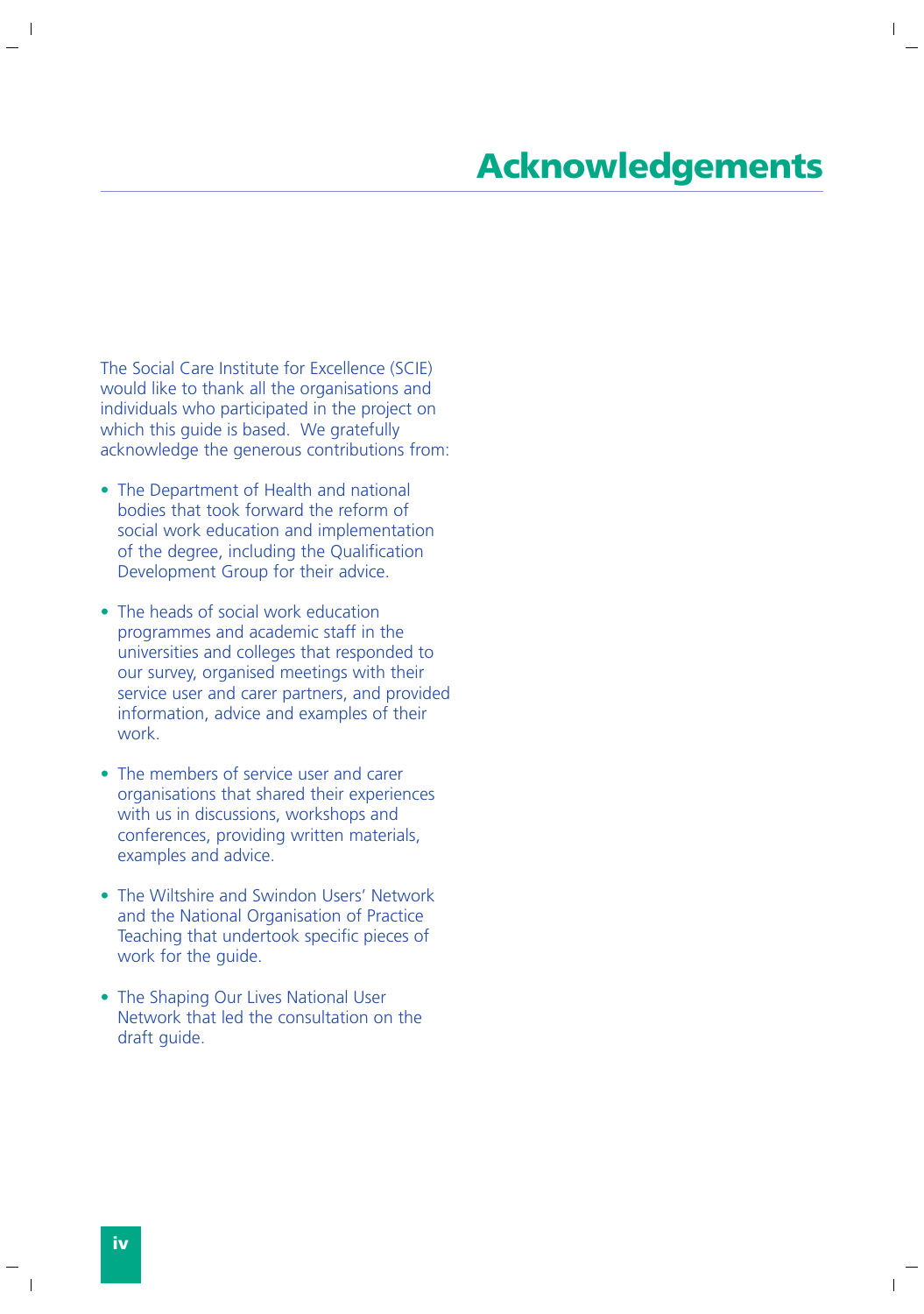# Acknowledgements

The Social Care Institute for Excellence (SCIE) would like to thank all the organisations and individuals who participated in the project on which this guide is based. We gratefully acknowledge the generous contributions from:

- The Department of Health and national bodies that took forward the reform of social work education and implementation of the degree, including the Qualification Development Group for their advice.
- The heads of social work education programmes and academic staff in the universities and colleges that responded to our survey, organised meetings with their service user and carer partners, and provided information, advice and examples of their work.
- The members of service user and carer organisations that shared their experiences with us in discussions, workshops and conferences, providing written materials, examples and advice.
- The Wiltshire and Swindon Users' Network and the National Organisation of Practice Teaching that undertook specific pieces of work for the guide.
- The Shaping Our Lives National User Network that led the consultation on the draft guide.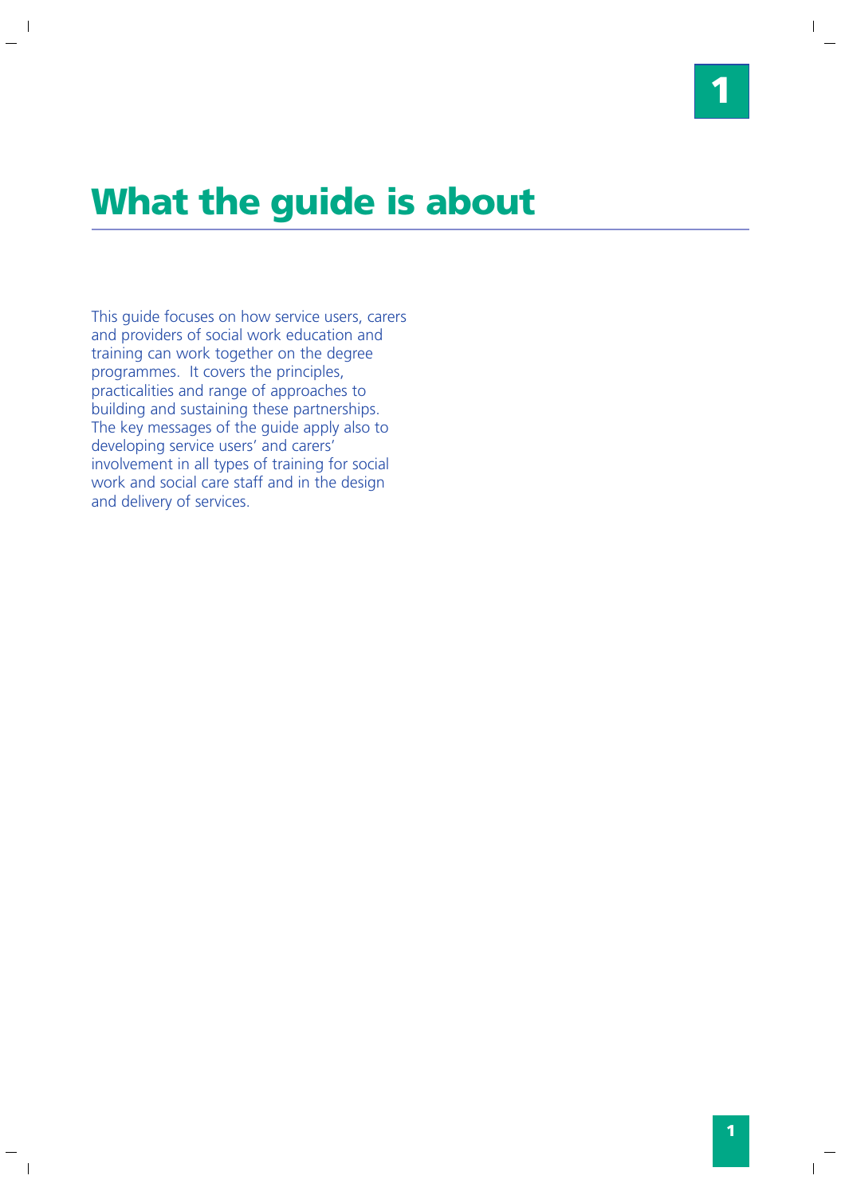# 1

## What the guide is about

This guide focuses on how service users, carers and providers of social work education and training can work together on the degree programmes. It covers the principles, practicalities and range of approaches to building and sustaining these partnerships. The key messages of the guide apply also to developing service users' and carers' involvement in all types of training for social work and social care staff and in the design and delivery of services.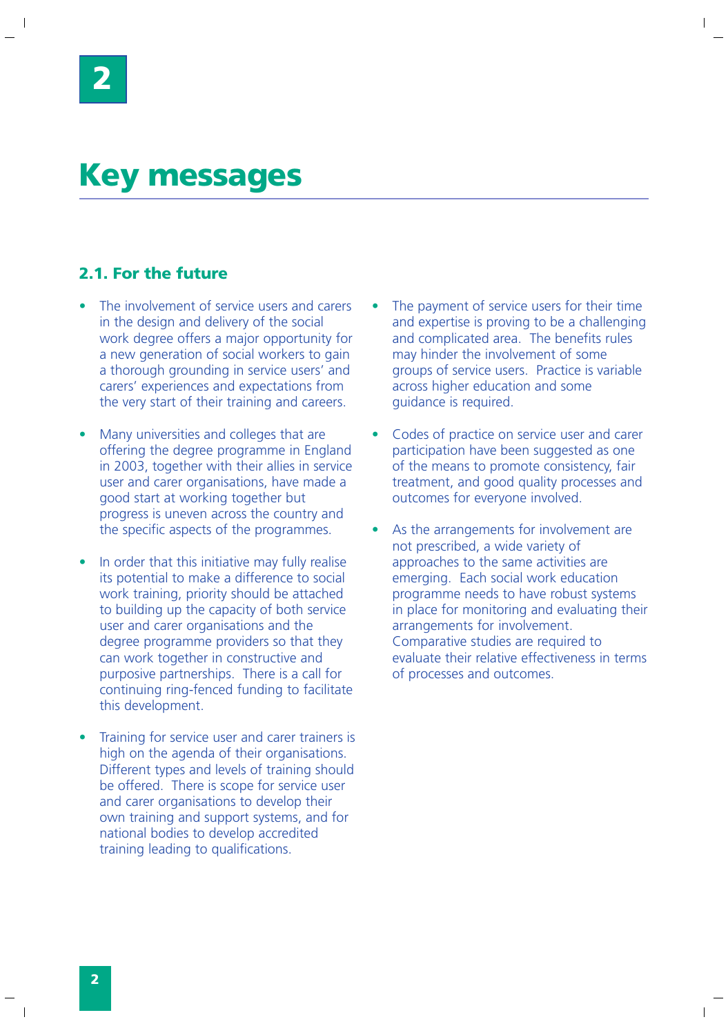# 2 Key messages

## 2.1. For the future

- The involvement of service users and carers in the design and delivery of the social work degree offers a major opportunity for a new generation of social workers to gain a thorough grounding in service users' and carers' experiences and expectations from the very start of their training and careers.

- Many universities and colleges that are offering the degree programme in England in 2003, together with their allies in service user and carer organisations, have made a good start at working together but progress is uneven across the country and the specific aspects of the programmes.

- In order that this initiative may fully realise its potential to make a difference to social work training, priority should be attached to building up the capacity of both service user and carer organisations and the degree programme providers so that they can work together in constructive and purposive partnerships. There is a call for continuing ring-fenced funding to facilitate this development.

- Training for service user and carer trainers is high on the agenda of their organisations. Different types and levels of training should be offered. There is scope for service user and carer organisations to develop their own training and support systems, and for national bodies to develop accredited training leading to qualifications.

- The payment of service users for their time and expertise is proving to be a challenging and complicated area. The benefits rules may hinder the involvement of some groups of service users. Practice is variable across higher education and some guidance is required.

- Codes of practice on service user and carer participation have been suggested as one of the means to promote consistency, fair treatment, and good quality processes and outcomes for everyone involved.

- As the arrangements for involvement are not prescribed, a wide variety of approaches to the same activities are emerging. Each social work education programme needs to have robust systems in place for monitoring and evaluating their arrangements for involvement. Comparative studies are required to evaluate their relative effectiveness in terms of processes and outcomes.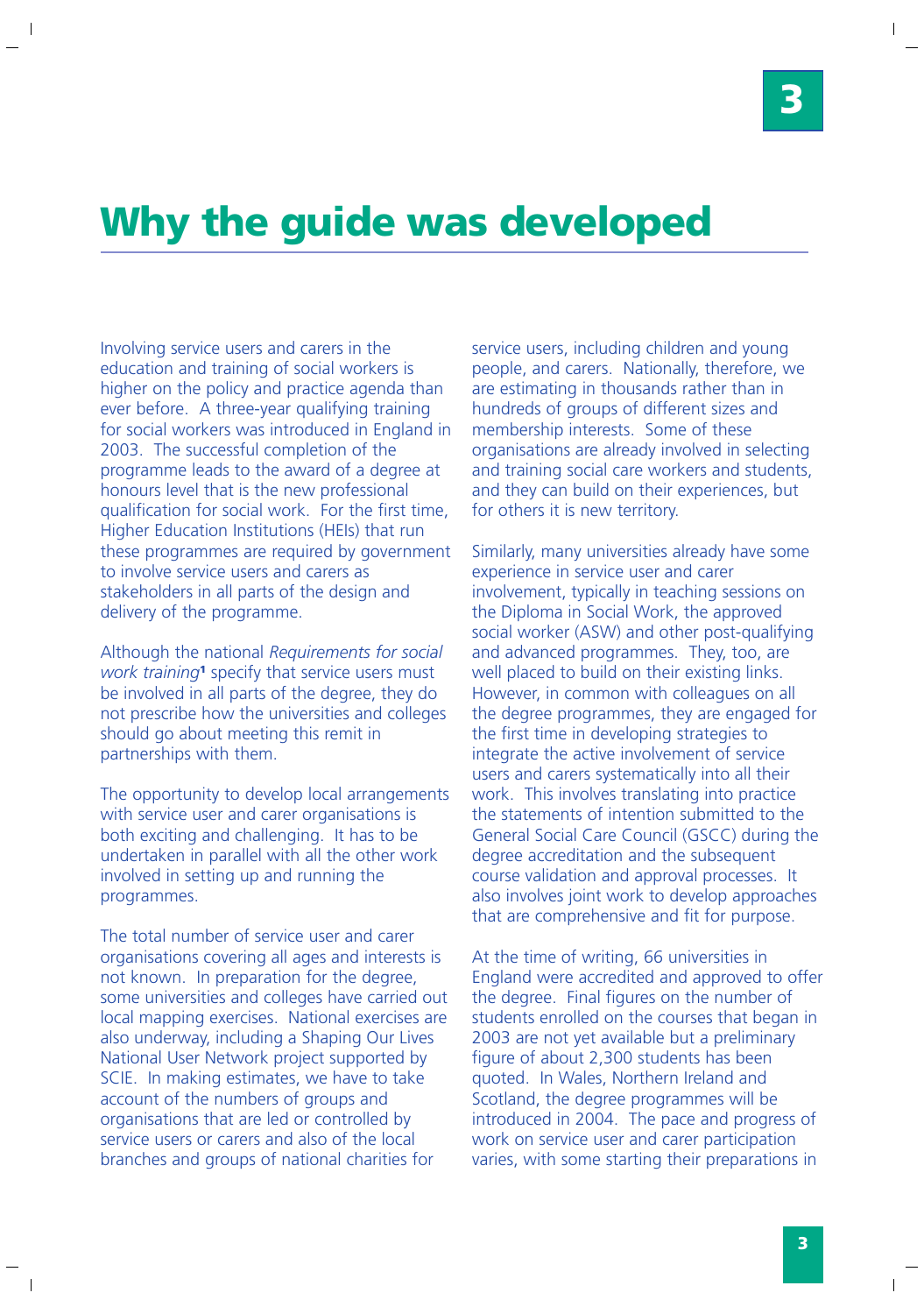# Why the guide was developed

Involving service users and carers in the education and training of social workers is higher on the policy and practice agenda than ever before. A three-year qualifying training for social workers was introduced in England in 2003. The successful completion of the programme leads to the award of a degree at honours level that is the new professional qualification for social work. For the first time, Higher Education Institutions (HEIs) that run these programmes are required by government to involve service users and carers as stakeholders in all parts of the design and delivery of the programme.

Although the national *Requirements for social work training*[1] specify that service users must be involved in all parts of the degree, they do not prescribe how the universities and colleges should go about meeting this remit in partnerships with them.

The opportunity to develop local arrangements with service user and carer organisations is both exciting and challenging. It has to be undertaken in parallel with all the other work involved in setting up and running the programmes.

The total number of service user and carer organisations covering all ages and interests is not known. In preparation for the degree, some universities and colleges have carried out local mapping exercises. National exercises are also underway, including a Shaping Our Lives National User Network project supported by SCIE. In making estimates, we have to take account of the numbers of groups and organisations that are led or controlled by service users or carers and also of the local branches and groups of national charities for service users, including children and young people, and carers. Nationally, therefore, we are estimating in thousands rather than in hundreds of groups of different sizes and membership interests. Some of these organisations are already involved in selecting and training social care workers and students, and they can build on their experiences, but for others it is new territory.

Similarly, many universities already have some experience in service user and carer involvement, typically in teaching sessions on the Diploma in Social Work, the approved social worker (ASW) and other post-qualifying and advanced programmes. They, too, are well placed to build on their existing links. However, in common with colleagues on all the degree programmes, they are engaged for the first time in developing strategies to integrate the active involvement of service users and carers systematically into all their work. This involves translating into practice the statements of intention submitted to the General Social Care Council (GSCC) during the degree accreditation and the subsequent course validation and approval processes. It also involves joint work to develop approaches that are comprehensive and fit for purpose.

At the time of writing, 66 universities in England were accredited and approved to offer the degree. Final figures on the number of students enrolled on the courses that began in 2003 are not yet available but a preliminary figure of about 2,300 students has been quoted. In Wales, Northern Ireland and Scotland, the degree programmes will be introduced in 2004. The pace and progress of work on service user and carer participation varies, with some starting their preparations in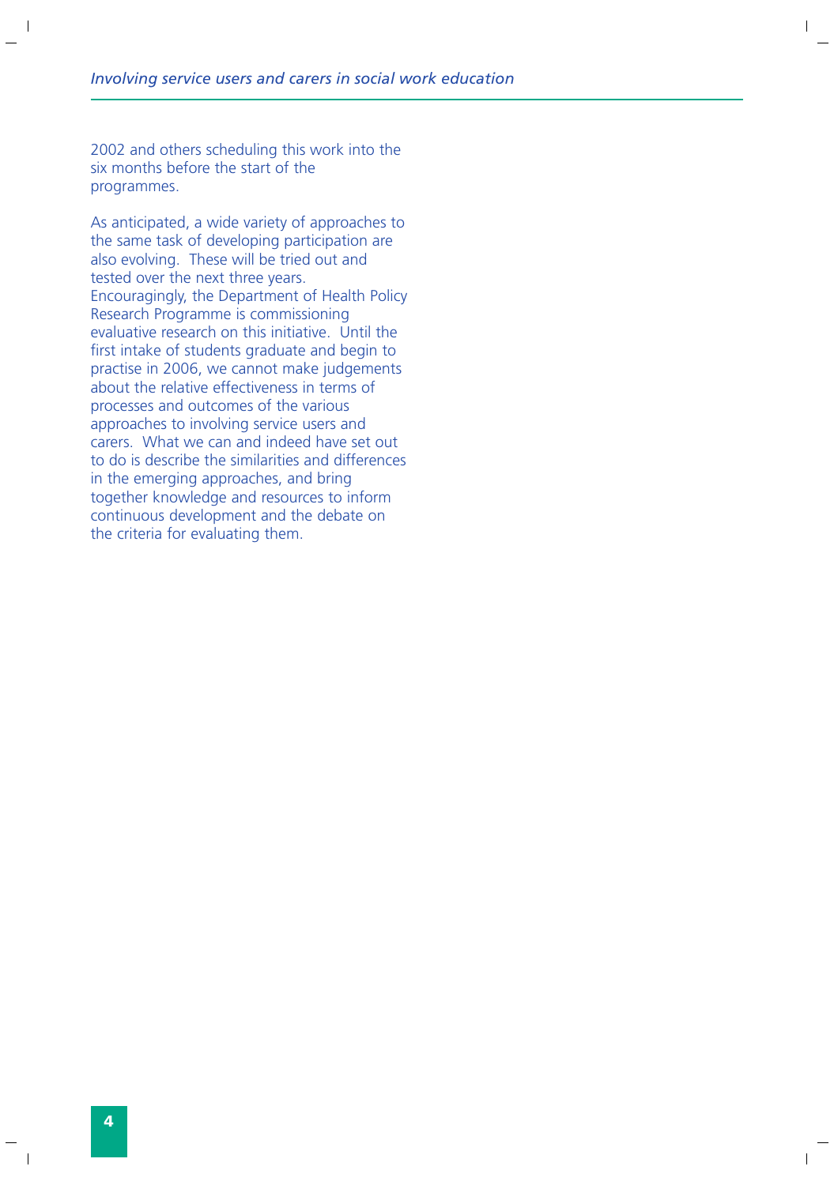2002 and others scheduling this work into the six months before the start of the programmes.

As anticipated, a wide variety of approaches to the same task of developing participation are also evolving. These will be tried out and tested over the next three years. Encouragingly, the Department of Health Policy Research Programme is commissioning evaluative research on this initiative. Until the first intake of students graduate and begin to practise in 2006, we cannot make judgements about the relative effectiveness in terms of processes and outcomes of the various approaches to involving service users and carers. What we can and indeed have set out to do is describe the similarities and differences in the emerging approaches, and bring together knowledge and resources to inform continuous development and the debate on the criteria for evaluating them.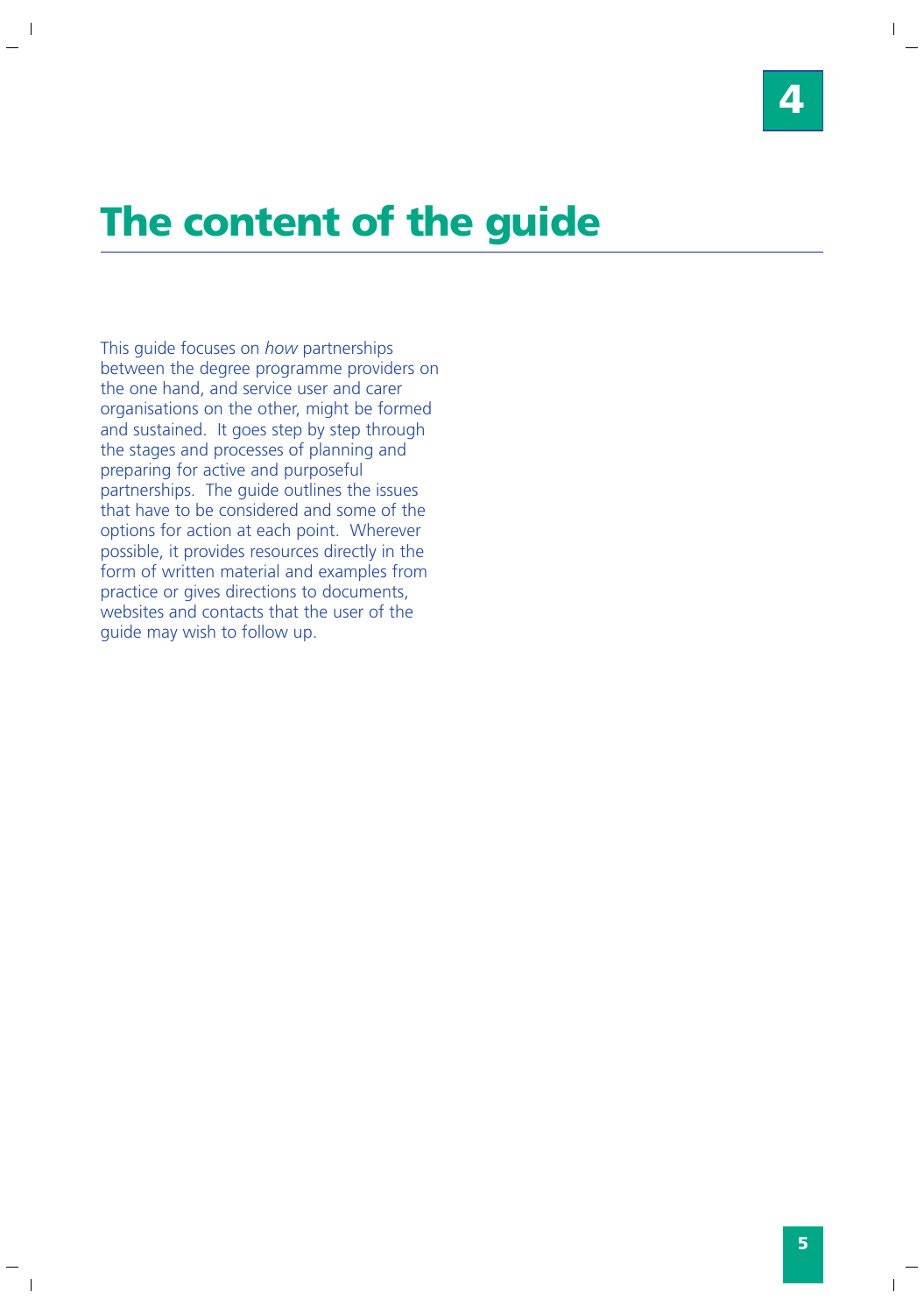# 4 The content of the guide

This guide focuses on *how* partnerships between the degree programme providers on the one hand, and service user and carer organisations on the other, might be formed and sustained. It goes step by step through the stages and processes of planning and preparing for active and purposeful partnerships. The guide outlines the issues that have to be considered and some of the options for action at each point. Wherever possible, it provides resources directly in the form of written material and examples from practice or gives directions to documents, websites and contacts that the user of the guide may wish to follow up.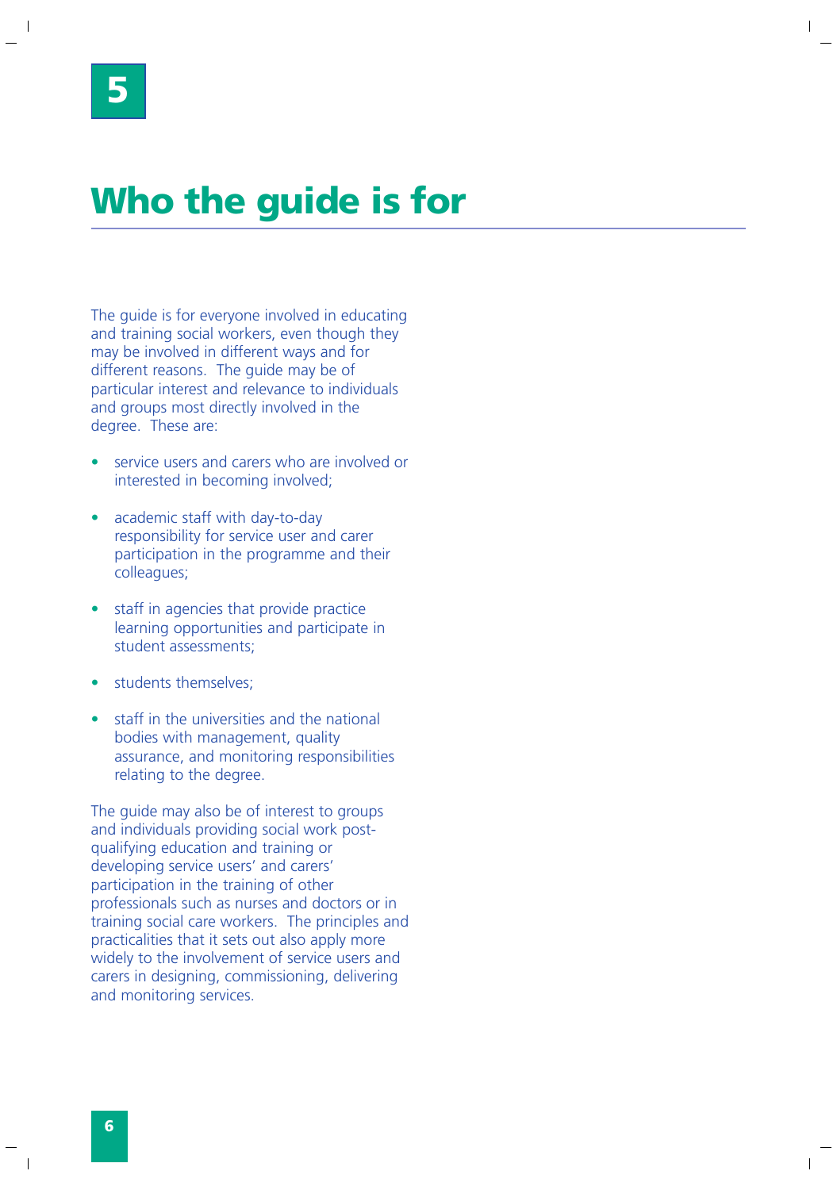# 5

# Who the guide is for

The guide is for everyone involved in educating and training social workers, even though they may be involved in different ways and for different reasons. The guide may be of particular interest and relevance to individuals and groups most directly involved in the degree. These are:

- service users and carers who are involved or interested in becoming involved;
- academic staff with day-to-day responsibility for service user and carer participation in the programme and their colleagues;
- staff in agencies that provide practice learning opportunities and participate in student assessments;
- students themselves;
- staff in the universities and the national bodies with management, quality assurance, and monitoring responsibilities relating to the degree.

The guide may also be of interest to groups and individuals providing social work post-qualifying education and training or developing service users' and carers' participation in the training of other professionals such as nurses and doctors or in training social care workers. The principles and practicalities that it sets out also apply more widely to the involvement of service users and carers in designing, commissioning, delivering and monitoring services.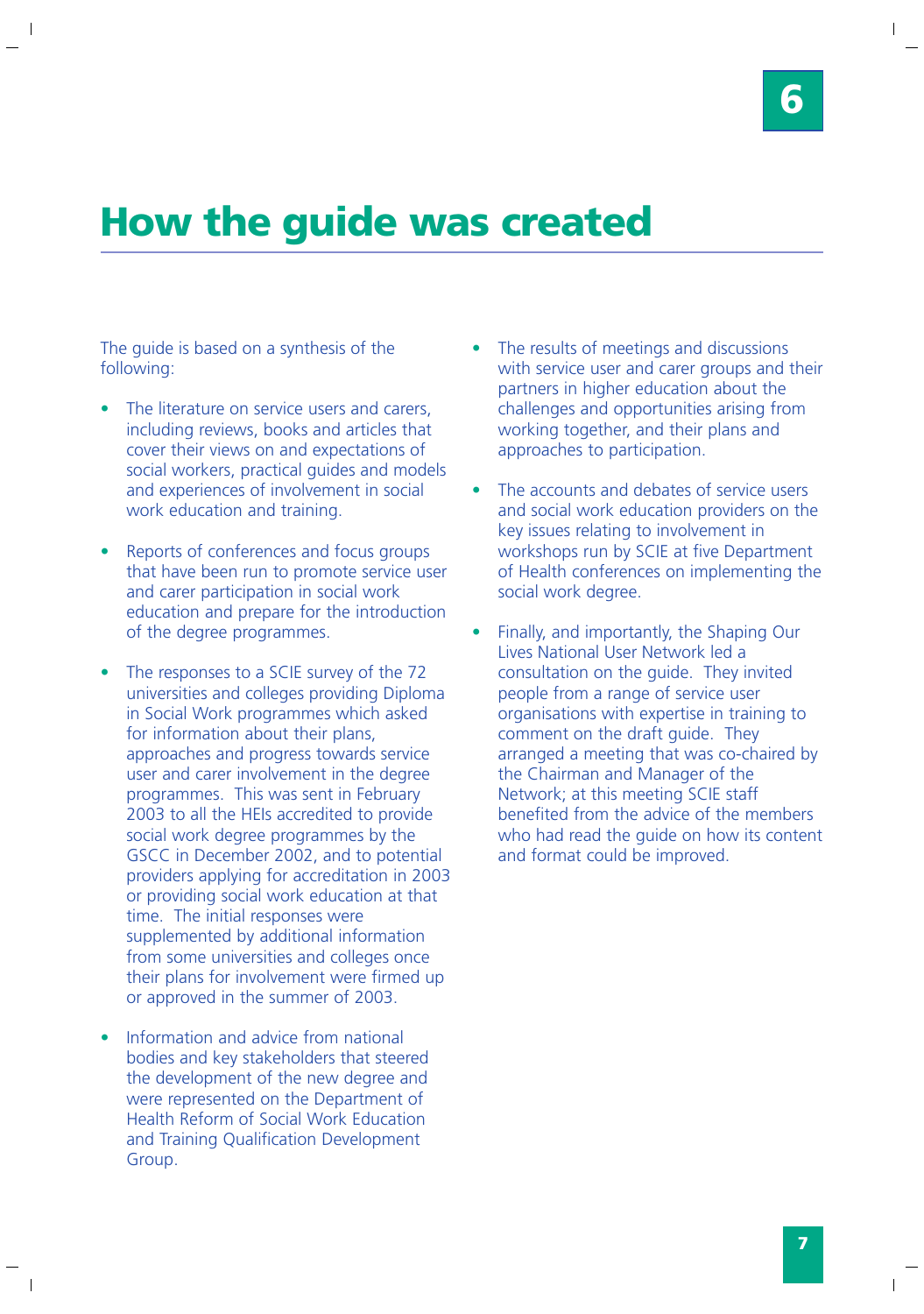# How the guide was created

The guide is based on a synthesis of the following:

- The literature on service users and carers, including reviews, books and articles that cover their views on and expectations of social workers, practical guides and models and experiences of involvement in social work education and training.

- Reports of conferences and focus groups that have been run to promote service user and carer participation in social work education and prepare for the introduction of the degree programmes.

- The responses to a SCIE survey of the 72 universities and colleges providing Diploma in Social Work programmes which asked for information about their plans, approaches and progress towards service user and carer involvement in the degree programmes. This was sent in February 2003 to all the HEIs accredited to provide social work degree programmes by the GSCC in December 2002, and to potential providers applying for accreditation in 2003 or providing social work education at that time. The initial responses were supplemented by additional information from some universities and colleges once their plans for involvement were firmed up or approved in the summer of 2003.

- Information and advice from national bodies and key stakeholders that steered the development of the new degree and were represented on the Department of Health Reform of Social Work Education and Training Qualification Development Group.

- The results of meetings and discussions with service user and carer groups and their partners in higher education about the challenges and opportunities arising from working together, and their plans and approaches to participation.

- The accounts and debates of service users and social work education providers on the key issues relating to involvement in workshops run by SCIE at five Department of Health conferences on implementing the social work degree.

- Finally, and importantly, the Shaping Our Lives National User Network led a consultation on the guide. They invited people from a range of service user organisations with expertise in training to comment on the draft guide. They arranged a meeting that was co-chaired by the Chairman and Manager of the Network; at this meeting SCIE staff benefited from the advice of the members who had read the guide on how its content and format could be improved.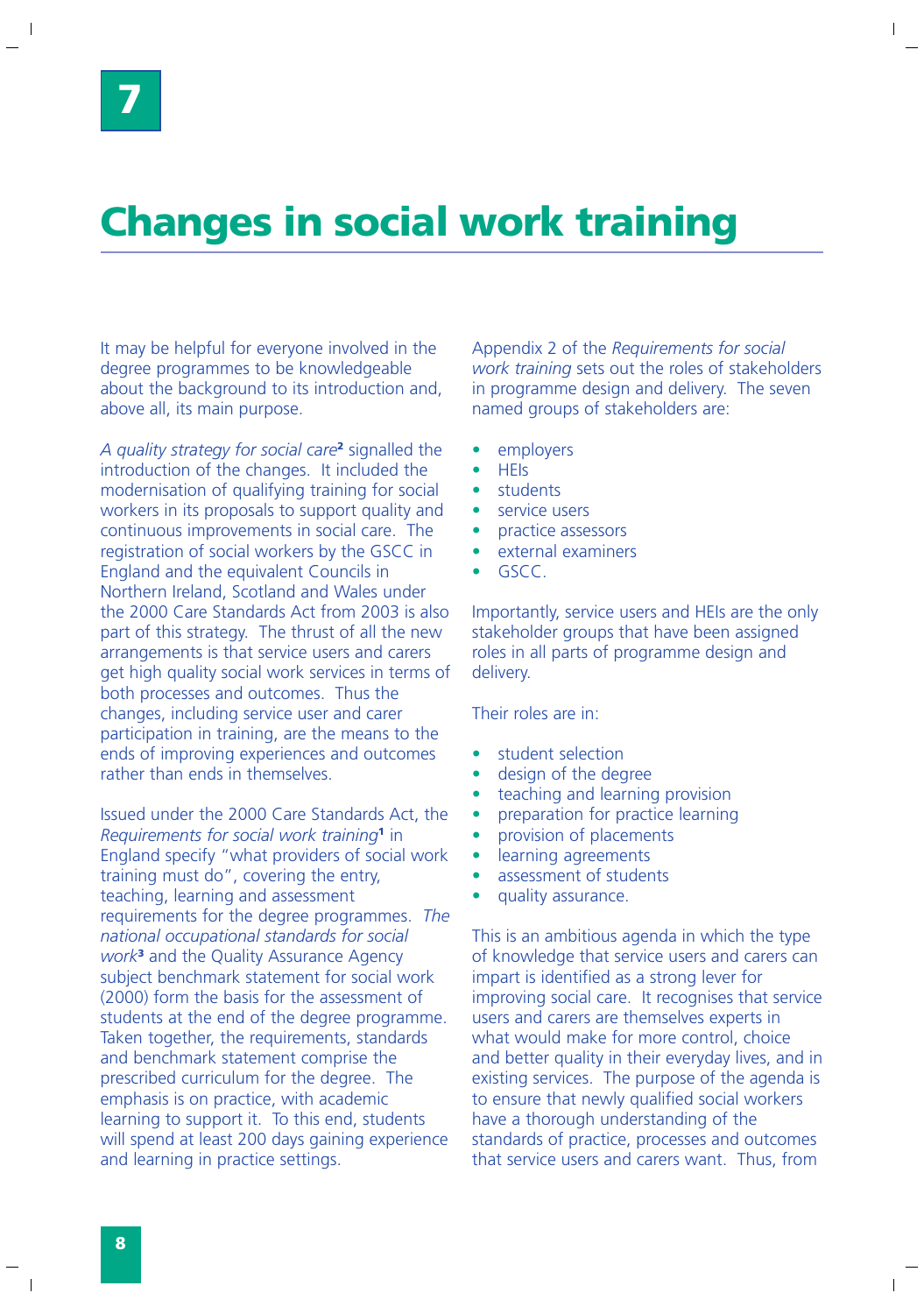# 7

# Changes in social work training

It may be helpful for everyone involved in the degree programmes to be knowledgeable about the background to its introduction and, above all, its main purpose.

*A quality strategy for social care*[2] signalled the introduction of the changes. It included the modernisation of qualifying training for social workers in its proposals to support quality and continuous improvements in social care. The registration of social workers by the GSCC in England and the equivalent Councils in Northern Ireland, Scotland and Wales under the 2000 Care Standards Act from 2003 is also part of this strategy. The thrust of all the new arrangements is that service users and carers get high quality social work services in terms of both processes and outcomes. Thus the changes, including service user and carer participation in training, are the means to the ends of improving experiences and outcomes rather than ends in themselves.

Issued under the 2000 Care Standards Act, the *Requirements for social work training*[1] in England specify "what providers of social work training must do", covering the entry, teaching, learning and assessment requirements for the degree programmes. *The national occupational standards for social work*[3] and the Quality Assurance Agency subject benchmark statement for social work (2000) form the basis for the assessment of students at the end of the degree programme. Taken together, the requirements, standards and benchmark statement comprise the prescribed curriculum for the degree. The emphasis is on practice, with academic learning to support it. To this end, students will spend at least 200 days gaining experience and learning in practice settings.

Appendix 2 of the *Requirements for social work training* sets out the roles of stakeholders in programme design and delivery. The seven named groups of stakeholders are:

- employers
- HEIs
- students
- service users
- practice assessors
- external examiners
- GSCC.

Importantly, service users and HEIs are the only stakeholder groups that have been assigned roles in all parts of programme design and delivery.

Their roles are in:

- student selection
- design of the degree
- teaching and learning provision
- preparation for practice learning
- provision of placements
- learning agreements
- assessment of students
- quality assurance.

This is an ambitious agenda in which the type of knowledge that service users and carers can impart is identified as a strong lever for improving social care. It recognises that service users and carers are themselves experts in what would make for more control, choice and better quality in their everyday lives, and in existing services. The purpose of the agenda is to ensure that newly qualified social workers have a thorough understanding of the standards of practice, processes and outcomes that service users and carers want. Thus, from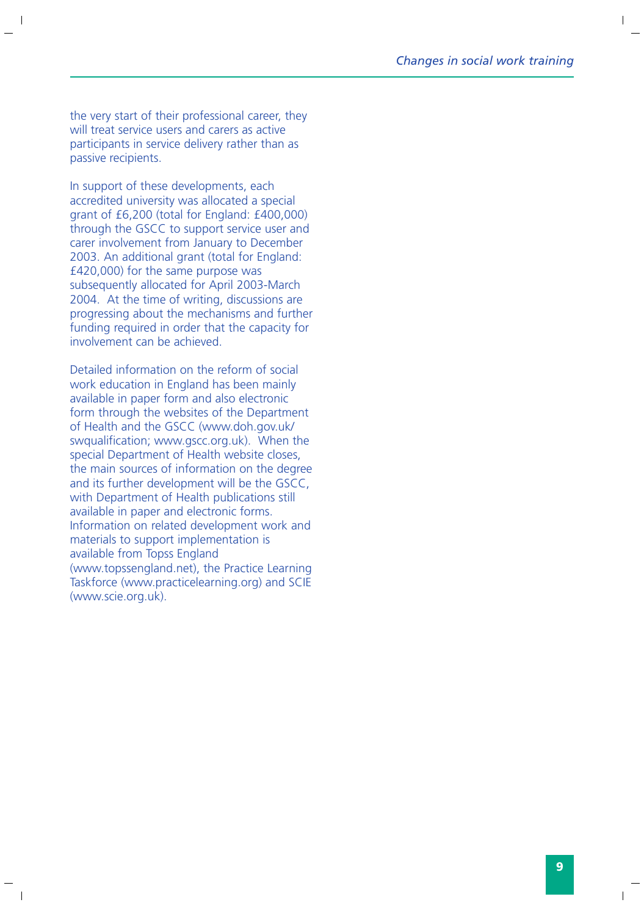the very start of their professional career, they will treat service users and carers as active participants in service delivery rather than as passive recipients.

In support of these developments, each accredited university was allocated a special grant of £6,200 (total for England: £400,000) through the GSCC to support service user and carer involvement from January to December 2003. An additional grant (total for England: £420,000) for the same purpose was subsequently allocated for April 2003-March 2004. At the time of writing, discussions are progressing about the mechanisms and further funding required in order that the capacity for involvement can be achieved.

Detailed information on the reform of social work education in England has been mainly available in paper form and also electronic form through the websites of the Department of Health and the GSCC (www.doh.gov.uk/swqualification; www.gscc.org.uk). When the special Department of Health website closes, the main sources of information on the degree and its further development will be the GSCC, with Department of Health publications still available in paper and electronic forms. Information on related development work and materials to support implementation is available from Topss England (www.topssengland.net), the Practice Learning Taskforce (www.practicelearning.org) and SCIE (www.scie.org.uk).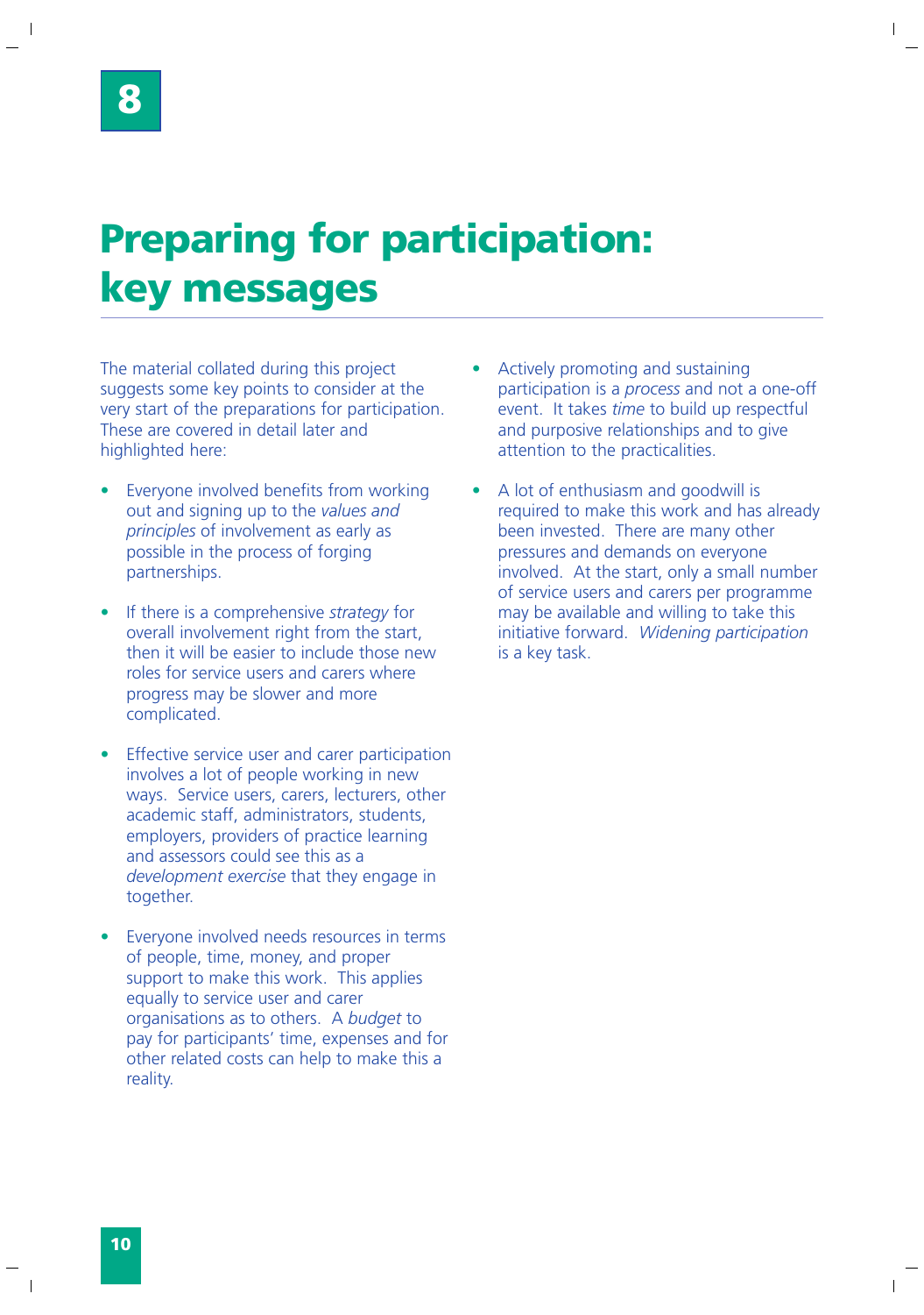# 8

# Preparing for participation: key messages

The material collated during this project suggests some key points to consider at the very start of the preparations for participation. These are covered in detail later and highlighted here:

- Everyone involved benefits from working out and signing up to the *values and principles* of involvement as early as possible in the process of forging partnerships.
- If there is a comprehensive *strategy* for overall involvement right from the start, then it will be easier to include those new roles for service users and carers where progress may be slower and more complicated.
- Effective service user and carer participation involves a lot of people working in new ways. Service users, carers, lecturers, other academic staff, administrators, students, employers, providers of practice learning and assessors could see this as a *development exercise* that they engage in together.
- Everyone involved needs resources in terms of people, time, money, and proper support to make this work. This applies equally to service user and carer organisations as to others. A *budget* to pay for participants' time, expenses and for other related costs can help to make this a reality.
- Actively promoting and sustaining participation is a *process* and not a one-off event. It takes *time* to build up respectful and purposive relationships and to give attention to the practicalities.
- A lot of enthusiasm and goodwill is required to make this work and has already been invested. There are many other pressures and demands on everyone involved. At the start, only a small number of service users and carers per programme may be available and willing to take this initiative forward. *Widening participation* is a key task.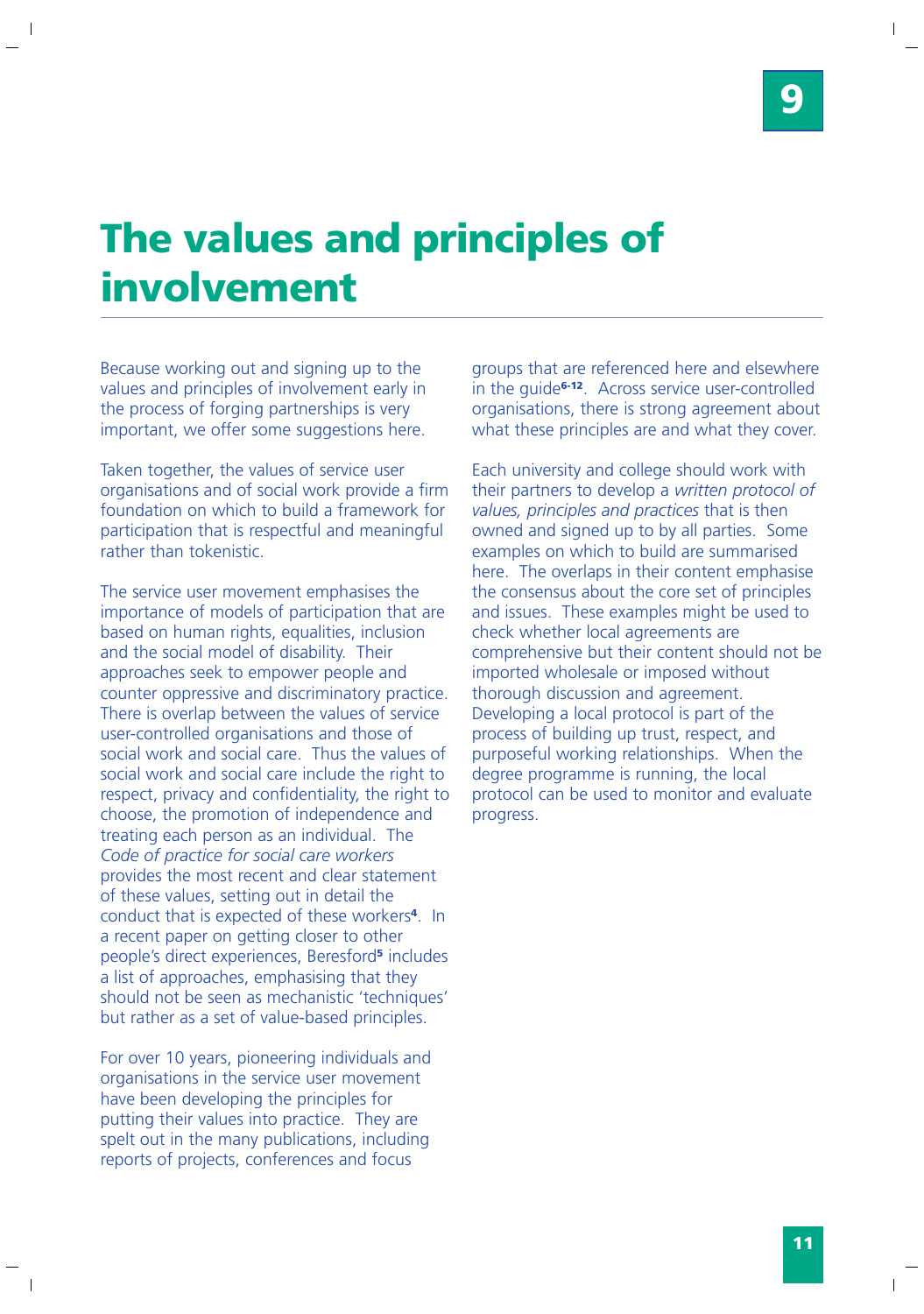# The values and principles of involvement

Because working out and signing up to the values and principles of involvement early in the process of forging partnerships is very important, we offer some suggestions here.

Taken together, the values of service user organisations and of social work provide a firm foundation on which to build a framework for participation that is respectful and meaningful rather than tokenistic.

The service user movement emphasises the importance of models of participation that are based on human rights, equalities, inclusion and the social model of disability. Their approaches seek to empower people and counter oppressive and discriminatory practice. There is overlap between the values of service user-controlled organisations and those of social work and social care. Thus the values of social work and social care include the right to respect, privacy and confidentiality, the right to choose, the promotion of independence and treating each person as an individual. The *Code of practice for social care workers* provides the most recent and clear statement of these values, setting out in detail the conduct that is expected of these workers[4]. In a recent paper on getting closer to other people's direct experiences, Beresford[5] includes a list of approaches, emphasising that they should not be seen as mechanistic 'techniques' but rather as a set of value-based principles.

For over 10 years, pioneering individuals and organisations in the service user movement have been developing the principles for putting their values into practice. They are spelt out in the many publications, including reports of projects, conferences and focus groups that are referenced here and elsewhere in the guide[6-12]. Across service user-controlled organisations, there is strong agreement about what these principles are and what they cover.

Each university and college should work with their partners to develop a *written protocol of values, principles and practices* that is then owned and signed up to by all parties. Some examples on which to build are summarised here. The overlaps in their content emphasise the consensus about the core set of principles and issues. These examples might be used to check whether local agreements are comprehensive but their content should not be imported wholesale or imposed without thorough discussion and agreement. Developing a local protocol is part of the process of building up trust, respect, and purposeful working relationships. When the degree programme is running, the local protocol can be used to monitor and evaluate progress.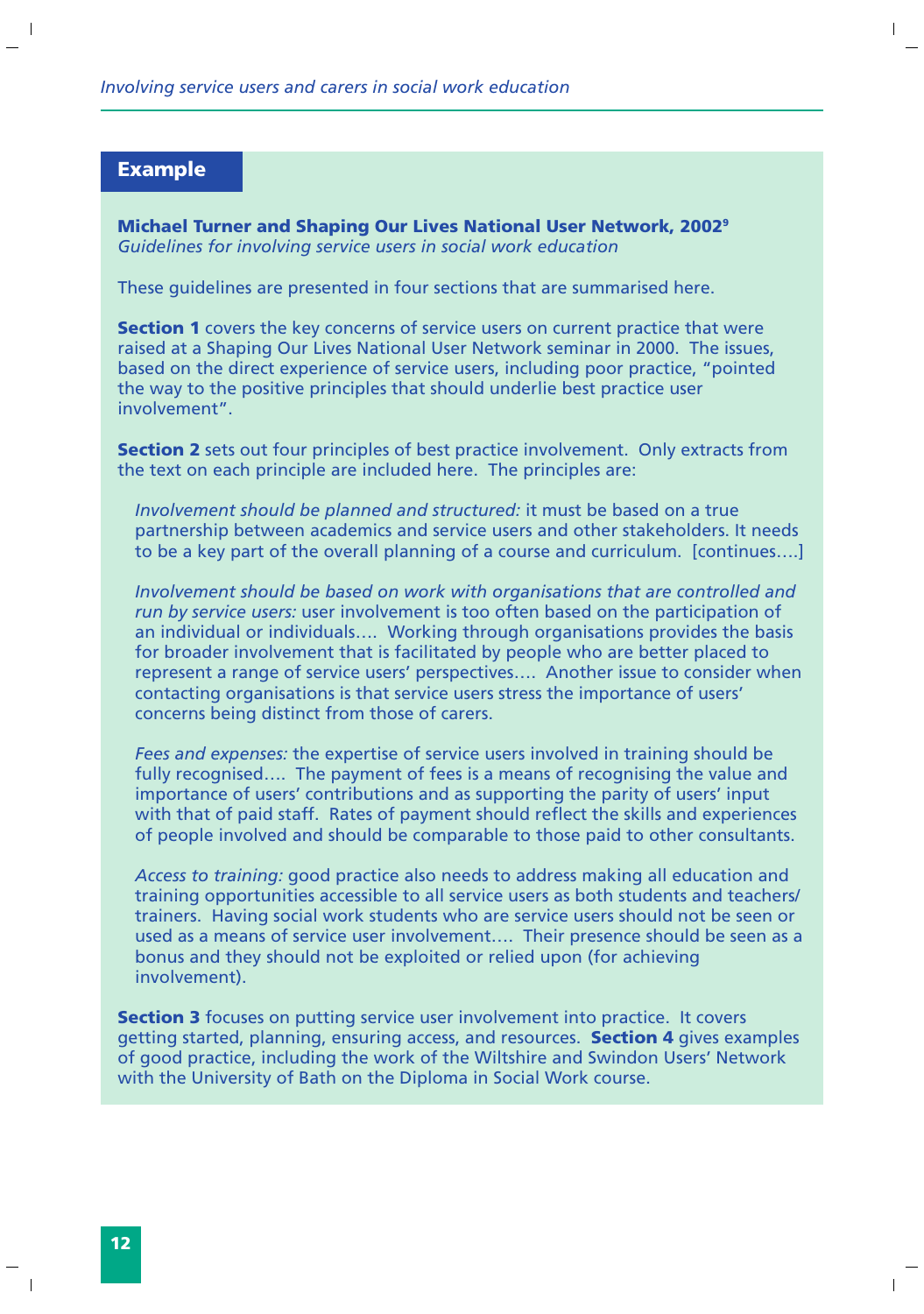## Example

**Michael Turner and Shaping Our Lives National User Network, 2002**[9]
*Guidelines for involving service users in social work education*

These guidelines are presented in four sections that are summarised here.

**Section 1** covers the key concerns of service users on current practice that were raised at a Shaping Our Lives National User Network seminar in 2000. The issues, based on the direct experience of service users, including poor practice, "pointed the way to the positive principles that should underlie best practice user involvement".

**Section 2** sets out four principles of best practice involvement. Only extracts from the text on each principle are included here. The principles are:

> *Involvement should be planned and structured:* it must be based on a true partnership between academics and service users and other stakeholders. It needs to be a key part of the overall planning of a course and curriculum. [continues….]
>
> *Involvement should be based on work with organisations that are controlled and run by service users:* user involvement is too often based on the participation of an individual or individuals…. Working through organisations provides the basis for broader involvement that is facilitated by people who are better placed to represent a range of service users' perspectives…. Another issue to consider when contacting organisations is that service users stress the importance of users' concerns being distinct from those of carers.
>
> *Fees and expenses:* the expertise of service users involved in training should be fully recognised…. The payment of fees is a means of recognising the value and importance of users' contributions and as supporting the parity of users' input with that of paid staff. Rates of payment should reflect the skills and experiences of people involved and should be comparable to those paid to other consultants.
>
> *Access to training:* good practice also needs to address making all education and training opportunities accessible to all service users as both students and teachers/trainers. Having social work students who are service users should not be seen or used as a means of service user involvement…. Their presence should be seen as a bonus and they should not be exploited or relied upon (for achieving involvement).

**Section 3** focuses on putting service user involvement into practice. It covers getting started, planning, ensuring access, and resources. **Section 4** gives examples of good practice, including the work of the Wiltshire and Swindon Users' Network with the University of Bath on the Diploma in Social Work course.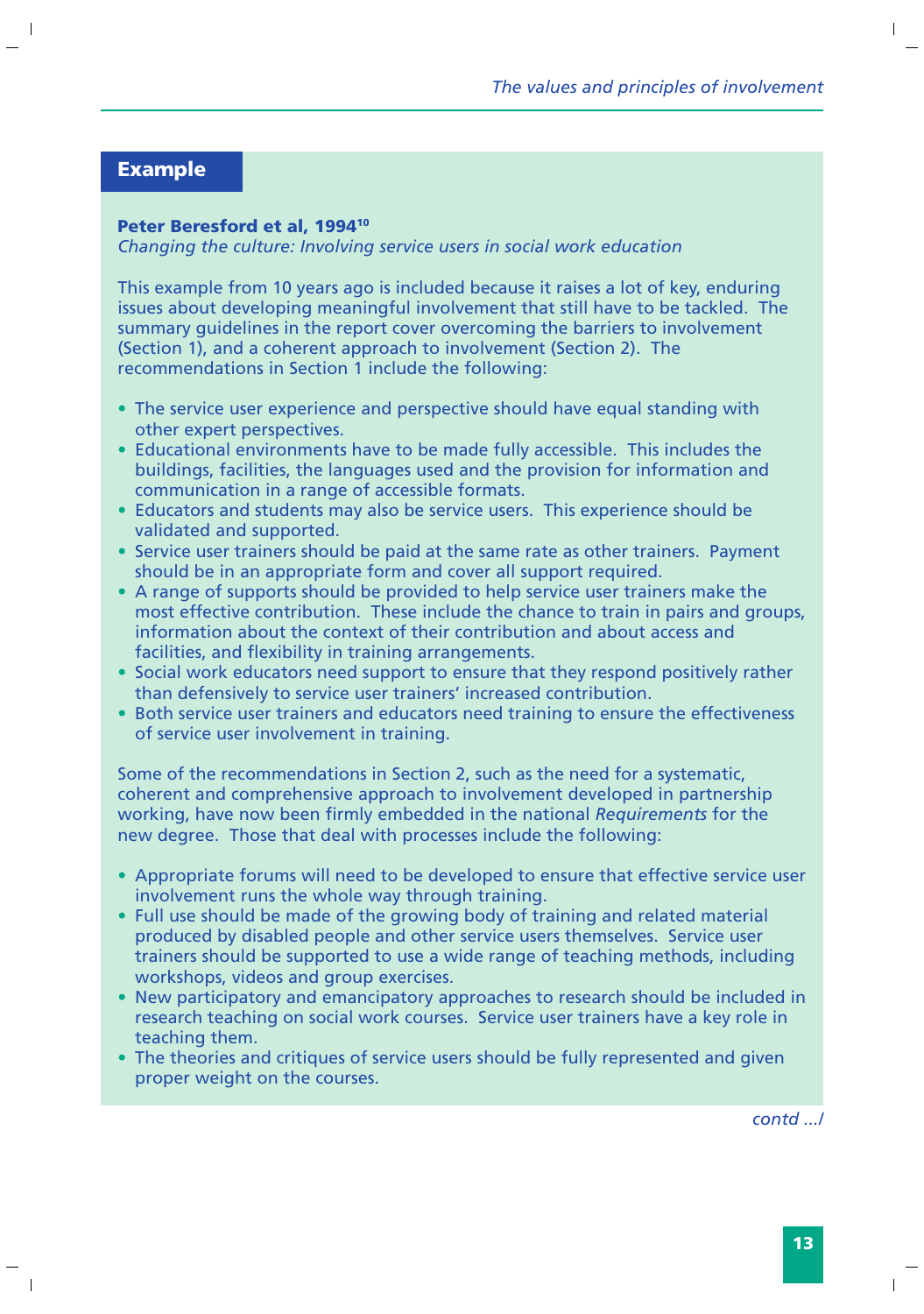## Example

**Peter Beresford et al, 1994[10]**
*Changing the culture: Involving service users in social work education*

This example from 10 years ago is included because it raises a lot of key, enduring issues about developing meaningful involvement that still have to be tackled. The summary guidelines in the report cover overcoming the barriers to involvement (Section 1), and a coherent approach to involvement (Section 2). The recommendations in Section 1 include the following:

- The service user experience and perspective should have equal standing with other expert perspectives.
- Educational environments have to be made fully accessible. This includes the buildings, facilities, the languages used and the provision for information and communication in a range of accessible formats.
- Educators and students may also be service users. This experience should be validated and supported.
- Service user trainers should be paid at the same rate as other trainers. Payment should be in an appropriate form and cover all support required.
- A range of supports should be provided to help service user trainers make the most effective contribution. These include the chance to train in pairs and groups, information about the context of their contribution and about access and facilities, and flexibility in training arrangements.
- Social work educators need support to ensure that they respond positively rather than defensively to service user trainers' increased contribution.
- Both service user trainers and educators need training to ensure the effectiveness of service user involvement in training.

Some of the recommendations in Section 2, such as the need for a systematic, coherent and comprehensive approach to involvement developed in partnership working, have now been firmly embedded in the national *Requirements* for the new degree. Those that deal with processes include the following:

- Appropriate forums will need to be developed to ensure that effective service user involvement runs the whole way through training.
- Full use should be made of the growing body of training and related material produced by disabled people and other service users themselves. Service user trainers should be supported to use a wide range of teaching methods, including workshops, videos and group exercises.
- New participatory and emancipatory approaches to research should be included in research teaching on social work courses. Service user trainers have a key role in teaching them.
- The theories and critiques of service users should be fully represented and given proper weight on the courses.

*contd .../*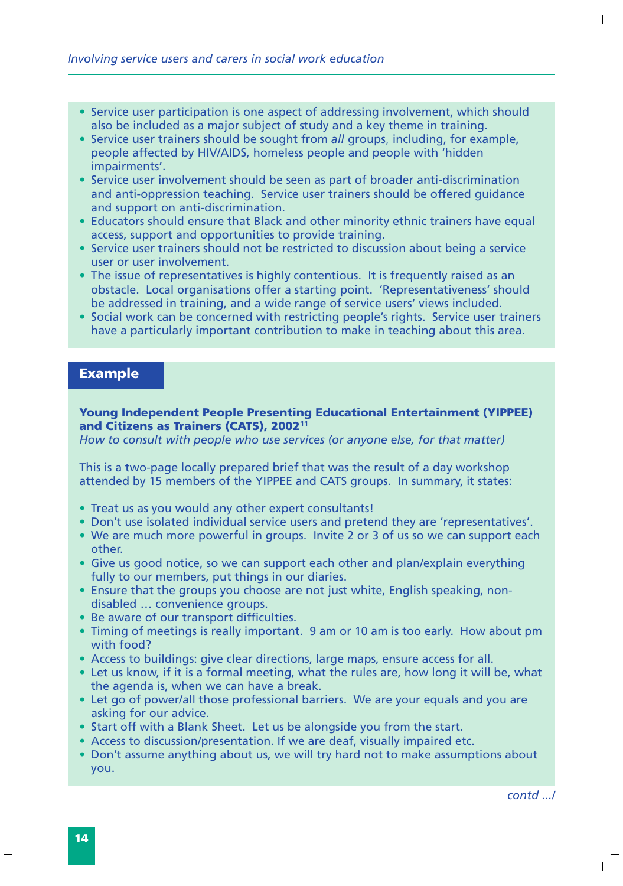- Service user participation is one aspect of addressing involvement, which should also be included as a major subject of study and a key theme in training.
- Service user trainers should be sought from *all* groups, including, for example, people affected by HIV/AIDS, homeless people and people with 'hidden impairments'.
- Service user involvement should be seen as part of broader anti-discrimination and anti-oppression teaching. Service user trainers should be offered guidance and support on anti-discrimination.
- Educators should ensure that Black and other minority ethnic trainers have equal access, support and opportunities to provide training.
- Service user trainers should not be restricted to discussion about being a service user or user involvement.
- The issue of representatives is highly contentious. It is frequently raised as an obstacle. Local organisations offer a starting point. 'Representativeness' should be addressed in training, and a wide range of service users' views included.
- Social work can be concerned with restricting people's rights. Service user trainers have a particularly important contribution to make in teaching about this area.

## Example

**Young Independent People Presenting Educational Entertainment (YIPPEE) and Citizens as Trainers (CATS), 2002**[11]

*How to consult with people who use services (or anyone else, for that matter)*

This is a two-page locally prepared brief that was the result of a day workshop attended by 15 members of the YIPPEE and CATS groups. In summary, it states:

- Treat us as you would any other expert consultants!
- Don't use isolated individual service users and pretend they are 'representatives'.
- We are much more powerful in groups. Invite 2 or 3 of us so we can support each other.
- Give us good notice, so we can support each other and plan/explain everything fully to our members, put things in our diaries.
- Ensure that the groups you choose are not just white, English speaking, non-disabled … convenience groups.
- Be aware of our transport difficulties.
- Timing of meetings is really important. 9 am or 10 am is too early. How about pm with food?
- Access to buildings: give clear directions, large maps, ensure access for all.
- Let us know, if it is a formal meeting, what the rules are, how long it will be, what the agenda is, when we can have a break.
- Let go of power/all those professional barriers. We are your equals and you are asking for our advice.
- Start off with a Blank Sheet. Let us be alongside you from the start.
- Access to discussion/presentation. If we are deaf, visually impaired etc.
- Don't assume anything about us, we will try hard not to make assumptions about you.

*contd …/*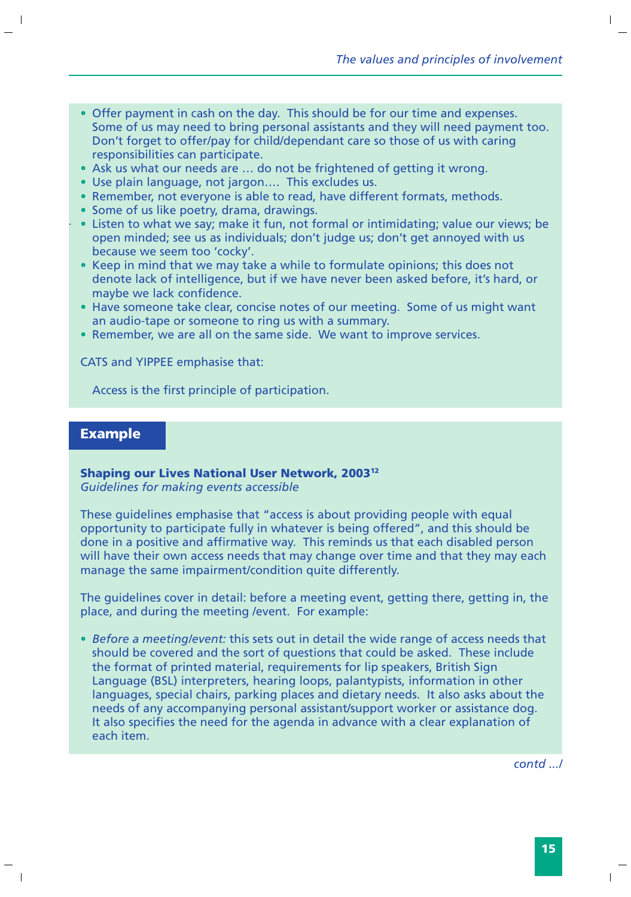- Offer payment in cash on the day. This should be for our time and expenses. Some of us may need to bring personal assistants and they will need payment too. Don't forget to offer/pay for child/dependant care so those of us with caring responsibilities can participate.
- Ask us what our needs are … do not be frightened of getting it wrong.
- Use plain language, not jargon…. This excludes us.
- Remember, not everyone is able to read, have different formats, methods.
- Some of us like poetry, drama, drawings.
- Listen to what we say; make it fun, not formal or intimidating; value our views; be open minded; see us as individuals; don't judge us; don't get annoyed with us because we seem too 'cocky'.
- Keep in mind that we may take a while to formulate opinions; this does not denote lack of intelligence, but if we have never been asked before, it's hard, or maybe we lack confidence.
- Have someone take clear, concise notes of our meeting. Some of us might want an audio-tape or someone to ring us with a summary.
- Remember, we are all on the same side. We want to improve services.

CATS and YIPPEE emphasise that:

> Access is the first principle of participation.

## Example

**Shaping our Lives National User Network, 2003**[12]
*Guidelines for making events accessible*

These guidelines emphasise that "access is about providing people with equal opportunity to participate fully in whatever is being offered", and this should be done in a positive and affirmative way. This reminds us that each disabled person will have their own access needs that may change over time and that they may each manage the same impairment/condition quite differently.

The guidelines cover in detail: before a meeting event, getting there, getting in, the place, and during the meeting /event. For example:

- *Before a meeting/event:* this sets out in detail the wide range of access needs that should be covered and the sort of questions that could be asked. These include the format of printed material, requirements for lip speakers, British Sign Language (BSL) interpreters, hearing loops, palantypists, information in other languages, special chairs, parking places and dietary needs. It also asks about the needs of any accompanying personal assistant/support worker or assistance dog. It also specifies the need for the agenda in advance with a clear explanation of each item.

*contd …/*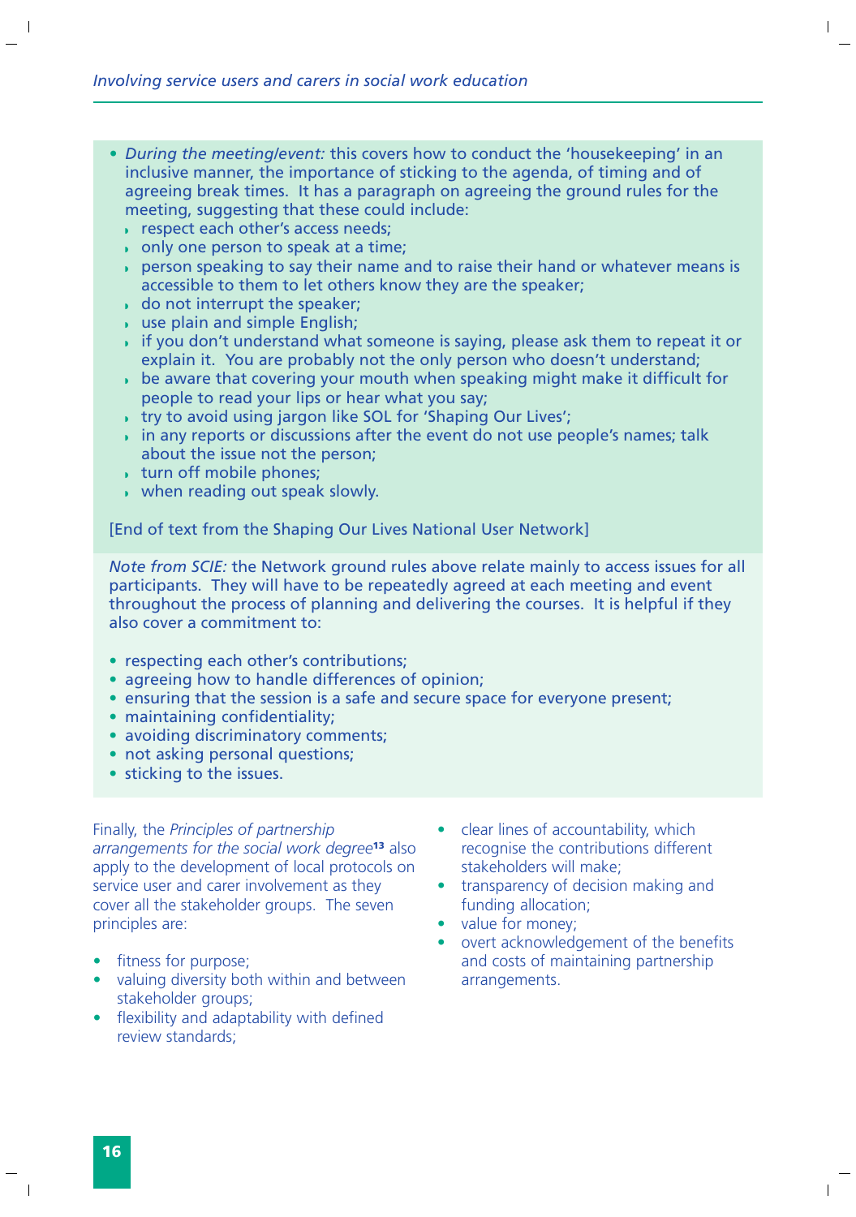- *During the meeting/event:* this covers how to conduct the 'housekeeping' in an inclusive manner, the importance of sticking to the agenda, of timing and of agreeing break times. It has a paragraph on agreeing the ground rules for the meeting, suggesting that these could include:
  - respect each other's access needs;
  - only one person to speak at a time;
  - person speaking to say their name and to raise their hand or whatever means is accessible to them to let others know they are the speaker;
  - do not interrupt the speaker;
  - use plain and simple English;
  - if you don't understand what someone is saying, please ask them to repeat it or explain it. You are probably not the only person who doesn't understand;
  - be aware that covering your mouth when speaking might make it difficult for people to read your lips or hear what you say;
  - try to avoid using jargon like SOL for 'Shaping Our Lives';
  - in any reports or discussions after the event do not use people's names; talk about the issue not the person;
  - turn off mobile phones;
  - when reading out speak slowly.

[End of text from the Shaping Our Lives National User Network]

*Note from SCIE:* the Network ground rules above relate mainly to access issues for all participants. They will have to be repeatedly agreed at each meeting and event throughout the process of planning and delivering the courses. It is helpful if they also cover a commitment to:

- respecting each other's contributions;
- agreeing how to handle differences of opinion;
- ensuring that the session is a safe and secure space for everyone present;
- maintaining confidentiality;
- avoiding discriminatory comments;
- not asking personal questions;
- sticking to the issues.

Finally, the *Principles of partnership arrangements for the social work degree*[13] also apply to the development of local protocols on service user and carer involvement as they cover all the stakeholder groups. The seven principles are:

- fitness for purpose;
- valuing diversity both within and between stakeholder groups;
- flexibility and adaptability with defined review standards;
- clear lines of accountability, which recognise the contributions different stakeholders will make;
- transparency of decision making and funding allocation;
- value for money;
- overt acknowledgement of the benefits and costs of maintaining partnership arrangements.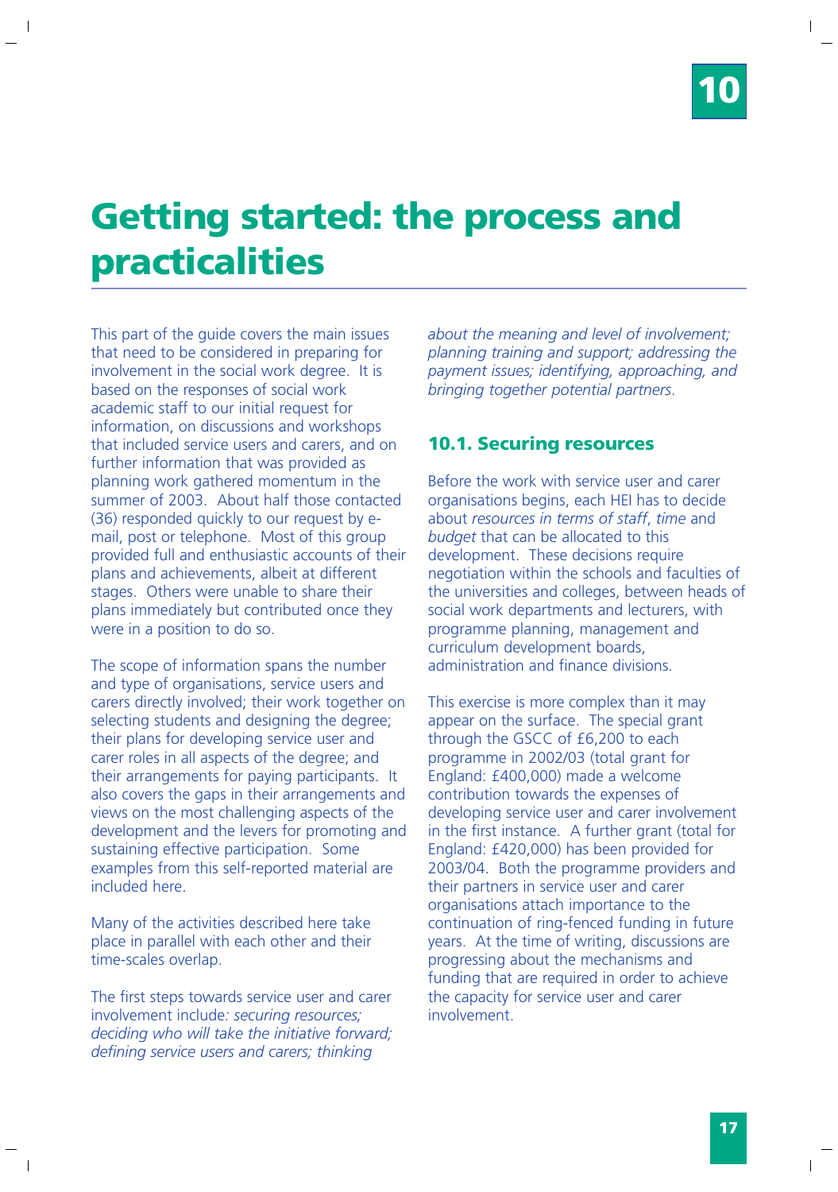# 10 Getting started: the process and practicalities

This part of the guide covers the main issues that need to be considered in preparing for involvement in the social work degree. It is based on the responses of social work academic staff to our initial request for information, on discussions and workshops that included service users and carers, and on further information that was provided as planning work gathered momentum in the summer of 2003. About half those contacted (36) responded quickly to our request by e-mail, post or telephone. Most of this group provided full and enthusiastic accounts of their plans and achievements, albeit at different stages. Others were unable to share their plans immediately but contributed once they were in a position to do so.

The scope of information spans the number and type of organisations, service users and carers directly involved; their work together on selecting students and designing the degree; their plans for developing service user and carer roles in all aspects of the degree; and their arrangements for paying participants. It also covers the gaps in their arrangements and views on the most challenging aspects of the development and the levers for promoting and sustaining effective participation. Some examples from this self-reported material are included here.

Many of the activities described here take place in parallel with each other and their time-scales overlap.

The first steps towards service user and carer involvement include*: securing resources; deciding who will take the initiative forward; defining service users and carers; thinking about the meaning and level of involvement; planning training and support; addressing the payment issues; identifying, approaching, and bringing together potential partners*.

## 10.1. Securing resources

Before the work with service user and carer organisations begins, each HEI has to decide about *resources in terms of staff*, *time* and *budget* that can be allocated to this development. These decisions require negotiation within the schools and faculties of the universities and colleges, between heads of social work departments and lecturers, with programme planning, management and curriculum development boards, administration and finance divisions.

This exercise is more complex than it may appear on the surface. The special grant through the GSCC of £6,200 to each programme in 2002/03 (total grant for England: £400,000) made a welcome contribution towards the expenses of developing service user and carer involvement in the first instance. A further grant (total for England: £420,000) has been provided for 2003/04. Both the programme providers and their partners in service user and carer organisations attach importance to the continuation of ring-fenced funding in future years. At the time of writing, discussions are progressing about the mechanisms and funding that are required in order to achieve the capacity for service user and carer involvement.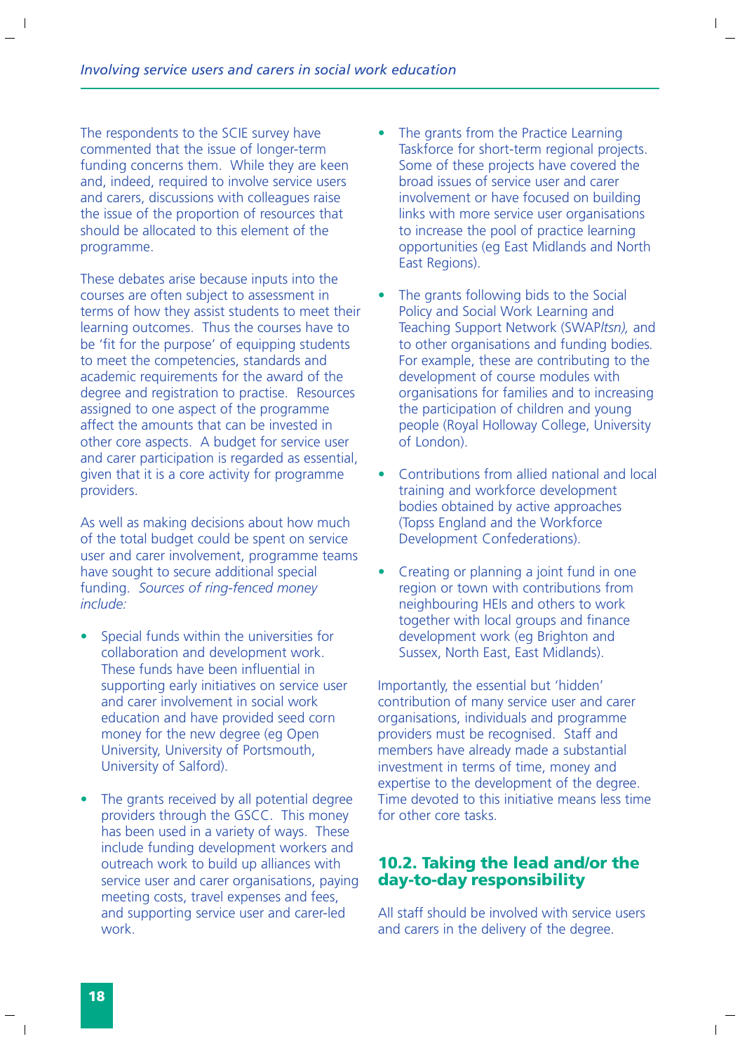The respondents to the SCIE survey have commented that the issue of longer-term funding concerns them. While they are keen and, indeed, required to involve service users and carers, discussions with colleagues raise the issue of the proportion of resources that should be allocated to this element of the programme.

These debates arise because inputs into the courses are often subject to assessment in terms of how they assist students to meet their learning outcomes. Thus the courses have to be 'fit for the purpose' of equipping students to meet the competencies, standards and academic requirements for the award of the degree and registration to practise. Resources assigned to one aspect of the programme affect the amounts that can be invested in other core aspects. A budget for service user and carer participation is regarded as essential, given that it is a core activity for programme providers.

As well as making decisions about how much of the total budget could be spent on service user and carer involvement, programme teams have sought to secure additional special funding. *Sources of ring-fenced money include:*

- Special funds within the universities for collaboration and development work. These funds have been influential in supporting early initiatives on service user and carer involvement in social work education and have provided seed corn money for the new degree (eg Open University, University of Portsmouth, University of Salford).
- The grants received by all potential degree providers through the GSCC. This money has been used in a variety of ways. These include funding development workers and outreach work to build up alliances with service user and carer organisations, paying meeting costs, travel expenses and fees, and supporting service user and carer-led work.
- The grants from the Practice Learning Taskforce for short-term regional projects. Some of these projects have covered the broad issues of service user and carer involvement or have focused on building links with more service user organisations to increase the pool of practice learning opportunities (eg East Midlands and North East Regions).
- The grants following bids to the Social Policy and Social Work Learning and Teaching Support Network (SWAP*ltsn*), and to other organisations and funding bodies. For example, these are contributing to the development of course modules with organisations for families and to increasing the participation of children and young people (Royal Holloway College, University of London).
- Contributions from allied national and local training and workforce development bodies obtained by active approaches (Topss England and the Workforce Development Confederations).
- Creating or planning a joint fund in one region or town with contributions from neighbouring HEIs and others to work together with local groups and finance development work (eg Brighton and Sussex, North East, East Midlands).

Importantly, the essential but 'hidden' contribution of many service user and carer organisations, individuals and programme providers must be recognised. Staff and members have already made a substantial investment in terms of time, money and expertise to the development of the degree. Time devoted to this initiative means less time for other core tasks.

## 10.2. Taking the lead and/or the day-to-day responsibility

All staff should be involved with service users and carers in the delivery of the degree.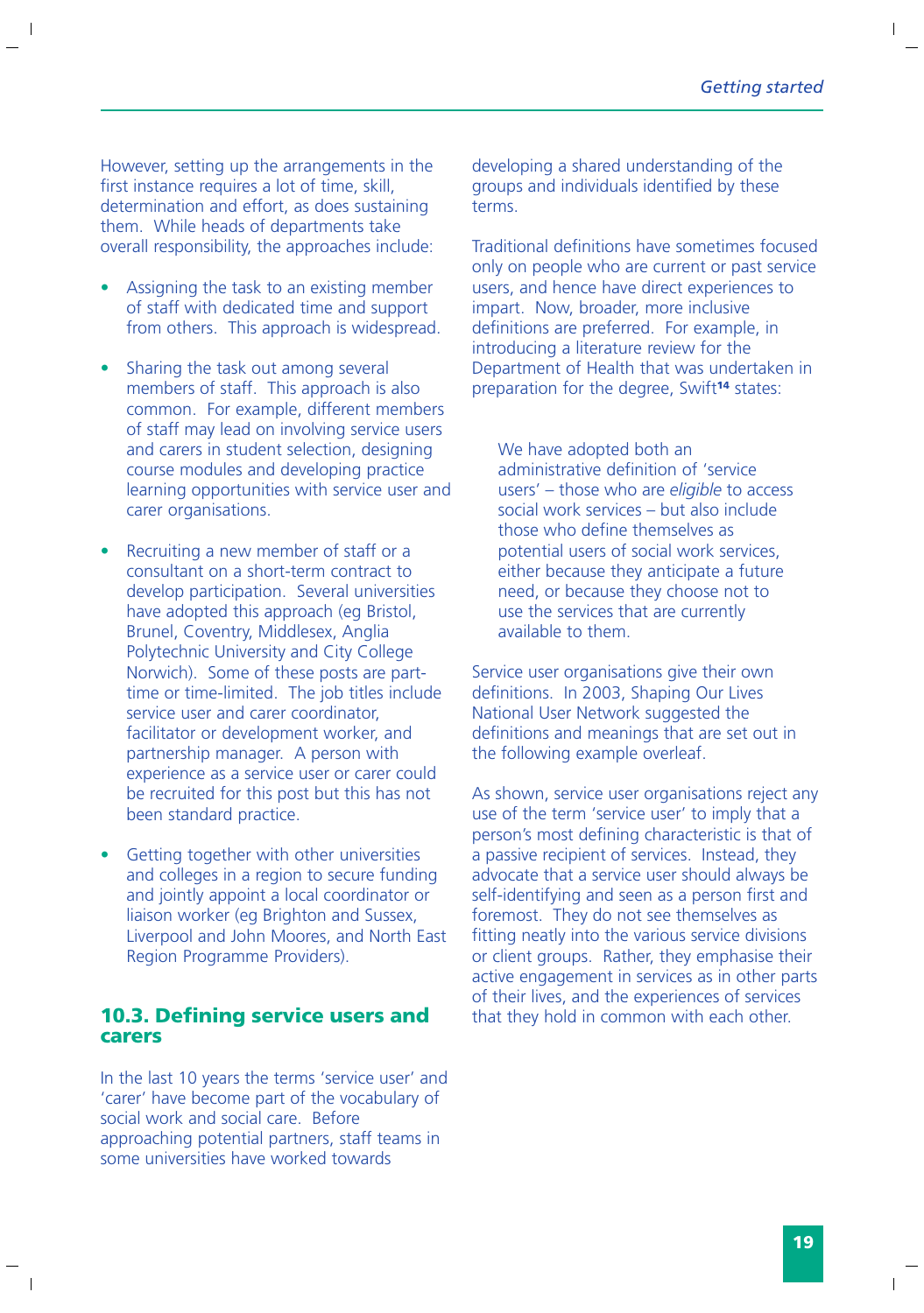However, setting up the arrangements in the first instance requires a lot of time, skill, determination and effort, as does sustaining them. While heads of departments take overall responsibility, the approaches include:

- Assigning the task to an existing member of staff with dedicated time and support from others. This approach is widespread.
- Sharing the task out among several members of staff. This approach is also common. For example, different members of staff may lead on involving service users and carers in student selection, designing course modules and developing practice learning opportunities with service user and carer organisations.
- Recruiting a new member of staff or a consultant on a short-term contract to develop participation. Several universities have adopted this approach (eg Bristol, Brunel, Coventry, Middlesex, Anglia Polytechnic University and City College Norwich). Some of these posts are part-time or time-limited. The job titles include service user and carer coordinator, facilitator or development worker, and partnership manager. A person with experience as a service user or carer could be recruited for this post but this has not been standard practice.
- Getting together with other universities and colleges in a region to secure funding and jointly appoint a local coordinator or liaison worker (eg Brighton and Sussex, Liverpool and John Moores, and North East Region Programme Providers).

## 10.3. Defining service users and carers

In the last 10 years the terms 'service user' and 'carer' have become part of the vocabulary of social work and social care. Before approaching potential partners, staff teams in some universities have worked towards developing a shared understanding of the groups and individuals identified by these terms.

Traditional definitions have sometimes focused only on people who are current or past service users, and hence have direct experiences to impart. Now, broader, more inclusive definitions are preferred. For example, in introducing a literature review for the Department of Health that was undertaken in preparation for the degree, Swift[14] states:

> We have adopted both an administrative definition of 'service users' – those who are *eligible* to access social work services – but also include those who define themselves as potential users of social work services, either because they anticipate a future need, or because they choose not to use the services that are currently available to them.

Service user organisations give their own definitions. In 2003, Shaping Our Lives National User Network suggested the definitions and meanings that are set out in the following example overleaf.

As shown, service user organisations reject any use of the term 'service user' to imply that a person's most defining characteristic is that of a passive recipient of services. Instead, they advocate that a service user should always be self-identifying and seen as a person first and foremost. They do not see themselves as fitting neatly into the various service divisions or client groups. Rather, they emphasise their active engagement in services as in other parts of their lives, and the experiences of services that they hold in common with each other.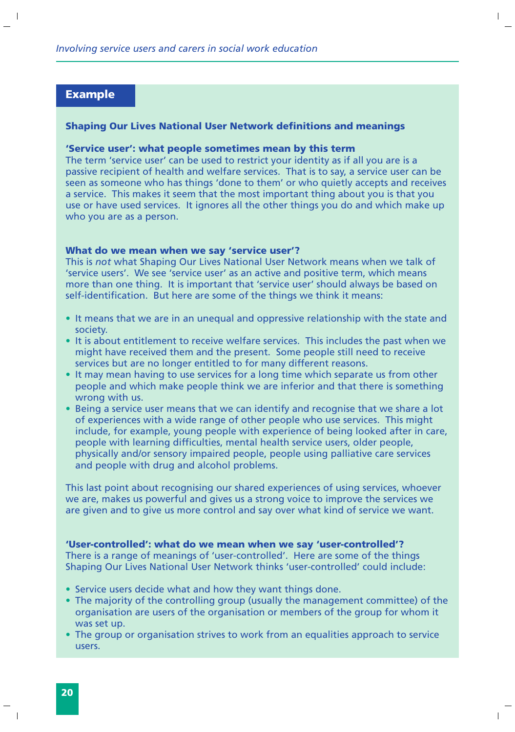## Example

### Shaping Our Lives National User Network definitions and meanings

**'Service user': what people sometimes mean by this term**

The term 'service user' can be used to restrict your identity as if all you are is a passive recipient of health and welfare services. That is to say, a service user can be seen as someone who has things 'done to them' or who quietly accepts and receives a service. This makes it seem that the most important thing about you is that you use or have used services. It ignores all the other things you do and which make up who you are as a person.

**What do we mean when we say 'service user'?**

This is *not* what Shaping Our Lives National User Network means when we talk of 'service users'. We see 'service user' as an active and positive term, which means more than one thing. It is important that 'service user' should always be based on self-identification. But here are some of the things we think it means:

- It means that we are in an unequal and oppressive relationship with the state and society.
- It is about entitlement to receive welfare services. This includes the past when we might have received them and the present. Some people still need to receive services but are no longer entitled to for many different reasons.
- It may mean having to use services for a long time which separate us from other people and which make people think we are inferior and that there is something wrong with us.
- Being a service user means that we can identify and recognise that we share a lot of experiences with a wide range of other people who use services. This might include, for example, young people with experience of being looked after in care, people with learning difficulties, mental health service users, older people, physically and/or sensory impaired people, people using palliative care services and people with drug and alcohol problems.

This last point about recognising our shared experiences of using services, whoever we are, makes us powerful and gives us a strong voice to improve the services we are given and to give us more control and say over what kind of service we want.

**'User-controlled': what do we mean when we say 'user-controlled'?**

There is a range of meanings of 'user-controlled'. Here are some of the things Shaping Our Lives National User Network thinks 'user-controlled' could include:

- Service users decide what and how they want things done.
- The majority of the controlling group (usually the management committee) of the organisation are users of the organisation or members of the group for whom it was set up.
- The group or organisation strives to work from an equalities approach to service users.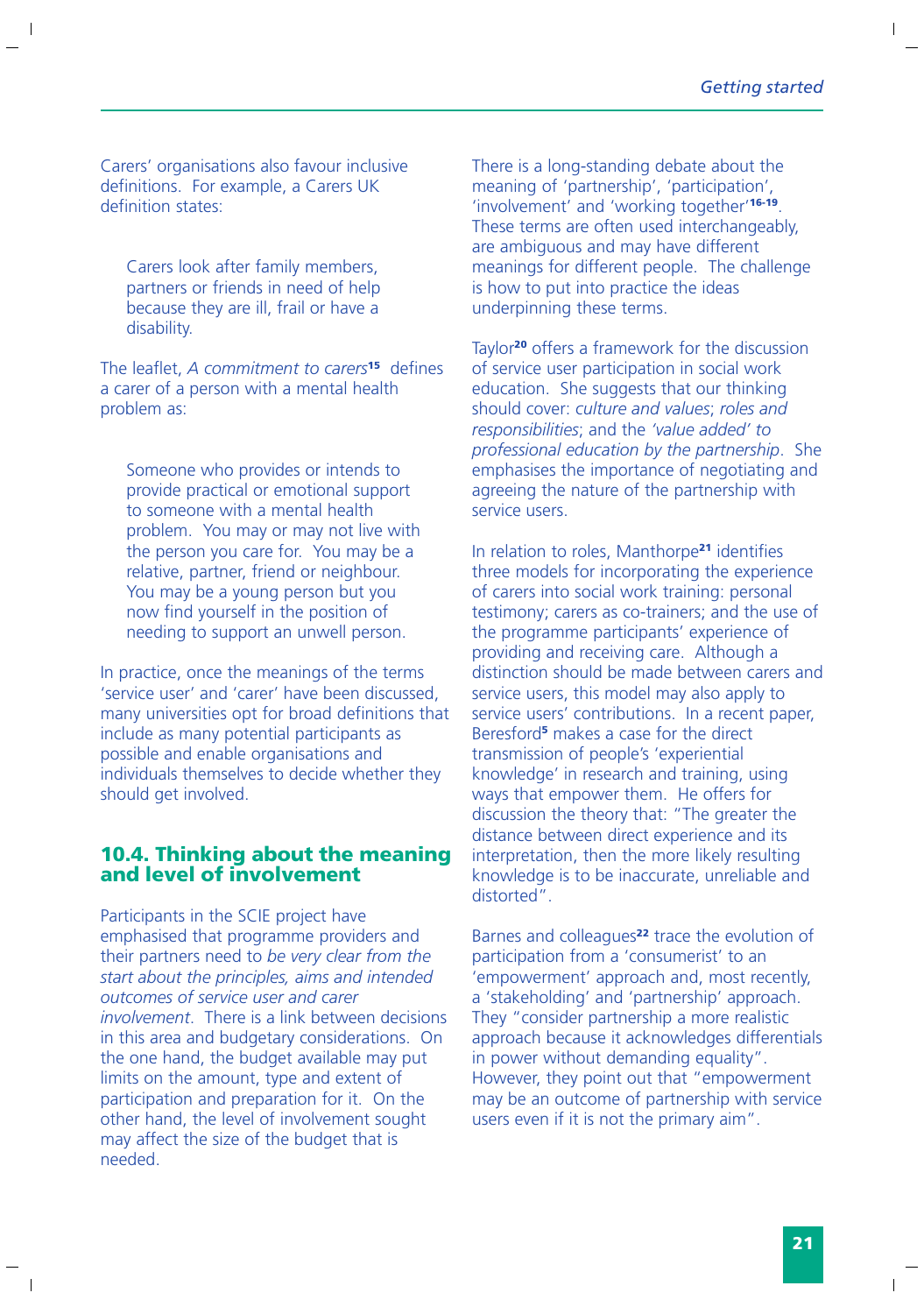Carers' organisations also favour inclusive definitions. For example, a Carers UK definition states:

> Carers look after family members, partners or friends in need of help because they are ill, frail or have a disability.

The leaflet, *A commitment to carers*[15] defines a carer of a person with a mental health problem as:

> Someone who provides or intends to provide practical or emotional support to someone with a mental health problem. You may or may not live with the person you care for. You may be a relative, partner, friend or neighbour. You may be a young person but you now find yourself in the position of needing to support an unwell person.

In practice, once the meanings of the terms 'service user' and 'carer' have been discussed, many universities opt for broad definitions that include as many potential participants as possible and enable organisations and individuals themselves to decide whether they should get involved.

## 10.4. Thinking about the meaning and level of involvement

Participants in the SCIE project have emphasised that programme providers and their partners need to *be very clear from the start about the principles, aims and intended outcomes of service user and carer involvement*. There is a link between decisions in this area and budgetary considerations. On the one hand, the budget available may put limits on the amount, type and extent of participation and preparation for it. On the other hand, the level of involvement sought may affect the size of the budget that is needed.

There is a long-standing debate about the meaning of 'partnership', 'participation', 'involvement' and 'working together'[16-19]. These terms are often used interchangeably, are ambiguous and may have different meanings for different people. The challenge is how to put into practice the ideas underpinning these terms.

Taylor[20] offers a framework for the discussion of service user participation in social work education. She suggests that our thinking should cover: *culture and values*; *roles and responsibilities*; and the *'value added' to professional education by the partnership*. She emphasises the importance of negotiating and agreeing the nature of the partnership with service users.

In relation to roles, Manthorpe[21] identifies three models for incorporating the experience of carers into social work training: personal testimony; carers as co-trainers; and the use of the programme participants' experience of providing and receiving care. Although a distinction should be made between carers and service users, this model may also apply to service users' contributions. In a recent paper, Beresford[5] makes a case for the direct transmission of people's 'experiential knowledge' in research and training, using ways that empower them. He offers for discussion the theory that: "The greater the distance between direct experience and its interpretation, then the more likely resulting knowledge is to be inaccurate, unreliable and distorted".

Barnes and colleagues[22] trace the evolution of participation from a 'consumerist' to an 'empowerment' approach and, most recently, a 'stakeholding' and 'partnership' approach. They "consider partnership a more realistic approach because it acknowledges differentials in power without demanding equality". However, they point out that "empowerment may be an outcome of partnership with service users even if it is not the primary aim".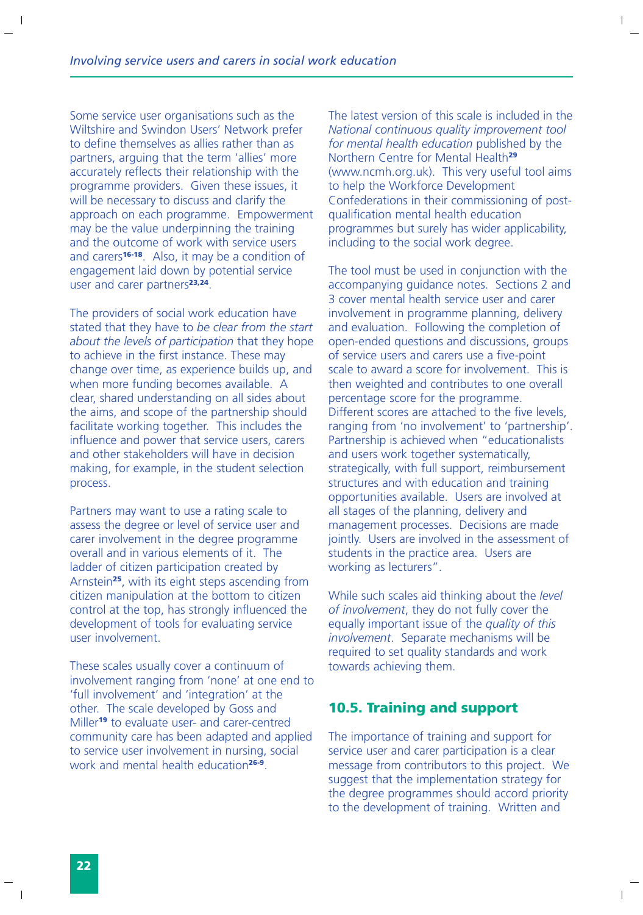Some service user organisations such as the Wiltshire and Swindon Users' Network prefer to define themselves as allies rather than as partners, arguing that the term 'allies' more accurately reflects their relationship with the programme providers. Given these issues, it will be necessary to discuss and clarify the approach on each programme. Empowerment may be the value underpinning the training and the outcome of work with service users and carers[16-18]. Also, it may be a condition of engagement laid down by potential service user and carer partners[23,24].

The providers of social work education have stated that they have to *be clear from the start about the levels of participation* that they hope to achieve in the first instance. These may change over time, as experience builds up, and when more funding becomes available. A clear, shared understanding on all sides about the aims, and scope of the partnership should facilitate working together. This includes the influence and power that service users, carers and other stakeholders will have in decision making, for example, in the student selection process.

Partners may want to use a rating scale to assess the degree or level of service user and carer involvement in the degree programme overall and in various elements of it. The ladder of citizen participation created by Arnstein[25], with its eight steps ascending from citizen manipulation at the bottom to citizen control at the top, has strongly influenced the development of tools for evaluating service user involvement.

These scales usually cover a continuum of involvement ranging from 'none' at one end to 'full involvement' and 'integration' at the other. The scale developed by Goss and Miller[19] to evaluate user- and carer-centred community care has been adapted and applied to service user involvement in nursing, social work and mental health education[26-9].

The latest version of this scale is included in the *National continuous quality improvement tool for mental health education* published by the Northern Centre for Mental Health[29] (www.ncmh.org.uk). This very useful tool aims to help the Workforce Development Confederations in their commissioning of post-qualification mental health education programmes but surely has wider applicability, including to the social work degree.

The tool must be used in conjunction with the accompanying guidance notes. Sections 2 and 3 cover mental health service user and carer involvement in programme planning, delivery and evaluation. Following the completion of open-ended questions and discussions, groups of service users and carers use a five-point scale to award a score for involvement. This is then weighted and contributes to one overall percentage score for the programme. Different scores are attached to the five levels, ranging from 'no involvement' to 'partnership'. Partnership is achieved when "educationalists and users work together systematically, strategically, with full support, reimbursement structures and with education and training opportunities available. Users are involved at all stages of the planning, delivery and management processes. Decisions are made jointly. Users are involved in the assessment of students in the practice area. Users are working as lecturers".

While such scales aid thinking about the *level of involvement*, they do not fully cover the equally important issue of the *quality of this involvement*. Separate mechanisms will be required to set quality standards and work towards achieving them.

## 10.5. Training and support

The importance of training and support for service user and carer participation is a clear message from contributors to this project. We suggest that the implementation strategy for the degree programmes should accord priority to the development of training. Written and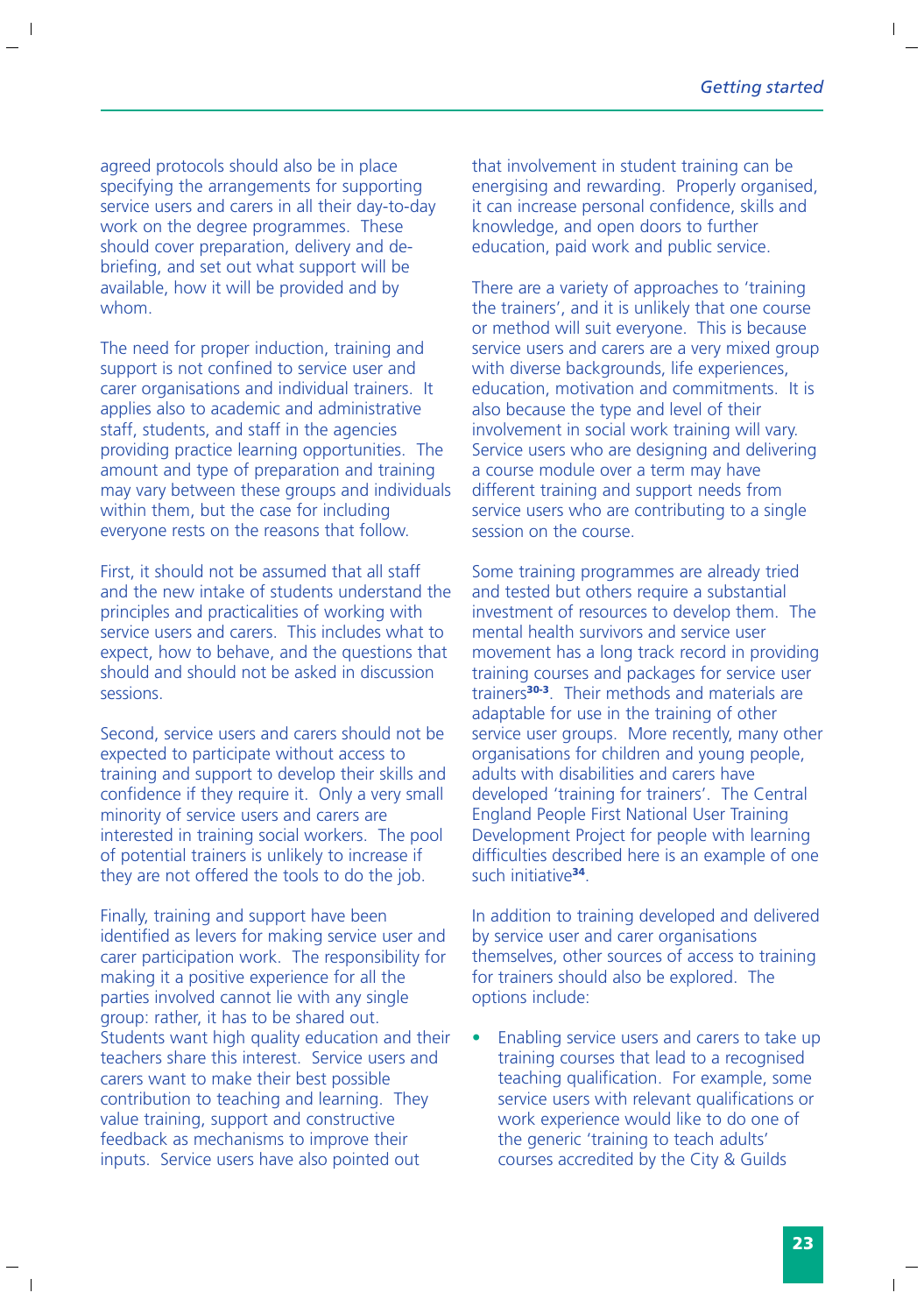agreed protocols should also be in place specifying the arrangements for supporting service users and carers in all their day-to-day work on the degree programmes. These should cover preparation, delivery and de-briefing, and set out what support will be available, how it will be provided and by whom.

The need for proper induction, training and support is not confined to service user and carer organisations and individual trainers. It applies also to academic and administrative staff, students, and staff in the agencies providing practice learning opportunities. The amount and type of preparation and training may vary between these groups and individuals within them, but the case for including everyone rests on the reasons that follow.

First, it should not be assumed that all staff and the new intake of students understand the principles and practicalities of working with service users and carers. This includes what to expect, how to behave, and the questions that should and should not be asked in discussion sessions.

Second, service users and carers should not be expected to participate without access to training and support to develop their skills and confidence if they require it. Only a very small minority of service users and carers are interested in training social workers. The pool of potential trainers is unlikely to increase if they are not offered the tools to do the job.

Finally, training and support have been identified as levers for making service user and carer participation work. The responsibility for making it a positive experience for all the parties involved cannot lie with any single group: rather, it has to be shared out. Students want high quality education and their teachers share this interest. Service users and carers want to make their best possible contribution to teaching and learning. They value training, support and constructive feedback as mechanisms to improve their inputs. Service users have also pointed out that involvement in student training can be energising and rewarding. Properly organised, it can increase personal confidence, skills and knowledge, and open doors to further education, paid work and public service.

There are a variety of approaches to 'training the trainers', and it is unlikely that one course or method will suit everyone. This is because service users and carers are a very mixed group with diverse backgrounds, life experiences, education, motivation and commitments. It is also because the type and level of their involvement in social work training will vary. Service users who are designing and delivering a course module over a term may have different training and support needs from service users who are contributing to a single session on the course.

Some training programmes are already tried and tested but others require a substantial investment of resources to develop them. The mental health survivors and service user movement has a long track record in providing training courses and packages for service user trainers[30-3]. Their methods and materials are adaptable for use in the training of other service user groups. More recently, many other organisations for children and young people, adults with disabilities and carers have developed 'training for trainers'. The Central England People First National User Training Development Project for people with learning difficulties described here is an example of one such initiative[34].

In addition to training developed and delivered by service user and carer organisations themselves, other sources of access to training for trainers should also be explored. The options include:

- Enabling service users and carers to take up training courses that lead to a recognised teaching qualification. For example, some service users with relevant qualifications or work experience would like to do one of the generic 'training to teach adults' courses accredited by the City & Guilds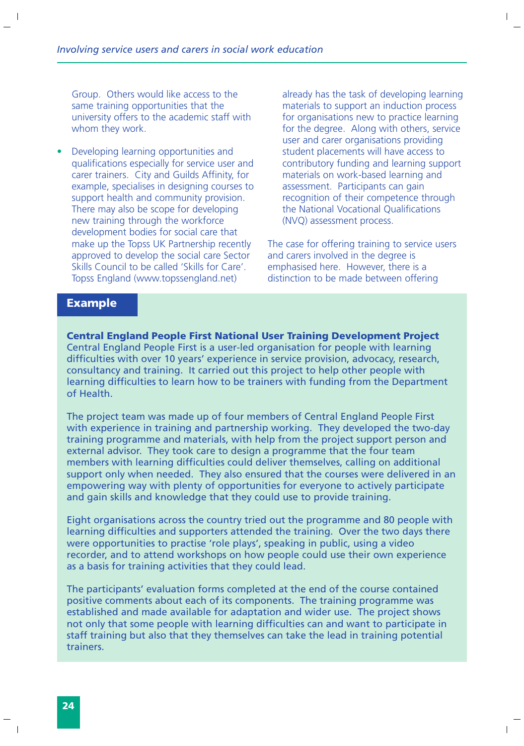Group. Others would like access to the same training opportunities that the university offers to the academic staff with whom they work.

- Developing learning opportunities and qualifications especially for service user and carer trainers. City and Guilds Affinity, for example, specialises in designing courses to support health and community provision. There may also be scope for developing new training through the workforce development bodies for social care that make up the Topss UK Partnership recently approved to develop the social care Sector Skills Council to be called 'Skills for Care'. Topss England (www.topssengland.net) already has the task of developing learning materials to support an induction process for organisations new to practice learning for the degree. Along with others, service user and carer organisations providing student placements will have access to contributory funding and learning support materials on work-based learning and assessment. Participants can gain recognition of their competence through the National Vocational Qualifications (NVQ) assessment process.

The case for offering training to service users and carers involved in the degree is emphasised here. However, there is a distinction to be made between offering

## Example

**Central England People First National User Training Development Project**
Central England People First is a user-led organisation for people with learning difficulties with over 10 years' experience in service provision, advocacy, research, consultancy and training. It carried out this project to help other people with learning difficulties to learn how to be trainers with funding from the Department of Health.

The project team was made up of four members of Central England People First with experience in training and partnership working. They developed the two-day training programme and materials, with help from the project support person and external advisor. They took care to design a programme that the four team members with learning difficulties could deliver themselves, calling on additional support only when needed. They also ensured that the courses were delivered in an empowering way with plenty of opportunities for everyone to actively participate and gain skills and knowledge that they could use to provide training.

Eight organisations across the country tried out the programme and 80 people with learning difficulties and supporters attended the training. Over the two days there were opportunities to practise 'role plays', speaking in public, using a video recorder, and to attend workshops on how people could use their own experience as a basis for training activities that they could lead.

The participants' evaluation forms completed at the end of the course contained positive comments about each of its components. The training programme was established and made available for adaptation and wider use. The project shows not only that some people with learning difficulties can and want to participate in staff training but also that they themselves can take the lead in training potential trainers.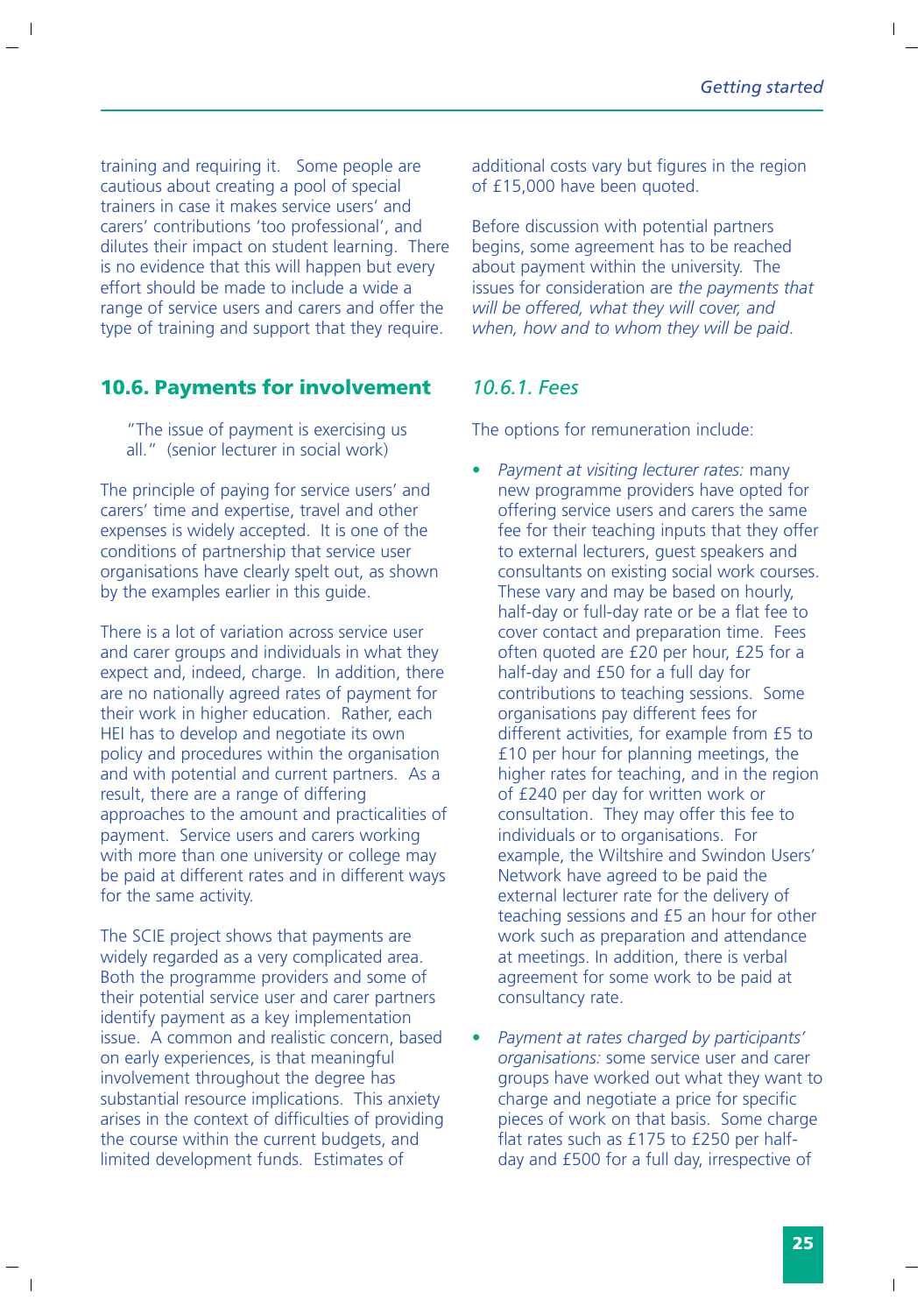training and requiring it. Some people are cautious about creating a pool of special trainers in case it makes service users' and carers' contributions 'too professional', and dilutes their impact on student learning. There is no evidence that this will happen but every effort should be made to include a wide a range of service users and carers and offer the type of training and support that they require.

## 10.6. Payments for involvement

> "The issue of payment is exercising us all." (senior lecturer in social work)

The principle of paying for service users' and carers' time and expertise, travel and other expenses is widely accepted. It is one of the conditions of partnership that service user organisations have clearly spelt out, as shown by the examples earlier in this guide.

There is a lot of variation across service user and carer groups and individuals in what they expect and, indeed, charge. In addition, there are no nationally agreed rates of payment for their work in higher education. Rather, each HEI has to develop and negotiate its own policy and procedures within the organisation and with potential and current partners. As a result, there are a range of differing approaches to the amount and practicalities of payment. Service users and carers working with more than one university or college may be paid at different rates and in different ways for the same activity.

The SCIE project shows that payments are widely regarded as a very complicated area. Both the programme providers and some of their potential service user and carer partners identify payment as a key implementation issue. A common and realistic concern, based on early experiences, is that meaningful involvement throughout the degree has substantial resource implications. This anxiety arises in the context of difficulties of providing the course within the current budgets, and limited development funds. Estimates of additional costs vary but figures in the region of £15,000 have been quoted.

Before discussion with potential partners begins, some agreement has to be reached about payment within the university. The issues for consideration are *the payments that will be offered, what they will cover, and when, how and to whom they will be paid*.

### *10.6.1. Fees*

The options for remuneration include:

- *Payment at visiting lecturer rates:* many new programme providers have opted for offering service users and carers the same fee for their teaching inputs that they offer to external lecturers, guest speakers and consultants on existing social work courses. These vary and may be based on hourly, half-day or full-day rate or be a flat fee to cover contact and preparation time. Fees often quoted are £20 per hour, £25 for a half-day and £50 for a full day for contributions to teaching sessions. Some organisations pay different fees for different activities, for example from £5 to £10 per hour for planning meetings, the higher rates for teaching, and in the region of £240 per day for written work or consultation. They may offer this fee to individuals or to organisations. For example, the Wiltshire and Swindon Users' Network have agreed to be paid the external lecturer rate for the delivery of teaching sessions and £5 an hour for other work such as preparation and attendance at meetings. In addition, there is verbal agreement for some work to be paid at consultancy rate.

- *Payment at rates charged by participants' organisations:* some service user and carer groups have worked out what they want to charge and negotiate a price for specific pieces of work on that basis. Some charge flat rates such as £175 to £250 per half-day and £500 for a full day, irrespective of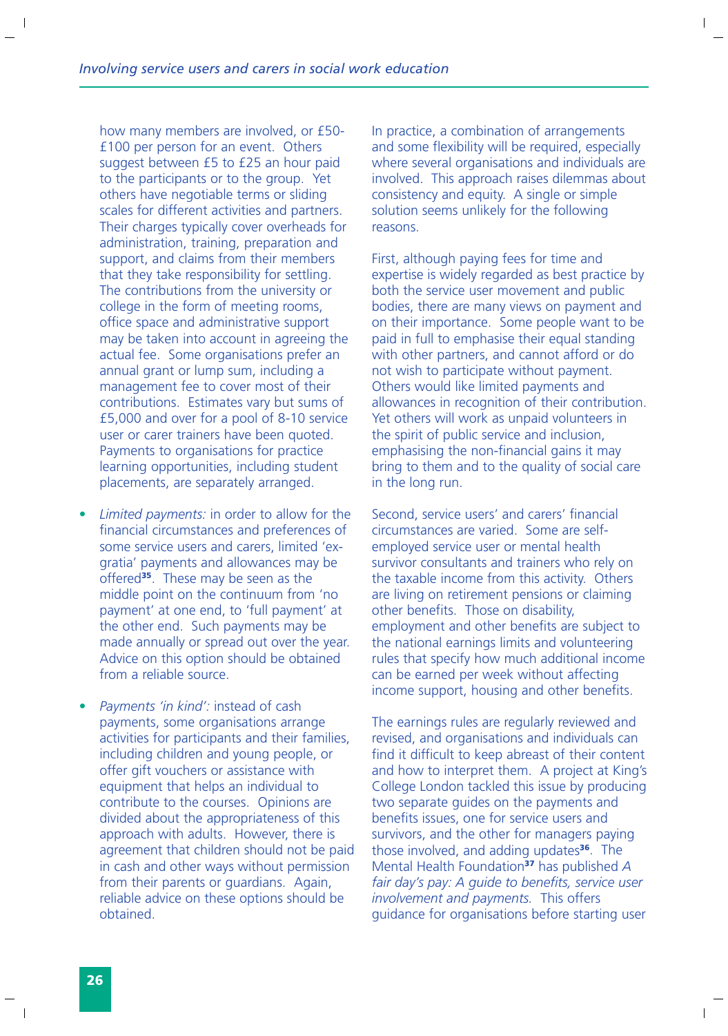how many members are involved, or £50-£100 per person for an event. Others suggest between £5 to £25 an hour paid to the participants or to the group. Yet others have negotiable terms or sliding scales for different activities and partners. Their charges typically cover overheads for administration, training, preparation and support, and claims from their members that they take responsibility for settling. The contributions from the university or college in the form of meeting rooms, office space and administrative support may be taken into account in agreeing the actual fee. Some organisations prefer an annual grant or lump sum, including a management fee to cover most of their contributions. Estimates vary but sums of £5,000 and over for a pool of 8-10 service user or carer trainers have been quoted. Payments to organisations for practice learning opportunities, including student placements, are separately arranged.

- *Limited payments:* in order to allow for the financial circumstances and preferences of some service users and carers, limited 'ex-gratia' payments and allowances may be offered[35]. These may be seen as the middle point on the continuum from 'no payment' at one end, to 'full payment' at the other end. Such payments may be made annually or spread out over the year. Advice on this option should be obtained from a reliable source.

- *Payments 'in kind':* instead of cash payments, some organisations arrange activities for participants and their families, including children and young people, or offer gift vouchers or assistance with equipment that helps an individual to contribute to the courses. Opinions are divided about the appropriateness of this approach with adults. However, there is agreement that children should not be paid in cash and other ways without permission from their parents or guardians. Again, reliable advice on these options should be obtained.

In practice, a combination of arrangements and some flexibility will be required, especially where several organisations and individuals are involved. This approach raises dilemmas about consistency and equity. A single or simple solution seems unlikely for the following reasons.

First, although paying fees for time and expertise is widely regarded as best practice by both the service user movement and public bodies, there are many views on payment and on their importance. Some people want to be paid in full to emphasise their equal standing with other partners, and cannot afford or do not wish to participate without payment. Others would like limited payments and allowances in recognition of their contribution. Yet others will work as unpaid volunteers in the spirit of public service and inclusion, emphasising the non-financial gains it may bring to them and to the quality of social care in the long run.

Second, service users' and carers' financial circumstances are varied. Some are self-employed service user or mental health survivor consultants and trainers who rely on the taxable income from this activity. Others are living on retirement pensions or claiming other benefits. Those on disability, employment and other benefits are subject to the national earnings limits and volunteering rules that specify how much additional income can be earned per week without affecting income support, housing and other benefits.

The earnings rules are regularly reviewed and revised, and organisations and individuals can find it difficult to keep abreast of their content and how to interpret them. A project at King's College London tackled this issue by producing two separate guides on the payments and benefits issues, one for service users and survivors, and the other for managers paying those involved, and adding updates[36]. The Mental Health Foundation[37] has published *A fair day's pay: A guide to benefits, service user involvement and payments.* This offers guidance for organisations before starting user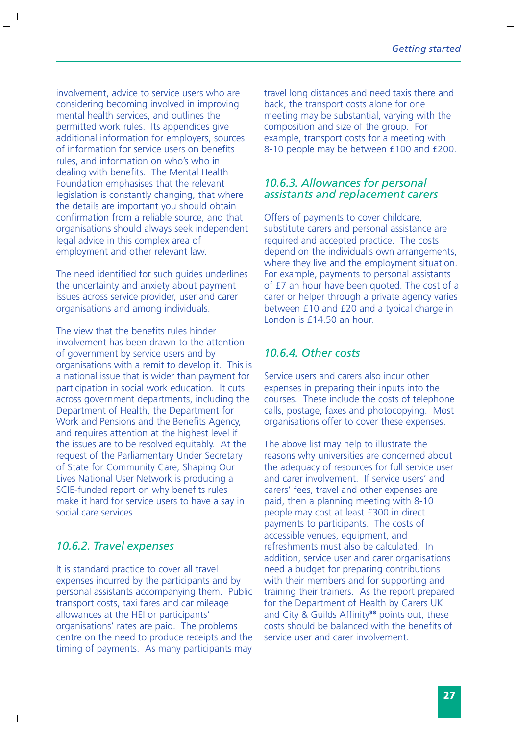involvement, advice to service users who are considering becoming involved in improving mental health services, and outlines the permitted work rules. Its appendices give additional information for employers, sources of information for service users on benefits rules, and information on who's who in dealing with benefits. The Mental Health Foundation emphasises that the relevant legislation is constantly changing, that where the details are important you should obtain confirmation from a reliable source, and that organisations should always seek independent legal advice in this complex area of employment and other relevant law.

The need identified for such guides underlines the uncertainty and anxiety about payment issues across service provider, user and carer organisations and among individuals.

The view that the benefits rules hinder involvement has been drawn to the attention of government by service users and by organisations with a remit to develop it. This is a national issue that is wider than payment for participation in social work education. It cuts across government departments, including the Department of Health, the Department for Work and Pensions and the Benefits Agency, and requires attention at the highest level if the issues are to be resolved equitably. At the request of the Parliamentary Under Secretary of State for Community Care, Shaping Our Lives National User Network is producing a SCIE-funded report on why benefits rules make it hard for service users to have a say in social care services.

### *10.6.2. Travel expenses*

It is standard practice to cover all travel expenses incurred by the participants and by personal assistants accompanying them. Public transport costs, taxi fares and car mileage allowances at the HEI or participants' organisations' rates are paid. The problems centre on the need to produce receipts and the timing of payments. As many participants may travel long distances and need taxis there and back, the transport costs alone for one meeting may be substantial, varying with the composition and size of the group. For example, transport costs for a meeting with 8-10 people may be between £100 and £200.

### *10.6.3. Allowances for personal assistants and replacement carers*

Offers of payments to cover childcare, substitute carers and personal assistance are required and accepted practice. The costs depend on the individual's own arrangements, where they live and the employment situation. For example, payments to personal assistants of £7 an hour have been quoted. The cost of a carer or helper through a private agency varies between £10 and £20 and a typical charge in London is £14.50 an hour.

### *10.6.4. Other costs*

Service users and carers also incur other expenses in preparing their inputs into the courses. These include the costs of telephone calls, postage, faxes and photocopying. Most organisations offer to cover these expenses.

The above list may help to illustrate the reasons why universities are concerned about the adequacy of resources for full service user and carer involvement. If service users' and carers' fees, travel and other expenses are paid, then a planning meeting with 8-10 people may cost at least £300 in direct payments to participants. The costs of accessible venues, equipment, and refreshments must also be calculated. In addition, service user and carer organisations need a budget for preparing contributions with their members and for supporting and training their trainers. As the report prepared for the Department of Health by Carers UK and City & Guilds Affinity[38] points out, these costs should be balanced with the benefits of service user and carer involvement.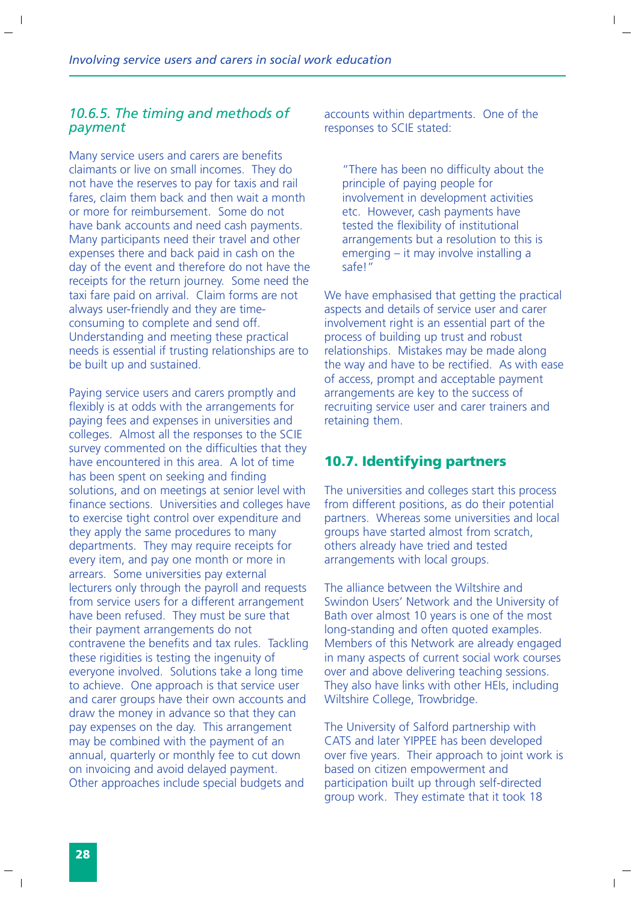### *10.6.5. The timing and methods of payment*

Many service users and carers are benefits claimants or live on small incomes. They do not have the reserves to pay for taxis and rail fares, claim them back and then wait a month or more for reimbursement. Some do not have bank accounts and need cash payments. Many participants need their travel and other expenses there and back paid in cash on the day of the event and therefore do not have the receipts for the return journey. Some need the taxi fare paid on arrival. Claim forms are not always user-friendly and they are time-consuming to complete and send off. Understanding and meeting these practical needs is essential if trusting relationships are to be built up and sustained.

Paying service users and carers promptly and flexibly is at odds with the arrangements for paying fees and expenses in universities and colleges. Almost all the responses to the SCIE survey commented on the difficulties that they have encountered in this area. A lot of time has been spent on seeking and finding solutions, and on meetings at senior level with finance sections. Universities and colleges have to exercise tight control over expenditure and they apply the same procedures to many departments. They may require receipts for every item, and pay one month or more in arrears. Some universities pay external lecturers only through the payroll and requests from service users for a different arrangement have been refused. They must be sure that their payment arrangements do not contravene the benefits and tax rules. Tackling these rigidities is testing the ingenuity of everyone involved. Solutions take a long time to achieve. One approach is that service user and carer groups have their own accounts and draw the money in advance so that they can pay expenses on the day. This arrangement may be combined with the payment of an annual, quarterly or monthly fee to cut down on invoicing and avoid delayed payment. Other approaches include special budgets and accounts within departments. One of the responses to SCIE stated:

> "There has been no difficulty about the principle of paying people for involvement in development activities etc. However, cash payments have tested the flexibility of institutional arrangements but a resolution to this is emerging – it may involve installing a safe!"

We have emphasised that getting the practical aspects and details of service user and carer involvement right is an essential part of the process of building up trust and robust relationships. Mistakes may be made along the way and have to be rectified. As with ease of access, prompt and acceptable payment arrangements are key to the success of recruiting service user and carer trainers and retaining them.

## 10.7. Identifying partners

The universities and colleges start this process from different positions, as do their potential partners. Whereas some universities and local groups have started almost from scratch, others already have tried and tested arrangements with local groups.

The alliance between the Wiltshire and Swindon Users' Network and the University of Bath over almost 10 years is one of the most long-standing and often quoted examples. Members of this Network are already engaged in many aspects of current social work courses over and above delivering teaching sessions. They also have links with other HEIs, including Wiltshire College, Trowbridge.

The University of Salford partnership with CATS and later YIPPEE has been developed over five years. Their approach to joint work is based on citizen empowerment and participation built up through self-directed group work. They estimate that it took 18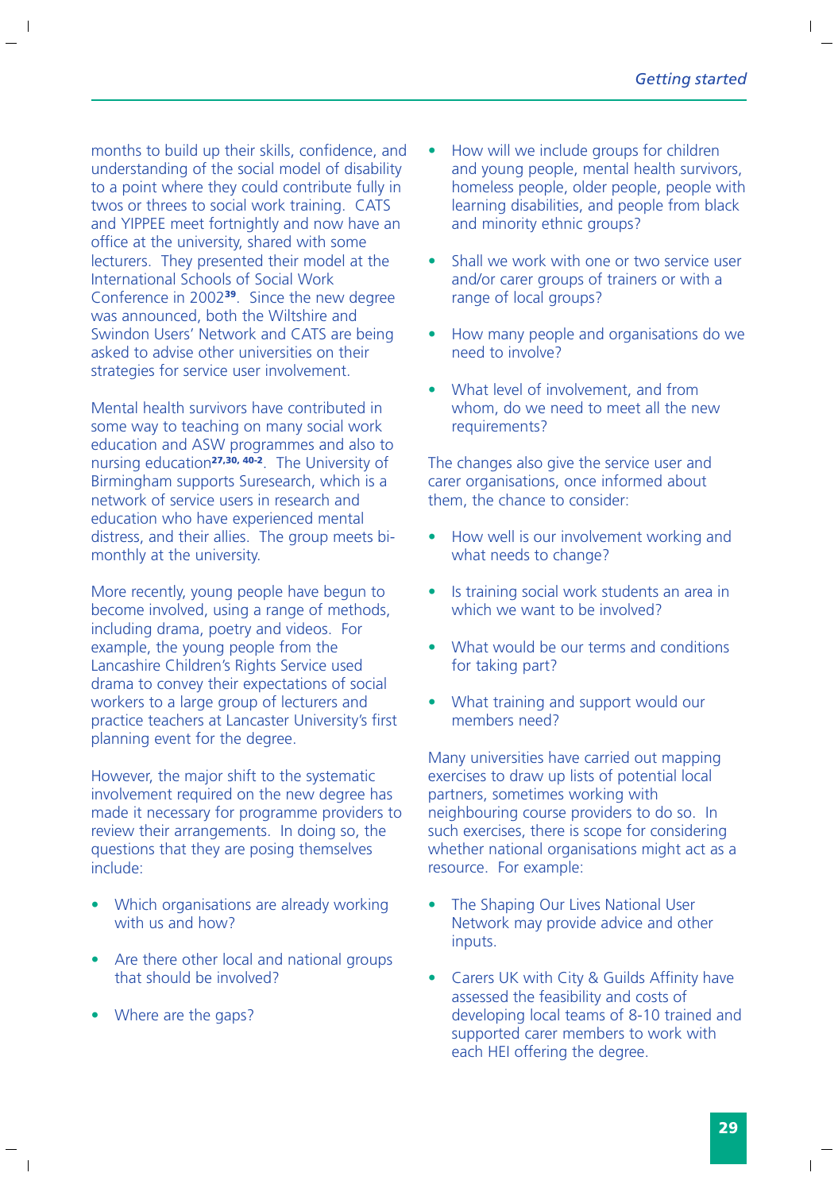months to build up their skills, confidence, and understanding of the social model of disability to a point where they could contribute fully in twos or threes to social work training. CATS and YIPPEE meet fortnightly and now have an office at the university, shared with some lecturers. They presented their model at the International Schools of Social Work Conference in 2002[39]. Since the new degree was announced, both the Wiltshire and Swindon Users' Network and CATS are being asked to advise other universities on their strategies for service user involvement.

Mental health survivors have contributed in some way to teaching on many social work education and ASW programmes and also to nursing education[27,30, 40-2]. The University of Birmingham supports Suresearch, which is a network of service users in research and education who have experienced mental distress, and their allies. The group meets bi-monthly at the university.

More recently, young people have begun to become involved, using a range of methods, including drama, poetry and videos. For example, the young people from the Lancashire Children's Rights Service used drama to convey their expectations of social workers to a large group of lecturers and practice teachers at Lancaster University's first planning event for the degree.

However, the major shift to the systematic involvement required on the new degree has made it necessary for programme providers to review their arrangements. In doing so, the questions that they are posing themselves include:

- Which organisations are already working with us and how?
- Are there other local and national groups that should be involved?
- Where are the gaps?
- How will we include groups for children and young people, mental health survivors, homeless people, older people, people with learning disabilities, and people from black and minority ethnic groups?
- Shall we work with one or two service user and/or carer groups of trainers or with a range of local groups?
- How many people and organisations do we need to involve?
- What level of involvement, and from whom, do we need to meet all the new requirements?

The changes also give the service user and carer organisations, once informed about them, the chance to consider:

- How well is our involvement working and what needs to change?
- Is training social work students an area in which we want to be involved?
- What would be our terms and conditions for taking part?
- What training and support would our members need?

Many universities have carried out mapping exercises to draw up lists of potential local partners, sometimes working with neighbouring course providers to do so. In such exercises, there is scope for considering whether national organisations might act as a resource. For example:

- The Shaping Our Lives National User Network may provide advice and other inputs.
- Carers UK with City & Guilds Affinity have assessed the feasibility and costs of developing local teams of 8-10 trained and supported carer members to work with each HEI offering the degree.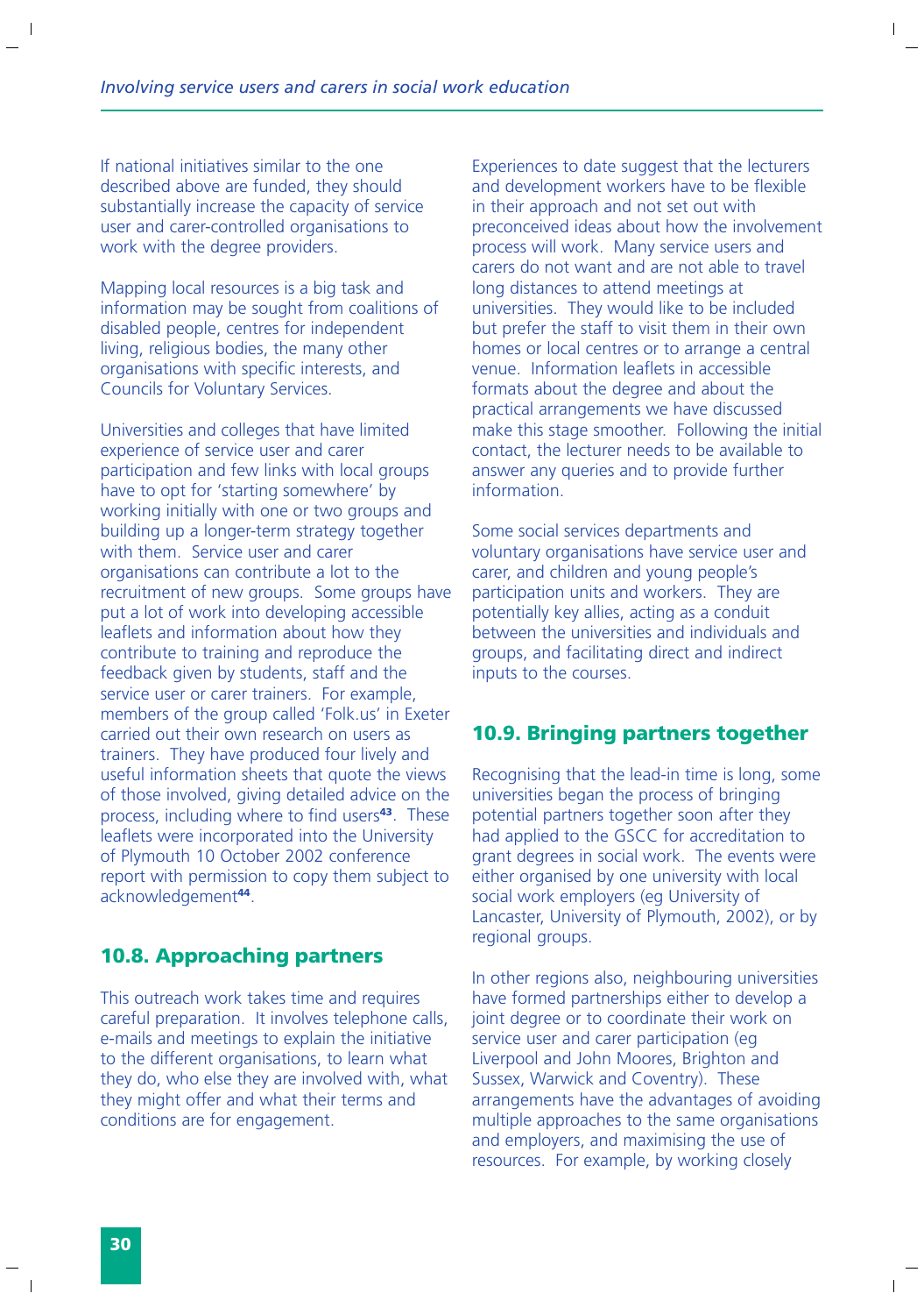If national initiatives similar to the one described above are funded, they should substantially increase the capacity of service user and carer-controlled organisations to work with the degree providers.

Mapping local resources is a big task and information may be sought from coalitions of disabled people, centres for independent living, religious bodies, the many other organisations with specific interests, and Councils for Voluntary Services.

Universities and colleges that have limited experience of service user and carer participation and few links with local groups have to opt for 'starting somewhere' by working initially with one or two groups and building up a longer-term strategy together with them. Service user and carer organisations can contribute a lot to the recruitment of new groups. Some groups have put a lot of work into developing accessible leaflets and information about how they contribute to training and reproduce the feedback given by students, staff and the service user or carer trainers. For example, members of the group called 'Folk.us' in Exeter carried out their own research on users as trainers. They have produced four lively and useful information sheets that quote the views of those involved, giving detailed advice on the process, including where to find users[43]. These leaflets were incorporated into the University of Plymouth 10 October 2002 conference report with permission to copy them subject to acknowledgement[44].

## 10.8. Approaching partners

This outreach work takes time and requires careful preparation. It involves telephone calls, e-mails and meetings to explain the initiative to the different organisations, to learn what they do, who else they are involved with, what they might offer and what their terms and conditions are for engagement.

Experiences to date suggest that the lecturers and development workers have to be flexible in their approach and not set out with preconceived ideas about how the involvement process will work. Many service users and carers do not want and are not able to travel long distances to attend meetings at universities. They would like to be included but prefer the staff to visit them in their own homes or local centres or to arrange a central venue. Information leaflets in accessible formats about the degree and about the practical arrangements we have discussed make this stage smoother. Following the initial contact, the lecturer needs to be available to answer any queries and to provide further information.

Some social services departments and voluntary organisations have service user and carer, and children and young people's participation units and workers. They are potentially key allies, acting as a conduit between the universities and individuals and groups, and facilitating direct and indirect inputs to the courses.

## 10.9. Bringing partners together

Recognising that the lead-in time is long, some universities began the process of bringing potential partners together soon after they had applied to the GSCC for accreditation to grant degrees in social work. The events were either organised by one university with local social work employers (eg University of Lancaster, University of Plymouth, 2002), or by regional groups.

In other regions also, neighbouring universities have formed partnerships either to develop a joint degree or to coordinate their work on service user and carer participation (eg Liverpool and John Moores, Brighton and Sussex, Warwick and Coventry). These arrangements have the advantages of avoiding multiple approaches to the same organisations and employers, and maximising the use of resources. For example, by working closely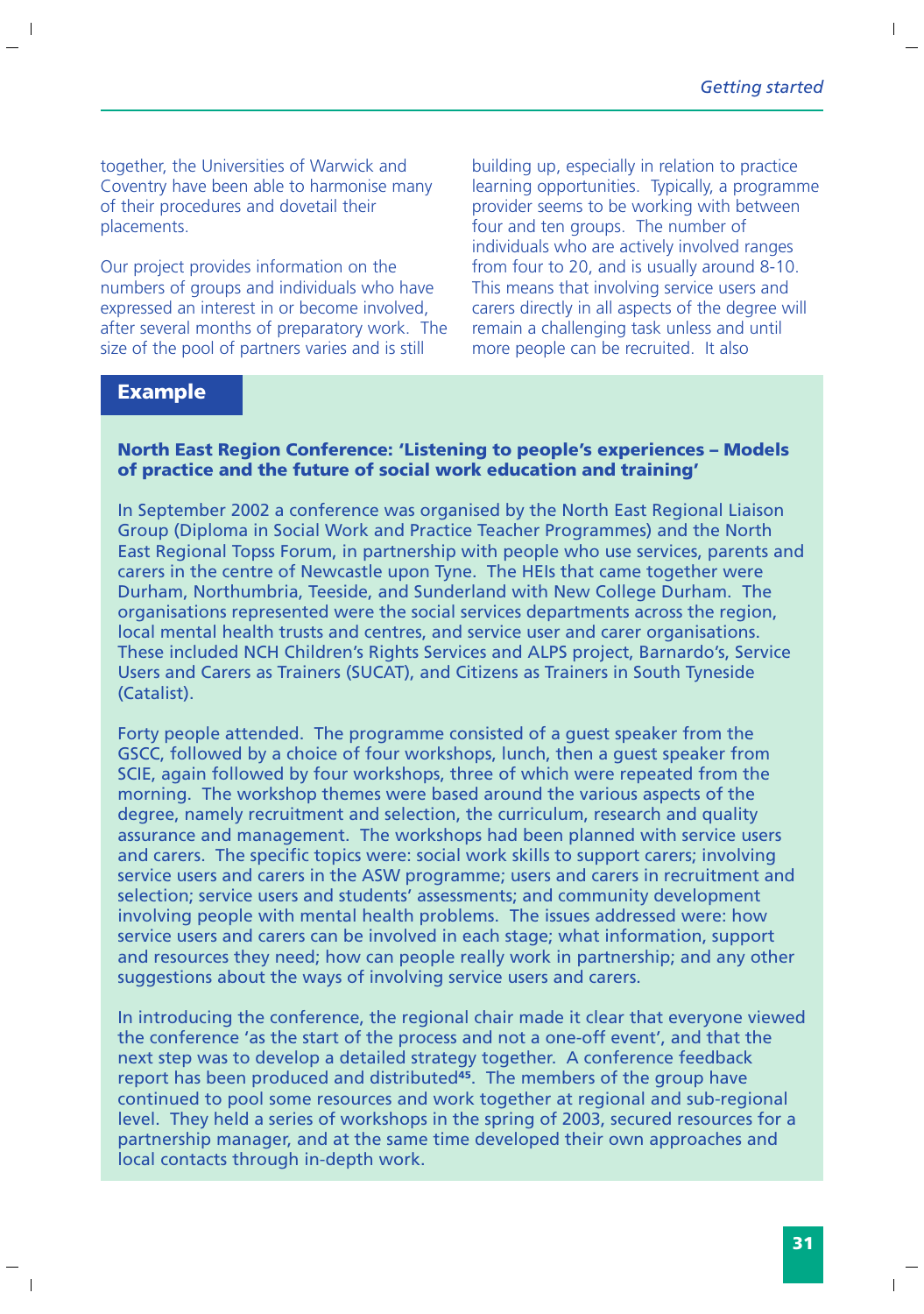together, the Universities of Warwick and Coventry have been able to harmonise many of their procedures and dovetail their placements.

Our project provides information on the numbers of groups and individuals who have expressed an interest in or become involved, after several months of preparatory work. The size of the pool of partners varies and is still building up, especially in relation to practice learning opportunities. Typically, a programme provider seems to be working with between four and ten groups. The number of individuals who are actively involved ranges from four to 20, and is usually around 8-10. This means that involving service users and carers directly in all aspects of the degree will remain a challenging task unless and until more people can be recruited. It also

## Example

**North East Region Conference: 'Listening to people's experiences – Models of practice and the future of social work education and training'**

In September 2002 a conference was organised by the North East Regional Liaison Group (Diploma in Social Work and Practice Teacher Programmes) and the North East Regional Topss Forum, in partnership with people who use services, parents and carers in the centre of Newcastle upon Tyne. The HEIs that came together were Durham, Northumbria, Teeside, and Sunderland with New College Durham. The organisations represented were the social services departments across the region, local mental health trusts and centres, and service user and carer organisations. These included NCH Children's Rights Services and ALPS project, Barnardo's, Service Users and Carers as Trainers (SUCAT), and Citizens as Trainers in South Tyneside (Catalist).

Forty people attended. The programme consisted of a guest speaker from the GSCC, followed by a choice of four workshops, lunch, then a guest speaker from SCIE, again followed by four workshops, three of which were repeated from the morning. The workshop themes were based around the various aspects of the degree, namely recruitment and selection, the curriculum, research and quality assurance and management. The workshops had been planned with service users and carers. The specific topics were: social work skills to support carers; involving service users and carers in the ASW programme; users and carers in recruitment and selection; service users and students' assessments; and community development involving people with mental health problems. The issues addressed were: how service users and carers can be involved in each stage; what information, support and resources they need; how can people really work in partnership; and any other suggestions about the ways of involving service users and carers.

In introducing the conference, the regional chair made it clear that everyone viewed the conference 'as the start of the process and not a one-off event', and that the next step was to develop a detailed strategy together. A conference feedback report has been produced and distributed[45]. The members of the group have continued to pool some resources and work together at regional and sub-regional level. They held a series of workshops in the spring of 2003, secured resources for a partnership manager, and at the same time developed their own approaches and local contacts through in-depth work.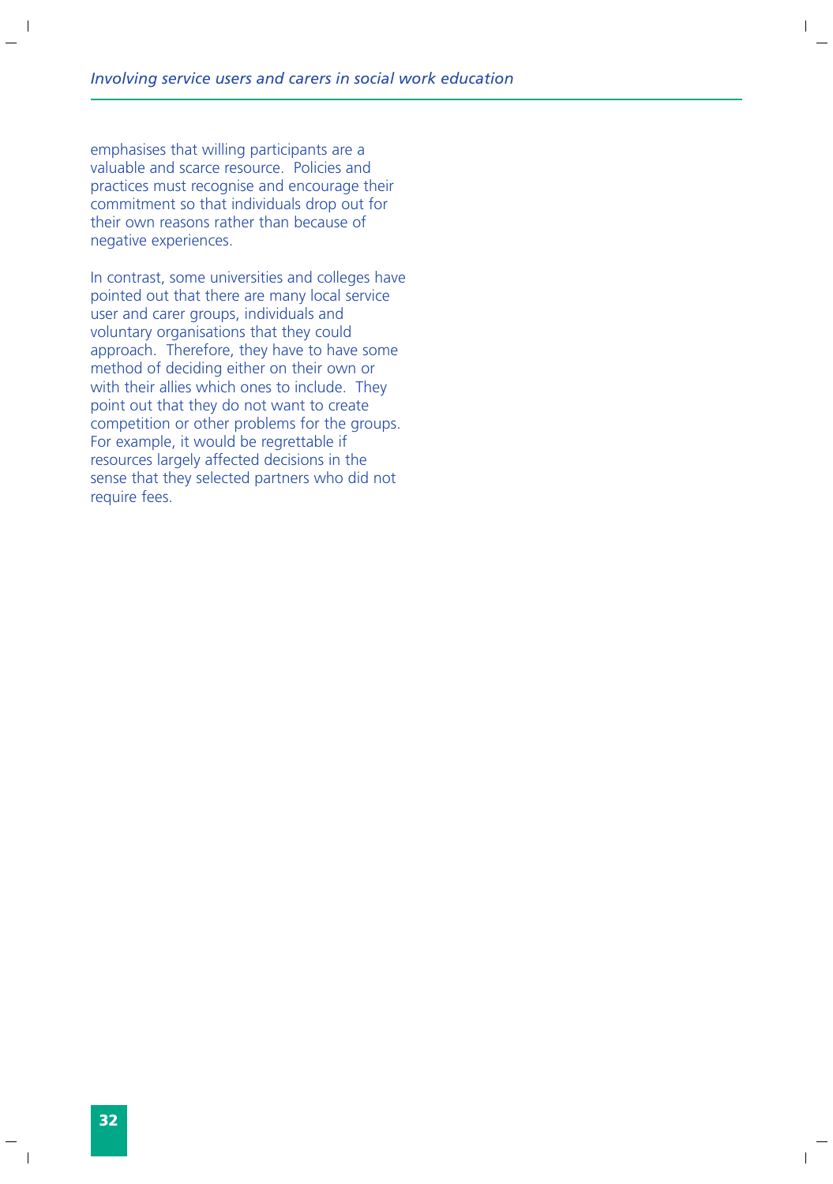emphasises that willing participants are a valuable and scarce resource. Policies and practices must recognise and encourage their commitment so that individuals drop out for their own reasons rather than because of negative experiences.

In contrast, some universities and colleges have pointed out that there are many local service user and carer groups, individuals and voluntary organisations that they could approach. Therefore, they have to have some method of deciding either on their own or with their allies which ones to include. They point out that they do not want to create competition or other problems for the groups. For example, it would be regrettable if resources largely affected decisions in the sense that they selected partners who did not require fees.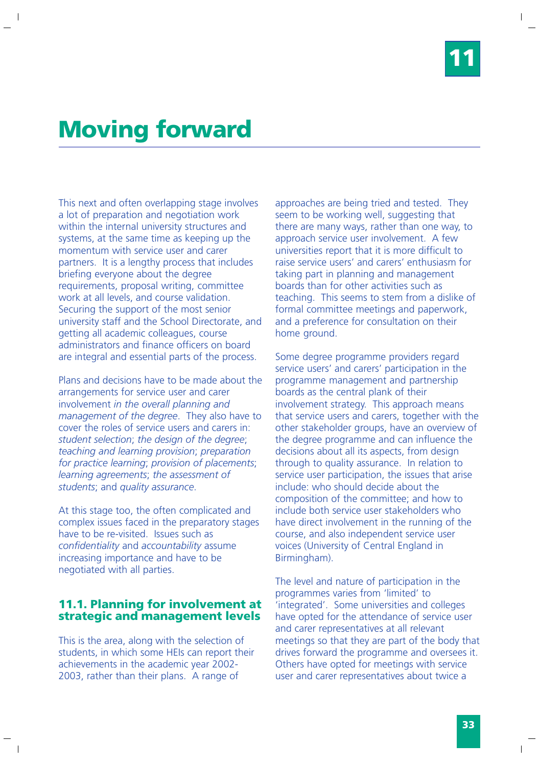# 11 Moving forward

This next and often overlapping stage involves a lot of preparation and negotiation work within the internal university structures and systems, at the same time as keeping up the momentum with service user and carer partners. It is a lengthy process that includes briefing everyone about the degree requirements, proposal writing, committee work at all levels, and course validation. Securing the support of the most senior university staff and the School Directorate, and getting all academic colleagues, course administrators and finance officers on board are integral and essential parts of the process.

Plans and decisions have to be made about the arrangements for service user and carer involvement *in the overall planning and management of the degree*. They also have to cover the roles of service users and carers in: *student selection*; *the design of the degree*; *teaching and learning provision*; *preparation for practice learning*; *provision of placements*; *learning agreements*; *the assessment of students*; and *quality assurance*.

At this stage too, the often complicated and complex issues faced in the preparatory stages have to be re-visited. Issues such as *confidentiality* and *accountability* assume increasing importance and have to be negotiated with all parties.

## 11.1. Planning for involvement at strategic and management levels

This is the area, along with the selection of students, in which some HEIs can report their achievements in the academic year 2002-2003, rather than their plans. A range of approaches are being tried and tested. They seem to be working well, suggesting that there are many ways, rather than one way, to approach service user involvement. A few universities report that it is more difficult to raise service users' and carers' enthusiasm for taking part in planning and management boards than for other activities such as teaching. This seems to stem from a dislike of formal committee meetings and paperwork, and a preference for consultation on their home ground.

Some degree programme providers regard service users' and carers' participation in the programme management and partnership boards as the central plank of their involvement strategy. This approach means that service users and carers, together with the other stakeholder groups, have an overview of the degree programme and can influence the decisions about all its aspects, from design through to quality assurance. In relation to service user participation, the issues that arise include: who should decide about the composition of the committee; and how to include both service user stakeholders who have direct involvement in the running of the course, and also independent service user voices (University of Central England in Birmingham).

The level and nature of participation in the programmes varies from 'limited' to 'integrated'. Some universities and colleges have opted for the attendance of service user and carer representatives at all relevant meetings so that they are part of the body that drives forward the programme and oversees it. Others have opted for meetings with service user and carer representatives about twice a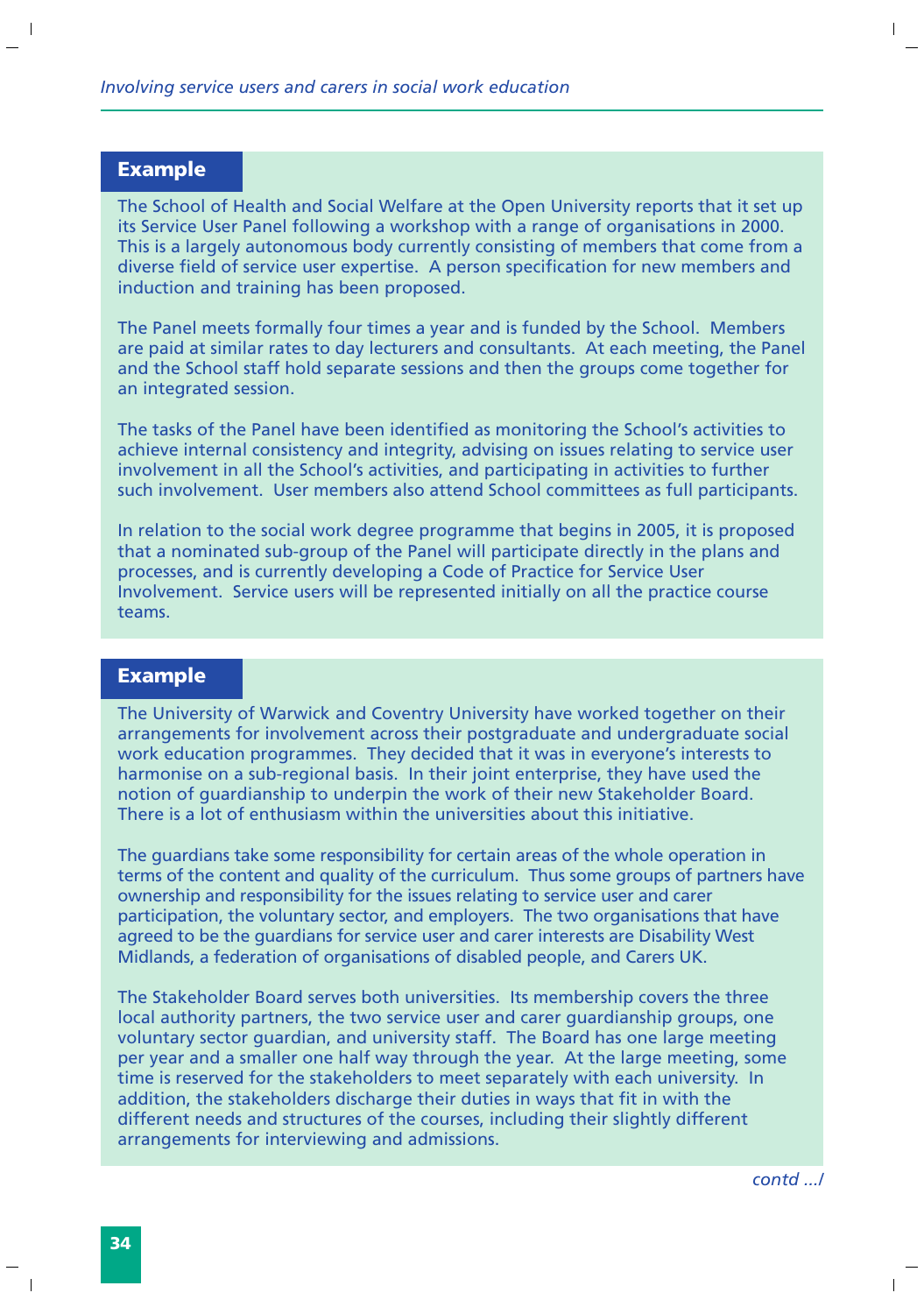### Example

The School of Health and Social Welfare at the Open University reports that it set up its Service User Panel following a workshop with a range of organisations in 2000. This is a largely autonomous body currently consisting of members that come from a diverse field of service user expertise. A person specification for new members and induction and training has been proposed.

The Panel meets formally four times a year and is funded by the School. Members are paid at similar rates to day lecturers and consultants. At each meeting, the Panel and the School staff hold separate sessions and then the groups come together for an integrated session.

The tasks of the Panel have been identified as monitoring the School's activities to achieve internal consistency and integrity, advising on issues relating to service user involvement in all the School's activities, and participating in activities to further such involvement. User members also attend School committees as full participants.

In relation to the social work degree programme that begins in 2005, it is proposed that a nominated sub-group of the Panel will participate directly in the plans and processes, and is currently developing a Code of Practice for Service User Involvement. Service users will be represented initially on all the practice course teams.

### Example

The University of Warwick and Coventry University have worked together on their arrangements for involvement across their postgraduate and undergraduate social work education programmes. They decided that it was in everyone's interests to harmonise on a sub-regional basis. In their joint enterprise, they have used the notion of guardianship to underpin the work of their new Stakeholder Board. There is a lot of enthusiasm within the universities about this initiative.

The guardians take some responsibility for certain areas of the whole operation in terms of the content and quality of the curriculum. Thus some groups of partners have ownership and responsibility for the issues relating to service user and carer participation, the voluntary sector, and employers. The two organisations that have agreed to be the guardians for service user and carer interests are Disability West Midlands, a federation of organisations of disabled people, and Carers UK.

The Stakeholder Board serves both universities. Its membership covers the three local authority partners, the two service user and carer guardianship groups, one voluntary sector guardian, and university staff. The Board has one large meeting per year and a smaller one half way through the year. At the large meeting, some time is reserved for the stakeholders to meet separately with each university. In addition, the stakeholders discharge their duties in ways that fit in with the different needs and structures of the courses, including their slightly different arrangements for interviewing and admissions.

*contd .../*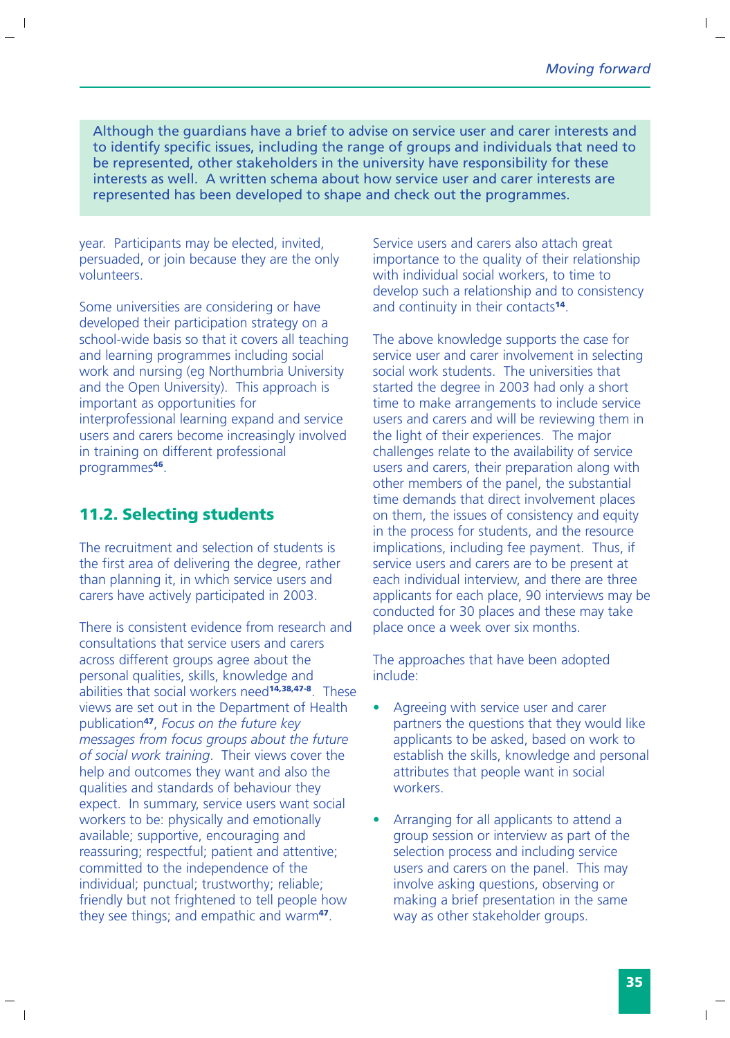Although the guardians have a brief to advise on service user and carer interests and to identify specific issues, including the range of groups and individuals that need to be represented, other stakeholders in the university have responsibility for these interests as well. A written schema about how service user and carer interests are represented has been developed to shape and check out the programmes.

year. Participants may be elected, invited, persuaded, or join because they are the only volunteers.

Some universities are considering or have developed their participation strategy on a school-wide basis so that it covers all teaching and learning programmes including social work and nursing (eg Northumbria University and the Open University). This approach is important as opportunities for interprofessional learning expand and service users and carers become increasingly involved in training on different professional programmes[46].

## 11.2. Selecting students

The recruitment and selection of students is the first area of delivering the degree, rather than planning it, in which service users and carers have actively participated in 2003.

There is consistent evidence from research and consultations that service users and carers across different groups agree about the personal qualities, skills, knowledge and abilities that social workers need[14,38,47-8]. These views are set out in the Department of Health publication[47], *Focus on the future key messages from focus groups about the future of social work training*. Their views cover the help and outcomes they want and also the qualities and standards of behaviour they expect. In summary, service users want social workers to be: physically and emotionally available; supportive, encouraging and reassuring; respectful; patient and attentive; committed to the independence of the individual; punctual; trustworthy; reliable; friendly but not frightened to tell people how they see things; and empathic and warm[47].

Service users and carers also attach great importance to the quality of their relationship with individual social workers, to time to develop such a relationship and to consistency and continuity in their contacts[14].

The above knowledge supports the case for service user and carer involvement in selecting social work students. The universities that started the degree in 2003 had only a short time to make arrangements to include service users and carers and will be reviewing them in the light of their experiences. The major challenges relate to the availability of service users and carers, their preparation along with other members of the panel, the substantial time demands that direct involvement places on them, the issues of consistency and equity in the process for students, and the resource implications, including fee payment. Thus, if service users and carers are to be present at each individual interview, and there are three applicants for each place, 90 interviews may be conducted for 30 places and these may take place once a week over six months.

The approaches that have been adopted include:

- Agreeing with service user and carer partners the questions that they would like applicants to be asked, based on work to establish the skills, knowledge and personal attributes that people want in social workers.
- Arranging for all applicants to attend a group session or interview as part of the selection process and including service users and carers on the panel. This may involve asking questions, observing or making a brief presentation in the same way as other stakeholder groups.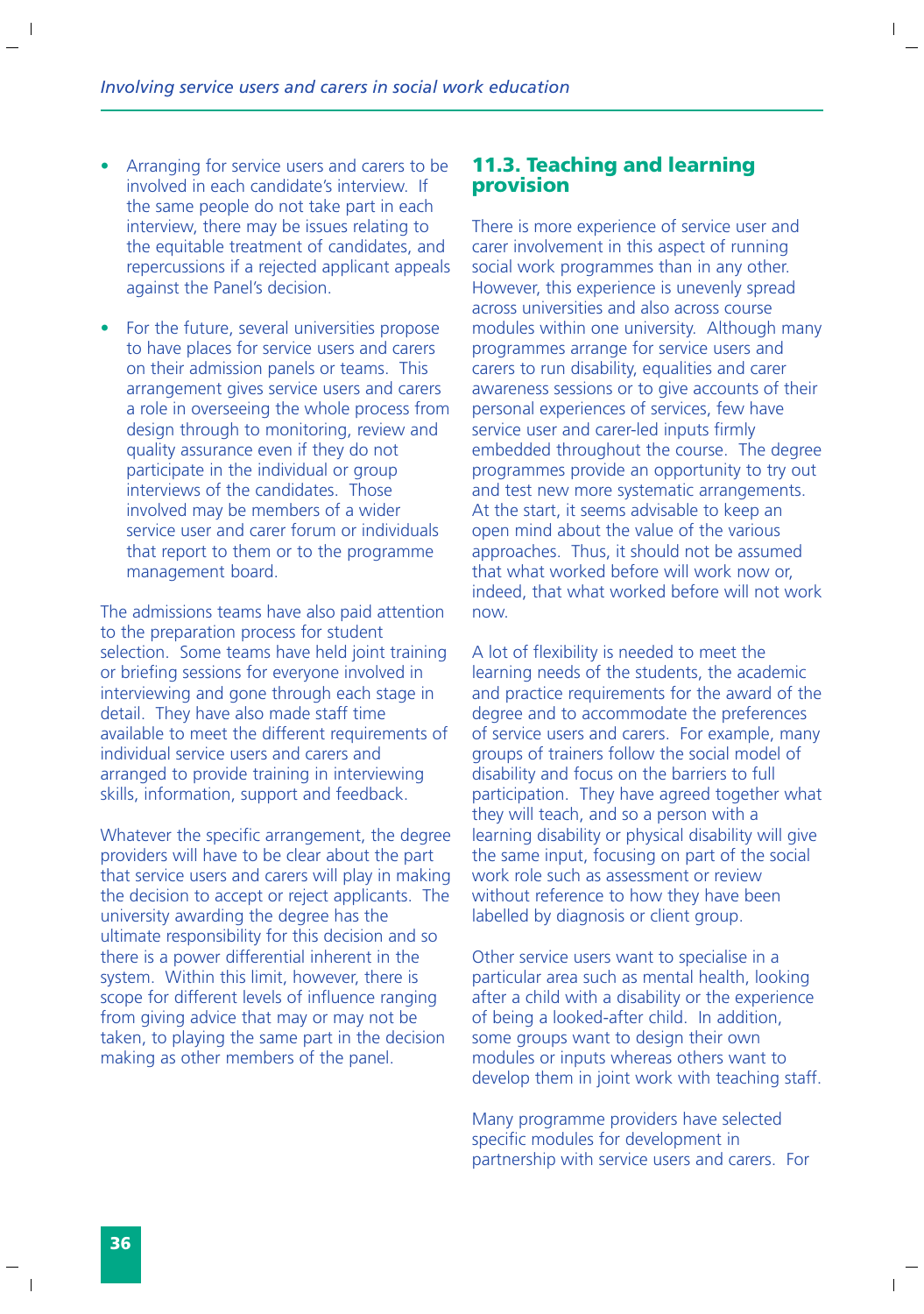- Arranging for service users and carers to be involved in each candidate's interview. If the same people do not take part in each interview, there may be issues relating to the equitable treatment of candidates, and repercussions if a rejected applicant appeals against the Panel's decision.

- For the future, several universities propose to have places for service users and carers on their admission panels or teams. This arrangement gives service users and carers a role in overseeing the whole process from design through to monitoring, review and quality assurance even if they do not participate in the individual or group interviews of the candidates. Those involved may be members of a wider service user and carer forum or individuals that report to them or to the programme management board.

The admissions teams have also paid attention to the preparation process for student selection. Some teams have held joint training or briefing sessions for everyone involved in interviewing and gone through each stage in detail. They have also made staff time available to meet the different requirements of individual service users and carers and arranged to provide training in interviewing skills, information, support and feedback.

Whatever the specific arrangement, the degree providers will have to be clear about the part that service users and carers will play in making the decision to accept or reject applicants. The university awarding the degree has the ultimate responsibility for this decision and so there is a power differential inherent in the system. Within this limit, however, there is scope for different levels of influence ranging from giving advice that may or may not be taken, to playing the same part in the decision making as other members of the panel.

## 11.3. Teaching and learning provision

There is more experience of service user and carer involvement in this aspect of running social work programmes than in any other. However, this experience is unevenly spread across universities and also across course modules within one university. Although many programmes arrange for service users and carers to run disability, equalities and carer awareness sessions or to give accounts of their personal experiences of services, few have service user and carer-led inputs firmly embedded throughout the course. The degree programmes provide an opportunity to try out and test new more systematic arrangements. At the start, it seems advisable to keep an open mind about the value of the various approaches. Thus, it should not be assumed that what worked before will work now or, indeed, that what worked before will not work now.

A lot of flexibility is needed to meet the learning needs of the students, the academic and practice requirements for the award of the degree and to accommodate the preferences of service users and carers. For example, many groups of trainers follow the social model of disability and focus on the barriers to full participation. They have agreed together what they will teach, and so a person with a learning disability or physical disability will give the same input, focusing on part of the social work role such as assessment or review without reference to how they have been labelled by diagnosis or client group.

Other service users want to specialise in a particular area such as mental health, looking after a child with a disability or the experience of being a looked-after child. In addition, some groups want to design their own modules or inputs whereas others want to develop them in joint work with teaching staff.

Many programme providers have selected specific modules for development in partnership with service users and carers. For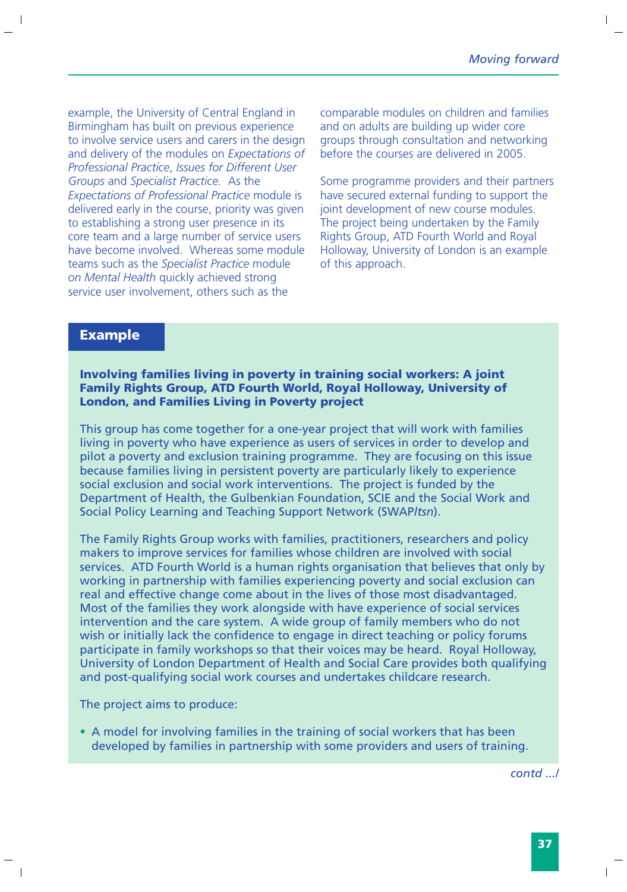example, the University of Central England in Birmingham has built on previous experience to involve service users and carers in the design and delivery of the modules on *Expectations of Professional Practice*, *Issues for Different User Groups* and *Specialist Practice*. As the *Expectations of Professional Practice* module is delivered early in the course, priority was given to establishing a strong user presence in its core team and a large number of service users have become involved. Whereas some module teams such as the *Specialist Practice* module *on Mental Health* quickly achieved strong service user involvement, others such as the comparable modules on children and families and on adults are building up wider core groups through consultation and networking before the courses are delivered in 2005.

Some programme providers and their partners have secured external funding to support the joint development of new course modules. The project being undertaken by the Family Rights Group, ATD Fourth World and Royal Holloway, University of London is an example of this approach.

## Example

**Involving families living in poverty in training social workers: A joint Family Rights Group, ATD Fourth World, Royal Holloway, University of London, and Families Living in Poverty project**

This group has come together for a one-year project that will work with families living in poverty who have experience as users of services in order to develop and pilot a poverty and exclusion training programme. They are focusing on this issue because families living in persistent poverty are particularly likely to experience social exclusion and social work interventions. The project is funded by the Department of Health, the Gulbenkian Foundation, SCIE and the Social Work and Social Policy Learning and Teaching Support Network (SWAP*ltsn*).

The Family Rights Group works with families, practitioners, researchers and policy makers to improve services for families whose children are involved with social services. ATD Fourth World is a human rights organisation that believes that only by working in partnership with families experiencing poverty and social exclusion can real and effective change come about in the lives of those most disadvantaged. Most of the families they work alongside with have experience of social services intervention and the care system. A wide group of family members who do not wish or initially lack the confidence to engage in direct teaching or policy forums participate in family workshops so that their voices may be heard. Royal Holloway, University of London Department of Health and Social Care provides both qualifying and post-qualifying social work courses and undertakes childcare research.

The project aims to produce:

- A model for involving families in the training of social workers that has been developed by families in partnership with some providers and users of training.

*contd .../*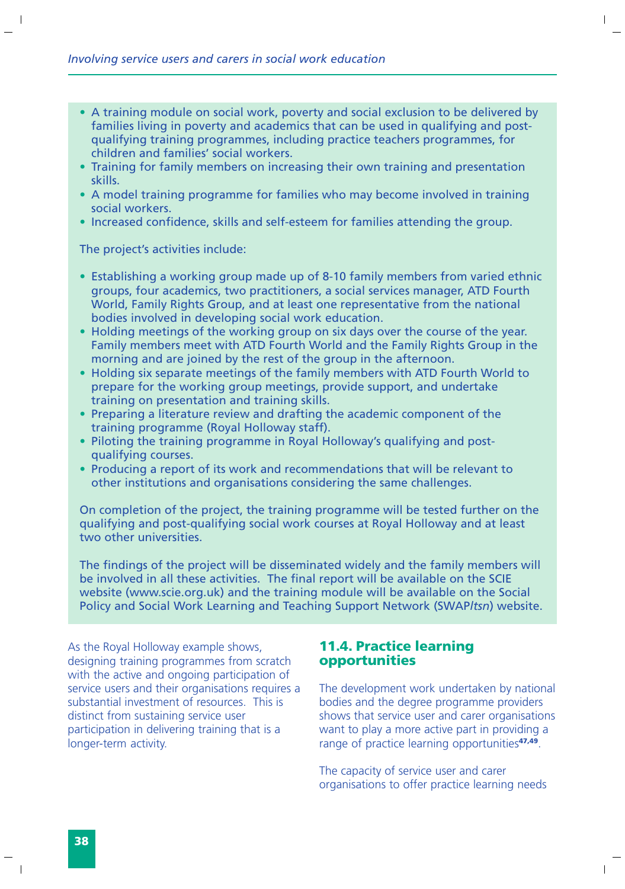- A training module on social work, poverty and social exclusion to be delivered by families living in poverty and academics that can be used in qualifying and post-qualifying training programmes, including practice teachers programmes, for children and families' social workers.
- Training for family members on increasing their own training and presentation skills.
- A model training programme for families who may become involved in training social workers.
- Increased confidence, skills and self-esteem for families attending the group.

The project's activities include:

- Establishing a working group made up of 8-10 family members from varied ethnic groups, four academics, two practitioners, a social services manager, ATD Fourth World, Family Rights Group, and at least one representative from the national bodies involved in developing social work education.
- Holding meetings of the working group on six days over the course of the year. Family members meet with ATD Fourth World and the Family Rights Group in the morning and are joined by the rest of the group in the afternoon.
- Holding six separate meetings of the family members with ATD Fourth World to prepare for the working group meetings, provide support, and undertake training on presentation and training skills.
- Preparing a literature review and drafting the academic component of the training programme (Royal Holloway staff).
- Piloting the training programme in Royal Holloway's qualifying and post-qualifying courses.
- Producing a report of its work and recommendations that will be relevant to other institutions and organisations considering the same challenges.

On completion of the project, the training programme will be tested further on the qualifying and post-qualifying social work courses at Royal Holloway and at least two other universities.

The findings of the project will be disseminated widely and the family members will be involved in all these activities. The final report will be available on the SCIE website (www.scie.org.uk) and the training module will be available on the Social Policy and Social Work Learning and Teaching Support Network (SWAP*ltsn*) website.

As the Royal Holloway example shows, designing training programmes from scratch with the active and ongoing participation of service users and their organisations requires a substantial investment of resources. This is distinct from sustaining service user participation in delivering training that is a longer-term activity.

## 11.4. Practice learning opportunities

The development work undertaken by national bodies and the degree programme providers shows that service user and carer organisations want to play a more active part in providing a range of practice learning opportunities[47,49].

The capacity of service user and carer organisations to offer practice learning needs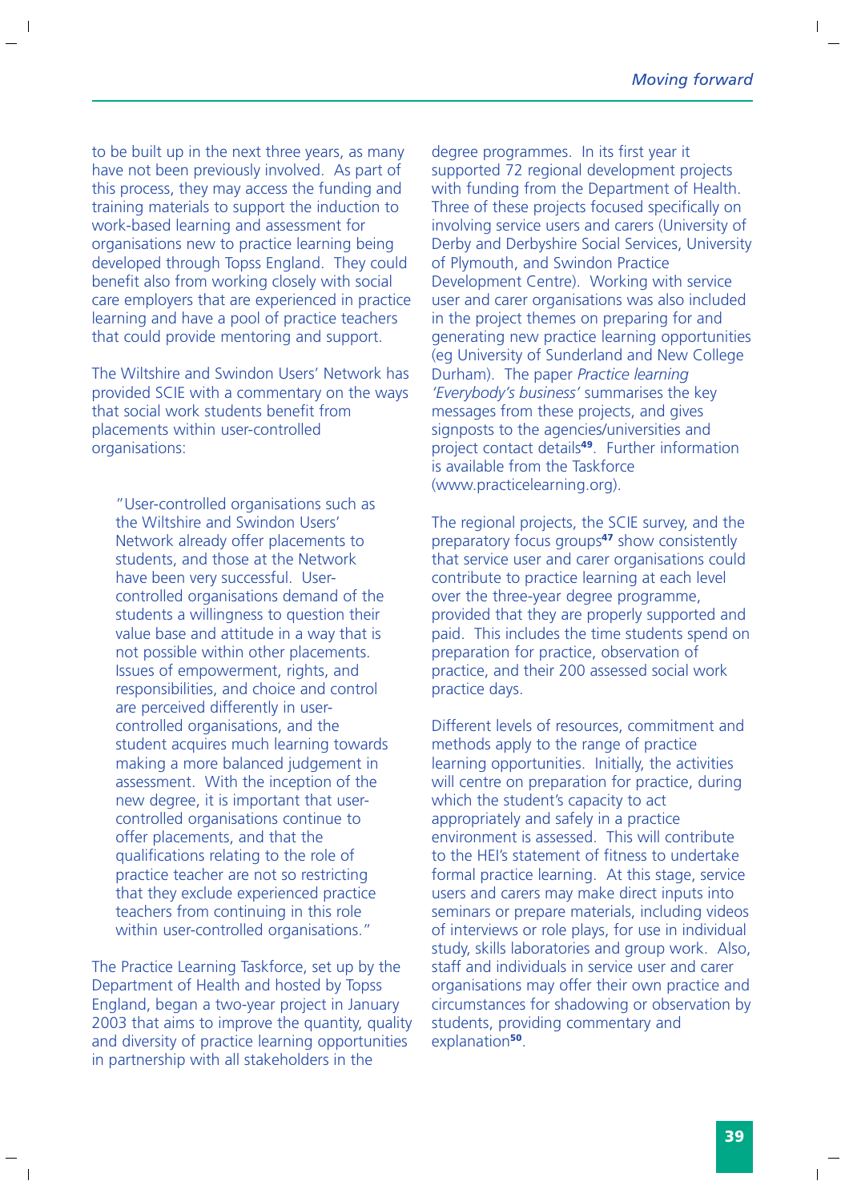to be built up in the next three years, as many have not been previously involved. As part of this process, they may access the funding and training materials to support the induction to work-based learning and assessment for organisations new to practice learning being developed through Topss England. They could benefit also from working closely with social care employers that are experienced in practice learning and have a pool of practice teachers that could provide mentoring and support.

The Wiltshire and Swindon Users' Network has provided SCIE with a commentary on the ways that social work students benefit from placements within user-controlled organisations:

> "User-controlled organisations such as the Wiltshire and Swindon Users' Network already offer placements to students, and those at the Network have been very successful. User-controlled organisations demand of the students a willingness to question their value base and attitude in a way that is not possible within other placements. Issues of empowerment, rights, and responsibilities, and choice and control are perceived differently in user-controlled organisations, and the student acquires much learning towards making a more balanced judgement in assessment. With the inception of the new degree, it is important that user-controlled organisations continue to offer placements, and that the qualifications relating to the role of practice teacher are not so restricting that they exclude experienced practice teachers from continuing in this role within user-controlled organisations."

The Practice Learning Taskforce, set up by the Department of Health and hosted by Topss England, began a two-year project in January 2003 that aims to improve the quantity, quality and diversity of practice learning opportunities in partnership with all stakeholders in the degree programmes. In its first year it supported 72 regional development projects with funding from the Department of Health. Three of these projects focused specifically on involving service users and carers (University of Derby and Derbyshire Social Services, University of Plymouth, and Swindon Practice Development Centre). Working with service user and carer organisations was also included in the project themes on preparing for and generating new practice learning opportunities (eg University of Sunderland and New College Durham). The paper *Practice learning 'Everybody's business'* summarises the key messages from these projects, and gives signposts to the agencies/universities and project contact details[49]. Further information is available from the Taskforce (www.practicelearning.org).

The regional projects, the SCIE survey, and the preparatory focus groups[47] show consistently that service user and carer organisations could contribute to practice learning at each level over the three-year degree programme, provided that they are properly supported and paid. This includes the time students spend on preparation for practice, observation of practice, and their 200 assessed social work practice days.

Different levels of resources, commitment and methods apply to the range of practice learning opportunities. Initially, the activities will centre on preparation for practice, during which the student's capacity to act appropriately and safely in a practice environment is assessed. This will contribute to the HEI's statement of fitness to undertake formal practice learning. At this stage, service users and carers may make direct inputs into seminars or prepare materials, including videos of interviews or role plays, for use in individual study, skills laboratories and group work. Also, staff and individuals in service user and carer organisations may offer their own practice and circumstances for shadowing or observation by students, providing commentary and explanation[50].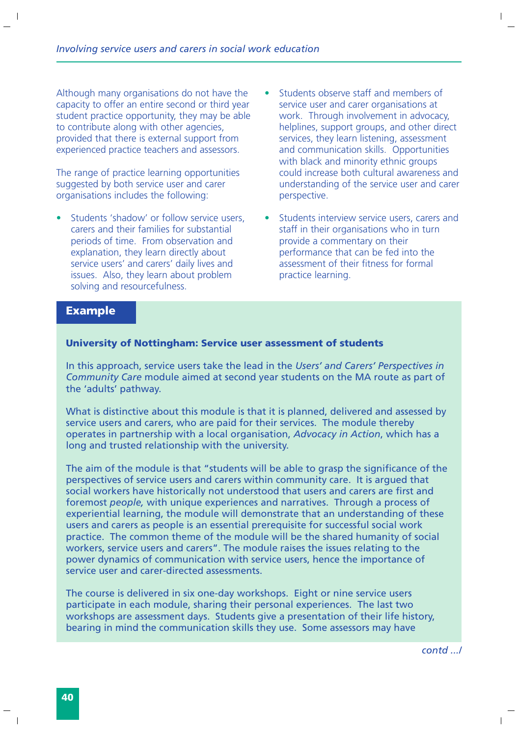Although many organisations do not have the capacity to offer an entire second or third year student practice opportunity, they may be able to contribute along with other agencies, provided that there is external support from experienced practice teachers and assessors.

The range of practice learning opportunities suggested by both service user and carer organisations includes the following:

- Students 'shadow' or follow service users, carers and their families for substantial periods of time. From observation and explanation, they learn directly about service users' and carers' daily lives and issues. Also, they learn about problem solving and resourcefulness.
- Students observe staff and members of service user and carer organisations at work. Through involvement in advocacy, helplines, support groups, and other direct services, they learn listening, assessment and communication skills. Opportunities with black and minority ethnic groups could increase both cultural awareness and understanding of the service user and carer perspective.
- Students interview service users, carers and staff in their organisations who in turn provide a commentary on their performance that can be fed into the assessment of their fitness for formal practice learning.

**Example**

**University of Nottingham: Service user assessment of students**

In this approach, service users take the lead in the *Users' and Carers' Perspectives in Community Care* module aimed at second year students on the MA route as part of the 'adults' pathway.

What is distinctive about this module is that it is planned, delivered and assessed by service users and carers, who are paid for their services. The module thereby operates in partnership with a local organisation, *Advocacy in Action*, which has a long and trusted relationship with the university.

The aim of the module is that "students will be able to grasp the significance of the perspectives of service users and carers within community care. It is argued that social workers have historically not understood that users and carers are first and foremost *people,* with unique experiences and narratives. Through a process of experiential learning, the module will demonstrate that an understanding of these users and carers as people is an essential prerequisite for successful social work practice. The common theme of the module will be the shared humanity of social workers, service users and carers". The module raises the issues relating to the power dynamics of communication with service users, hence the importance of service user and carer-directed assessments.

The course is delivered in six one-day workshops. Eight or nine service users participate in each module, sharing their personal experiences. The last two workshops are assessment days. Students give a presentation of their life history, bearing in mind the communication skills they use. Some assessors may have

*contd .../*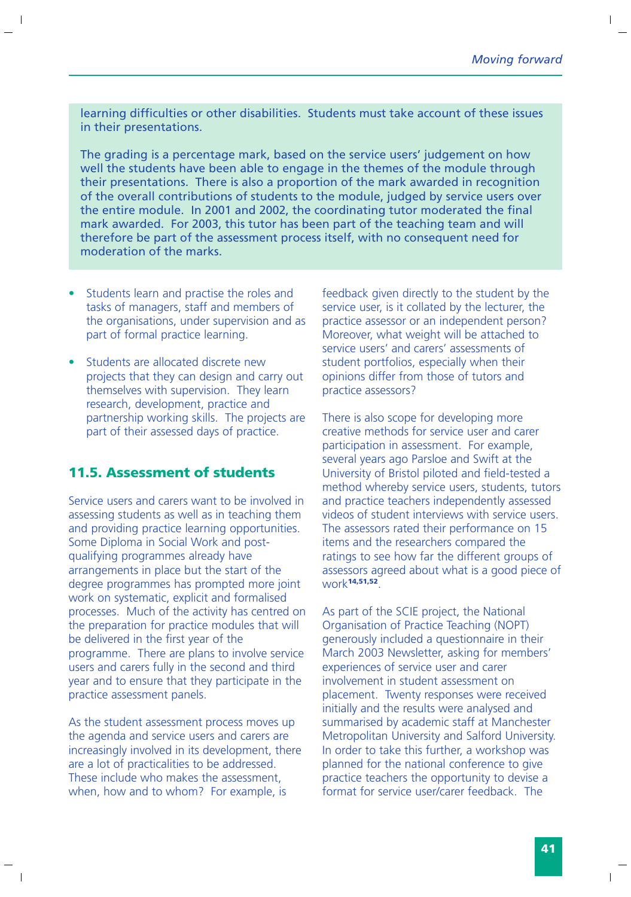learning difficulties or other disabilities. Students must take account of these issues in their presentations.

The grading is a percentage mark, based on the service users' judgement on how well the students have been able to engage in the themes of the module through their presentations. There is also a proportion of the mark awarded in recognition of the overall contributions of students to the module, judged by service users over the entire module. In 2001 and 2002, the coordinating tutor moderated the final mark awarded. For 2003, this tutor has been part of the teaching team and will therefore be part of the assessment process itself, with no consequent need for moderation of the marks.

- Students learn and practise the roles and tasks of managers, staff and members of the organisations, under supervision and as part of formal practice learning.
- Students are allocated discrete new projects that they can design and carry out themselves with supervision. They learn research, development, practice and partnership working skills. The projects are part of their assessed days of practice.

## 11.5. Assessment of students

Service users and carers want to be involved in assessing students as well as in teaching them and providing practice learning opportunities. Some Diploma in Social Work and post-qualifying programmes already have arrangements in place but the start of the degree programmes has prompted more joint work on systematic, explicit and formalised processes. Much of the activity has centred on the preparation for practice modules that will be delivered in the first year of the programme. There are plans to involve service users and carers fully in the second and third year and to ensure that they participate in the practice assessment panels.

As the student assessment process moves up the agenda and service users and carers are increasingly involved in its development, there are a lot of practicalities to be addressed. These include who makes the assessment, when, how and to whom? For example, is feedback given directly to the student by the service user, is it collated by the lecturer, the practice assessor or an independent person? Moreover, what weight will be attached to service users' and carers' assessments of student portfolios, especially when their opinions differ from those of tutors and practice assessors?

There is also scope for developing more creative methods for service user and carer participation in assessment. For example, several years ago Parsloe and Swift at the University of Bristol piloted and field-tested a method whereby service users, students, tutors and practice teachers independently assessed videos of student interviews with service users. The assessors rated their performance on 15 items and the researchers compared the ratings to see how far the different groups of assessors agreed about what is a good piece of work[14,51,52].

As part of the SCIE project, the National Organisation of Practice Teaching (NOPT) generously included a questionnaire in their March 2003 Newsletter, asking for members' experiences of service user and carer involvement in student assessment on placement. Twenty responses were received initially and the results were analysed and summarised by academic staff at Manchester Metropolitan University and Salford University. In order to take this further, a workshop was planned for the national conference to give practice teachers the opportunity to devise a format for service user/carer feedback. The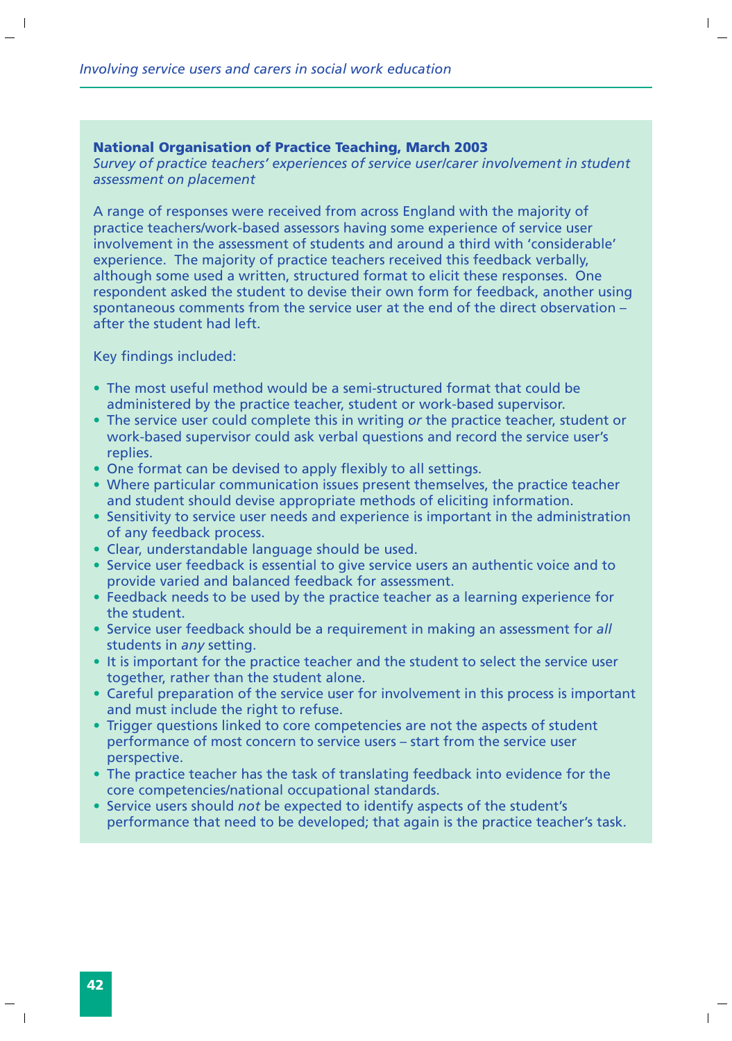**National Organisation of Practice Teaching, March 2003**

*Survey of practice teachers' experiences of service user/carer involvement in student assessment on placement*

A range of responses were received from across England with the majority of practice teachers/work-based assessors having some experience of service user involvement in the assessment of students and around a third with 'considerable' experience. The majority of practice teachers received this feedback verbally, although some used a written, structured format to elicit these responses. One respondent asked the student to devise their own form for feedback, another using spontaneous comments from the service user at the end of the direct observation – after the student had left.

Key findings included:

- The most useful method would be a semi-structured format that could be administered by the practice teacher, student or work-based supervisor.
- The service user could complete this in writing *or* the practice teacher, student or work-based supervisor could ask verbal questions and record the service user's replies.
- One format can be devised to apply flexibly to all settings.
- Where particular communication issues present themselves, the practice teacher and student should devise appropriate methods of eliciting information.
- Sensitivity to service user needs and experience is important in the administration of any feedback process.
- Clear, understandable language should be used.
- Service user feedback is essential to give service users an authentic voice and to provide varied and balanced feedback for assessment.
- Feedback needs to be used by the practice teacher as a learning experience for the student.
- Service user feedback should be a requirement in making an assessment for *all* students in *any* setting.
- It is important for the practice teacher and the student to select the service user together, rather than the student alone.
- Careful preparation of the service user for involvement in this process is important and must include the right to refuse.
- Trigger questions linked to core competencies are not the aspects of student performance of most concern to service users – start from the service user perspective.
- The practice teacher has the task of translating feedback into evidence for the core competencies/national occupational standards.
- Service users should *not* be expected to identify aspects of the student's performance that need to be developed; that again is the practice teacher's task.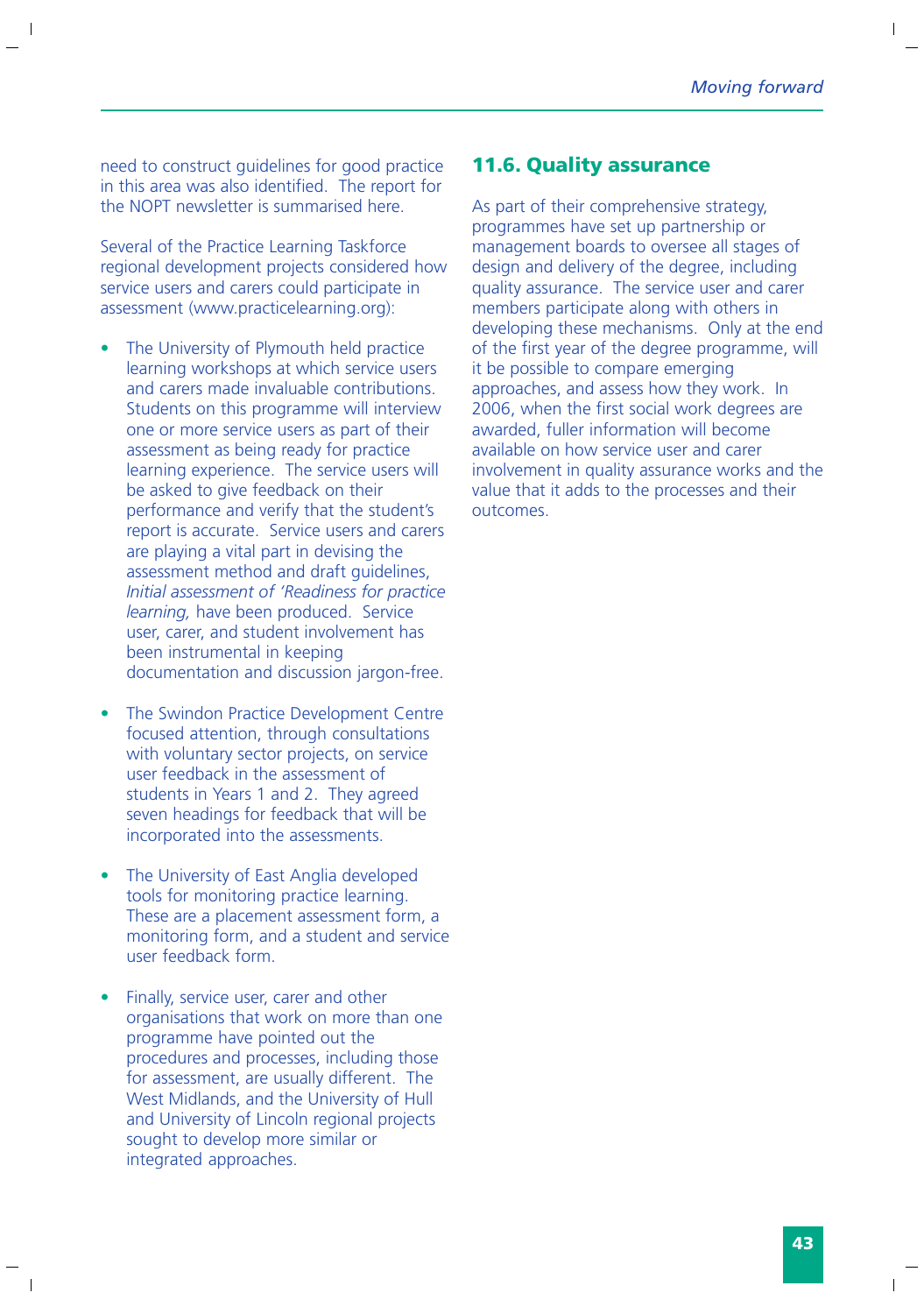need to construct guidelines for good practice in this area was also identified. The report for the NOPT newsletter is summarised here.

Several of the Practice Learning Taskforce regional development projects considered how service users and carers could participate in assessment (www.practicelearning.org):

- The University of Plymouth held practice learning workshops at which service users and carers made invaluable contributions. Students on this programme will interview one or more service users as part of their assessment as being ready for practice learning experience. The service users will be asked to give feedback on their performance and verify that the student's report is accurate. Service users and carers are playing a vital part in devising the assessment method and draft guidelines, *Initial assessment of 'Readiness for practice learning,* have been produced. Service user, carer, and student involvement has been instrumental in keeping documentation and discussion jargon-free.

- The Swindon Practice Development Centre focused attention, through consultations with voluntary sector projects, on service user feedback in the assessment of students in Years 1 and 2. They agreed seven headings for feedback that will be incorporated into the assessments.

- The University of East Anglia developed tools for monitoring practice learning. These are a placement assessment form, a monitoring form, and a student and service user feedback form.

- Finally, service user, carer and other organisations that work on more than one programme have pointed out the procedures and processes, including those for assessment, are usually different. The West Midlands, and the University of Hull and University of Lincoln regional projects sought to develop more similar or integrated approaches.

## 11.6. Quality assurance

As part of their comprehensive strategy, programmes have set up partnership or management boards to oversee all stages of design and delivery of the degree, including quality assurance. The service user and carer members participate along with others in developing these mechanisms. Only at the end of the first year of the degree programme, will it be possible to compare emerging approaches, and assess how they work. In 2006, when the first social work degrees are awarded, fuller information will become available on how service user and carer involvement in quality assurance works and the value that it adds to the processes and their outcomes.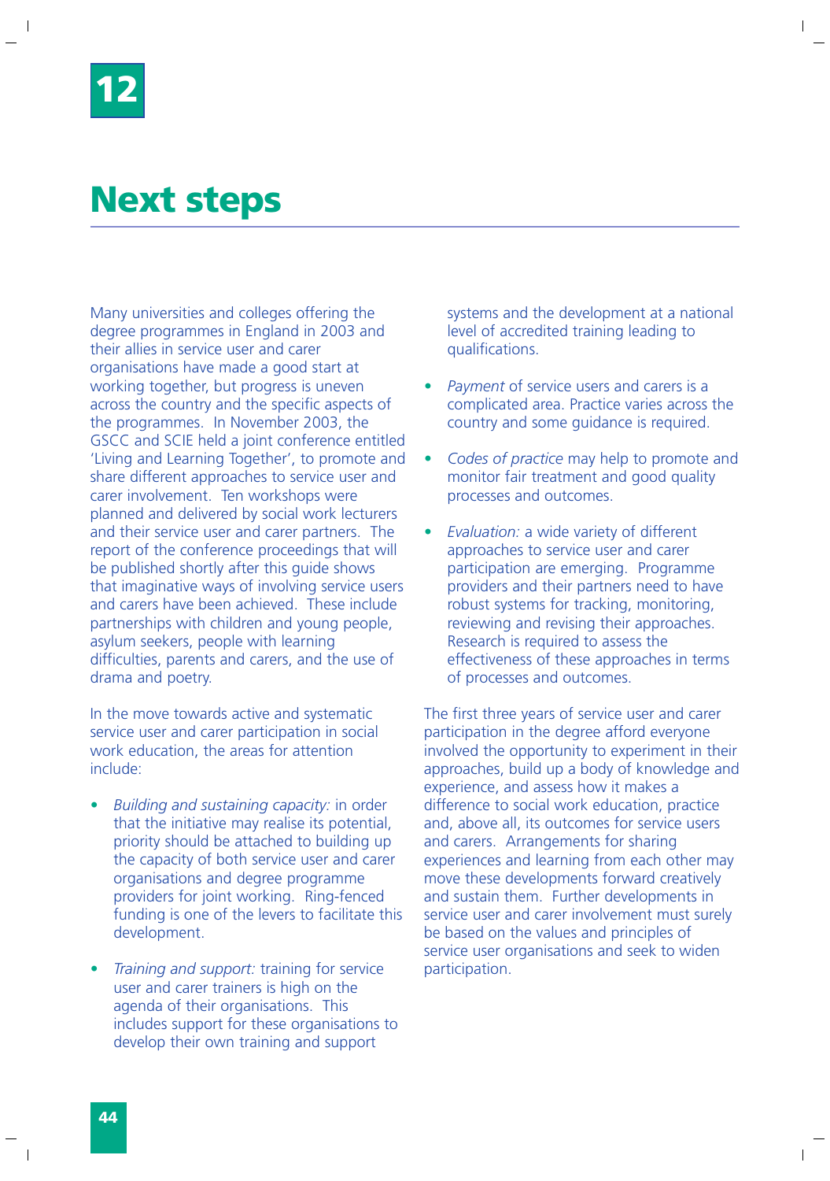# 12

# Next steps

Many universities and colleges offering the degree programmes in England in 2003 and their allies in service user and carer organisations have made a good start at working together, but progress is uneven across the country and the specific aspects of the programmes. In November 2003, the GSCC and SCIE held a joint conference entitled 'Living and Learning Together', to promote and share different approaches to service user and carer involvement. Ten workshops were planned and delivered by social work lecturers and their service user and carer partners. The report of the conference proceedings that will be published shortly after this guide shows that imaginative ways of involving service users and carers have been achieved. These include partnerships with children and young people, asylum seekers, people with learning difficulties, parents and carers, and the use of drama and poetry.

In the move towards active and systematic service user and carer participation in social work education, the areas for attention include:

- *Building and sustaining capacity:* in order that the initiative may realise its potential, priority should be attached to building up the capacity of both service user and carer organisations and degree programme providers for joint working. Ring-fenced funding is one of the levers to facilitate this development.
- *Training and support:* training for service user and carer trainers is high on the agenda of their organisations. This includes support for these organisations to develop their own training and support systems and the development at a national level of accredited training leading to qualifications.
- *Payment* of service users and carers is a complicated area. Practice varies across the country and some guidance is required.
- *Codes of practice* may help to promote and monitor fair treatment and good quality processes and outcomes.
- *Evaluation:* a wide variety of different approaches to service user and carer participation are emerging. Programme providers and their partners need to have robust systems for tracking, monitoring, reviewing and revising their approaches. Research is required to assess the effectiveness of these approaches in terms of processes and outcomes.

The first three years of service user and carer participation in the degree afford everyone involved the opportunity to experiment in their approaches, build up a body of knowledge and experience, and assess how it makes a difference to social work education, practice and, above all, its outcomes for service users and carers. Arrangements for sharing experiences and learning from each other may move these developments forward creatively and sustain them. Further developments in service user and carer involvement must surely be based on the values and principles of service user organisations and seek to widen participation.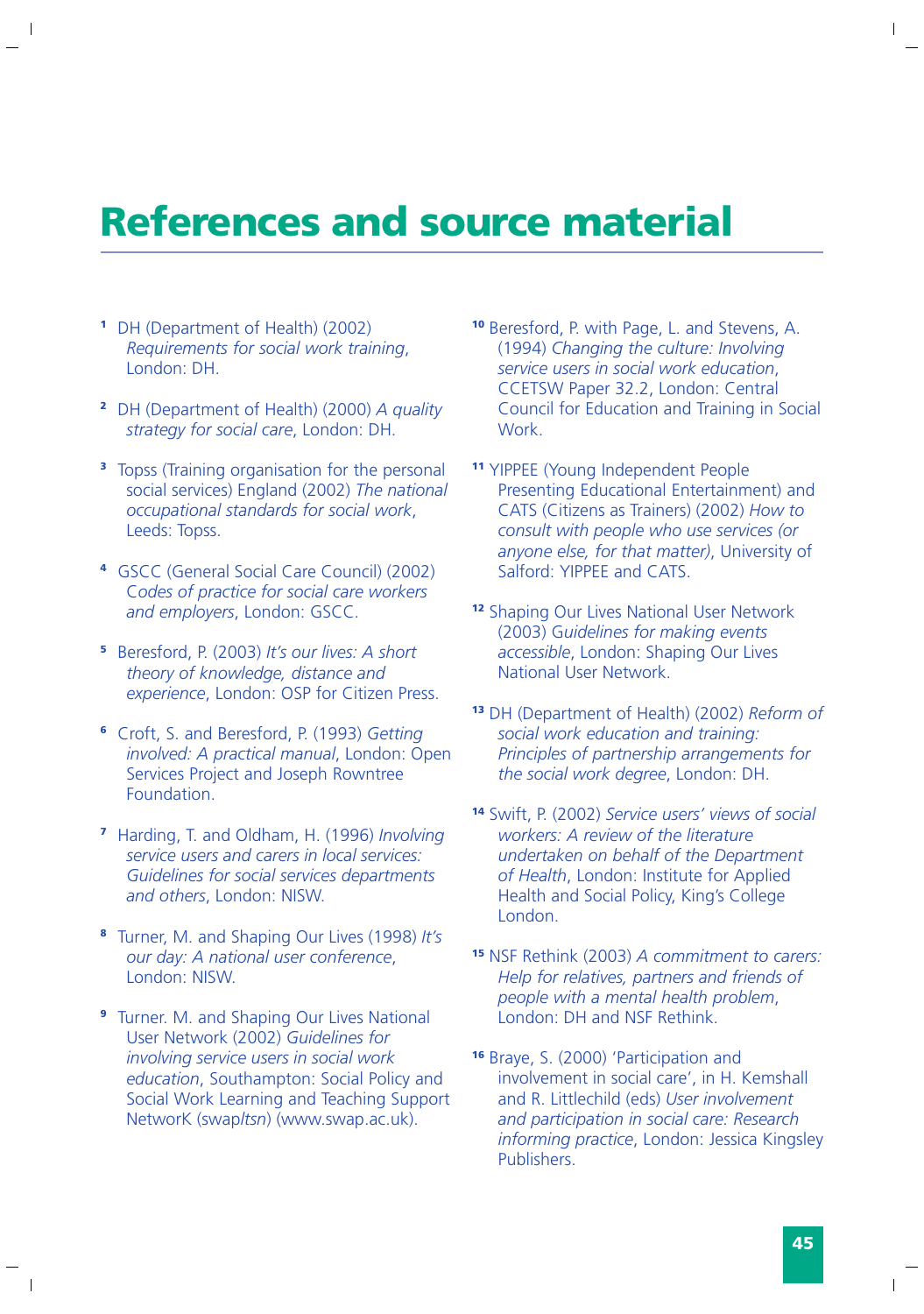# References and source material

[1] DH (Department of Health) (2002) *Requirements for social work training*, London: DH.

[2] DH (Department of Health) (2000) *A quality strategy for social care*, London: DH.

[3] Topss (Training organisation for the personal social services) England (2002) *The national occupational standards for social work*, Leeds: Topss.

[4] GSCC (General Social Care Council) (2002) *Codes of practice for social care workers and employers*, London: GSCC.

[5] Beresford, P. (2003) *It's our lives: A short theory of knowledge, distance and experience*, London: OSP for Citizen Press.

[6] Croft, S. and Beresford, P. (1993) *Getting involved: A practical manual*, London: Open Services Project and Joseph Rowntree Foundation.

[7] Harding, T. and Oldham, H. (1996) *Involving service users and carers in local services: Guidelines for social services departments and others*, London: NISW.

[8] Turner, M. and Shaping Our Lives (1998) *It's our day: A national user conference*, London: NISW.

[9] Turner. M. and Shaping Our Lives National User Network (2002) *Guidelines for involving service users in social work education*, Southampton: Social Policy and Social Work Learning and Teaching Support NetworK (swap*ltsn*) (www.swap.ac.uk).

[10] Beresford, P. with Page, L. and Stevens, A. (1994) *Changing the culture: Involving service users in social work education*, CCETSW Paper 32.2, London: Central Council for Education and Training in Social Work.

[11] YIPPEE (Young Independent People Presenting Educational Entertainment) and CATS (Citizens as Trainers) (2002) *How to consult with people who use services (or anyone else, for that matter)*, University of Salford: YIPPEE and CATS.

[12] Shaping Our Lives National User Network (2003) *Guidelines for making events accessible*, London: Shaping Our Lives National User Network.

[13] DH (Department of Health) (2002) *Reform of social work education and training: Principles of partnership arrangements for the social work degree*, London: DH.

[14] Swift, P. (2002) *Service users' views of social workers: A review of the literature undertaken on behalf of the Department of Health*, London: Institute for Applied Health and Social Policy, King's College London.

[15] NSF Rethink (2003) *A commitment to carers: Help for relatives, partners and friends of people with a mental health problem*, London: DH and NSF Rethink.

[16] Braye, S. (2000) 'Participation and involvement in social care', in H. Kemshall and R. Littlechild (eds) *User involvement and participation in social care: Research informing practice*, London: Jessica Kingsley Publishers.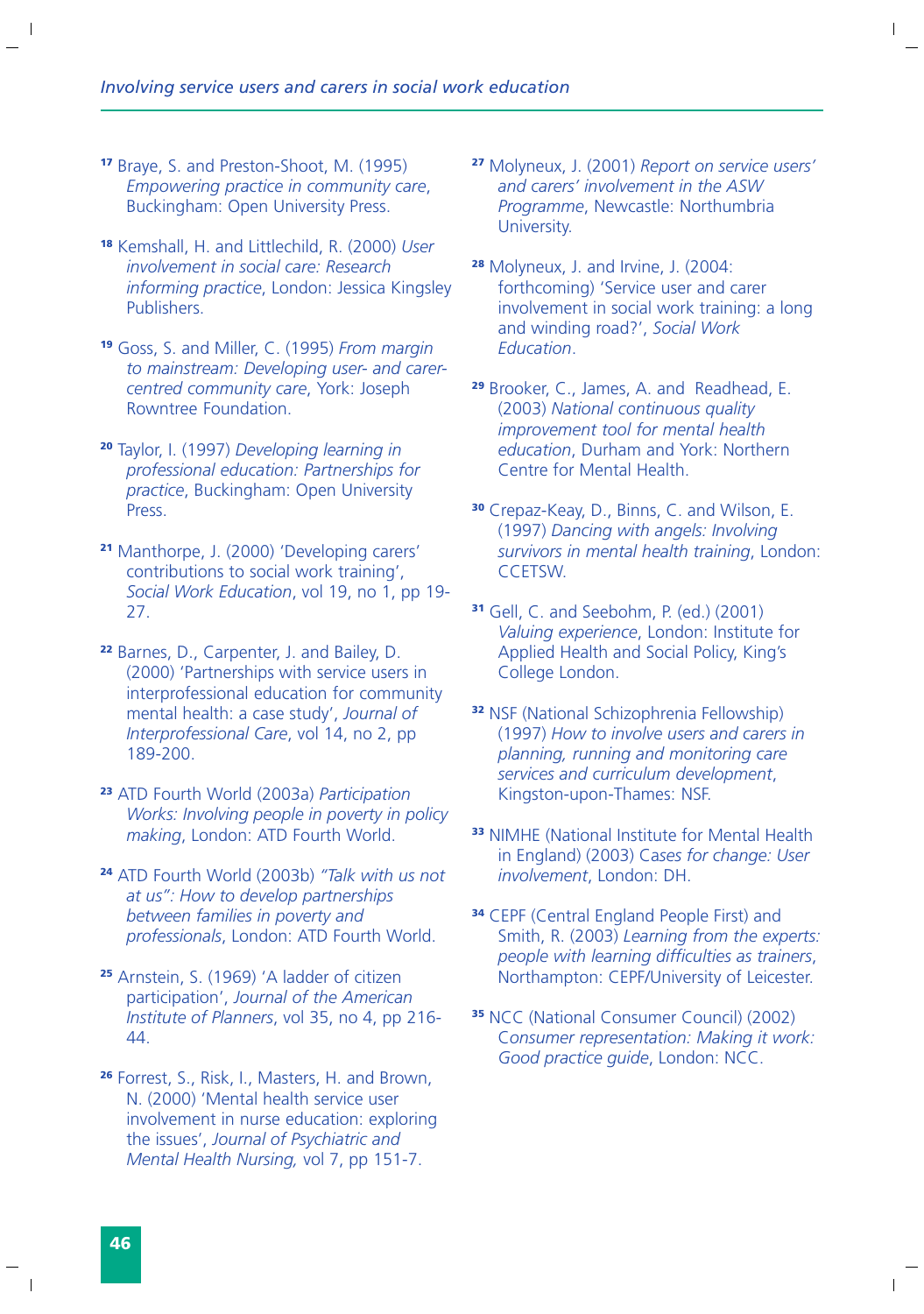[17] Braye, S. and Preston-Shoot, M. (1995) *Empowering practice in community care*, Buckingham: Open University Press.

[18] Kemshall, H. and Littlechild, R. (2000) *User involvement in social care: Research informing practice*, London: Jessica Kingsley Publishers.

[19] Goss, S. and Miller, C. (1995) *From margin to mainstream: Developing user- and carer-centred community care*, York: Joseph Rowntree Foundation.

[20] Taylor, I. (1997) *Developing learning in professional education: Partnerships for practice*, Buckingham: Open University Press.

[21] Manthorpe, J. (2000) 'Developing carers' contributions to social work training', *Social Work Education*, vol 19, no 1, pp 19-27.

[22] Barnes, D., Carpenter, J. and Bailey, D. (2000) 'Partnerships with service users in interprofessional education for community mental health: a case study', *Journal of Interprofessional Care*, vol 14, no 2, pp 189-200.

[23] ATD Fourth World (2003a) *Participation Works: Involving people in poverty in policy making*, London: ATD Fourth World.

[24] ATD Fourth World (2003b) *"Talk with us not at us": How to develop partnerships between families in poverty and professionals*, London: ATD Fourth World.

[25] Arnstein, S. (1969) 'A ladder of citizen participation', *Journal of the American Institute of Planners*, vol 35, no 4, pp 216-44.

[26] Forrest, S., Risk, I., Masters, H. and Brown, N. (2000) 'Mental health service user involvement in nurse education: exploring the issues', *Journal of Psychiatric and Mental Health Nursing,* vol 7, pp 151-7.

[27] Molyneux, J. (2001) *Report on service users' and carers' involvement in the ASW Programme*, Newcastle: Northumbria University.

[28] Molyneux, J. and Irvine, J. (2004: forthcoming) 'Service user and carer involvement in social work training: a long and winding road?', *Social Work Education*.

[29] Brooker, C., James, A. and Readhead, E. (2003) *National continuous quality improvement tool for mental health education*, Durham and York: Northern Centre for Mental Health.

[30] Crepaz-Keay, D., Binns, C. and Wilson, E. (1997) *Dancing with angels: Involving survivors in mental health training*, London: CCETSW.

[31] Gell, C. and Seebohm, P. (ed.) (2001) *Valuing experience*, London: Institute for Applied Health and Social Policy, King's College London.

[32] NSF (National Schizophrenia Fellowship) (1997) *How to involve users and carers in planning, running and monitoring care services and curriculum development*, Kingston-upon-Thames: NSF.

[33] NIMHE (National Institute for Mental Health in England) (2003) *Cases for change: User involvement*, London: DH.

[34] CEPF (Central England People First) and Smith, R. (2003) *Learning from the experts: people with learning difficulties as trainers*, Northampton: CEPF/University of Leicester.

[35] NCC (National Consumer Council) (2002) *Consumer representation: Making it work: Good practice guide*, London: NCC.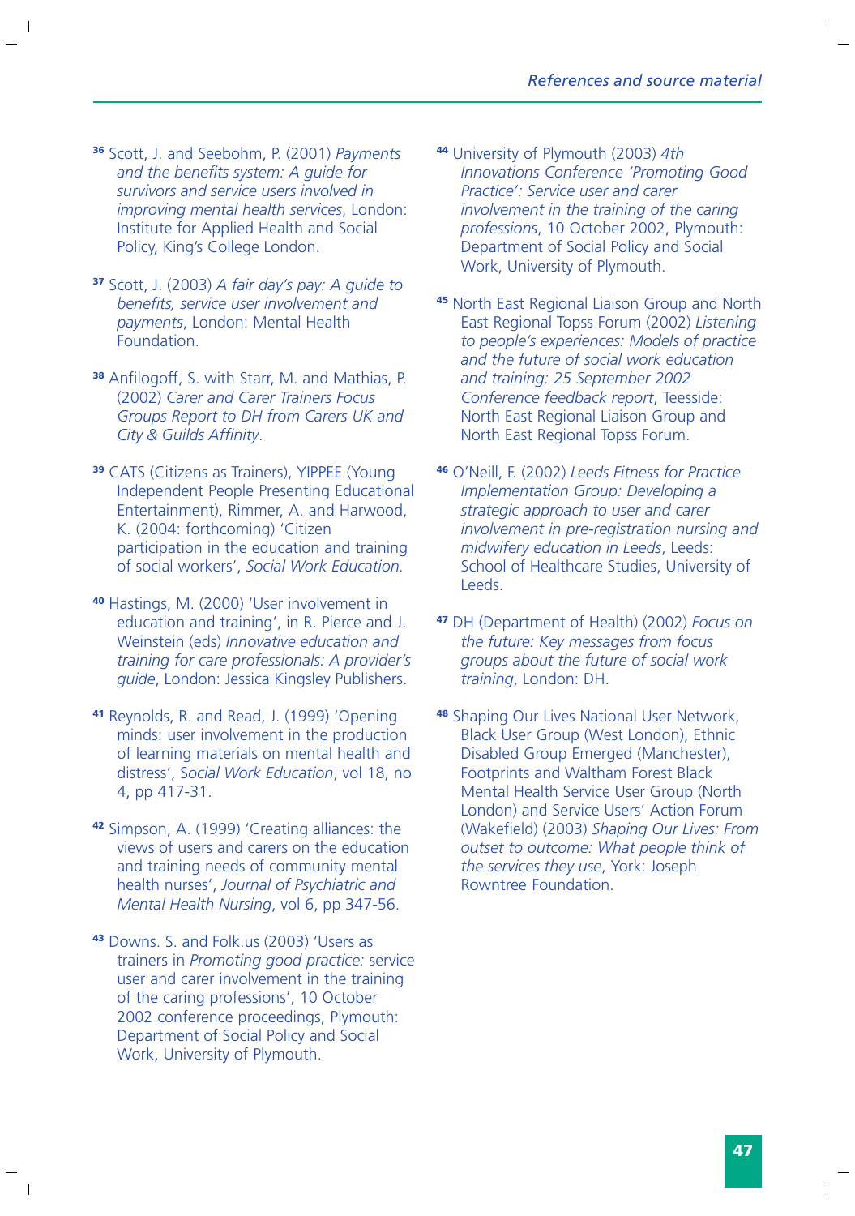[36] Scott, J. and Seebohm, P. (2001) *Payments and the benefits system: A guide for survivors and service users involved in improving mental health services*, London: Institute for Applied Health and Social Policy, King's College London.

[37] Scott, J. (2003) *A fair day's pay: A guide to benefits, service user involvement and payments*, London: Mental Health Foundation.

[38] Anfilogoff, S. with Starr, M. and Mathias, P. (2002) *Carer and Carer Trainers Focus Groups Report to DH from Carers UK and City & Guilds Affinity*.

[39] CATS (Citizens as Trainers), YIPPEE (Young Independent People Presenting Educational Entertainment), Rimmer, A. and Harwood, K. (2004: forthcoming) 'Citizen participation in the education and training of social workers', *Social Work Education.*

[40] Hastings, M. (2000) 'User involvement in education and training', in R. Pierce and J. Weinstein (eds) *Innovative education and training for care professionals: A provider's guide*, London: Jessica Kingsley Publishers.

[41] Reynolds, R. and Read, J. (1999) 'Opening minds: user involvement in the production of learning materials on mental health and distress', *Social Work Education*, vol 18, no 4, pp 417-31.

[42] Simpson, A. (1999) 'Creating alliances: the views of users and carers on the education and training needs of community mental health nurses', *Journal of Psychiatric and Mental Health Nursing*, vol 6, pp 347-56.

[43] Downs. S. and Folk.us (2003) 'Users as trainers in *Promoting good practice:* service user and carer involvement in the training of the caring professions', 10 October 2002 conference proceedings, Plymouth: Department of Social Policy and Social Work, University of Plymouth.

[44] University of Plymouth (2003) *4th Innovations Conference 'Promoting Good Practice': Service user and carer involvement in the training of the caring professions*, 10 October 2002, Plymouth: Department of Social Policy and Social Work, University of Plymouth.

[45] North East Regional Liaison Group and North East Regional Topss Forum (2002) *Listening to people's experiences: Models of practice and the future of social work education and training: 25 September 2002 Conference feedback report*, Teesside: North East Regional Liaison Group and North East Regional Topss Forum.

[46] O'Neill, F. (2002) *Leeds Fitness for Practice Implementation Group: Developing a strategic approach to user and carer involvement in pre-registration nursing and midwifery education in Leeds*, Leeds: School of Healthcare Studies, University of Leeds.

[47] DH (Department of Health) (2002) *Focus on the future: Key messages from focus groups about the future of social work training*, London: DH.

[48] Shaping Our Lives National User Network, Black User Group (West London), Ethnic Disabled Group Emerged (Manchester), Footprints and Waltham Forest Black Mental Health Service User Group (North London) and Service Users' Action Forum (Wakefield) (2003) *Shaping Our Lives: From outset to outcome: What people think of the services they use*, York: Joseph Rowntree Foundation.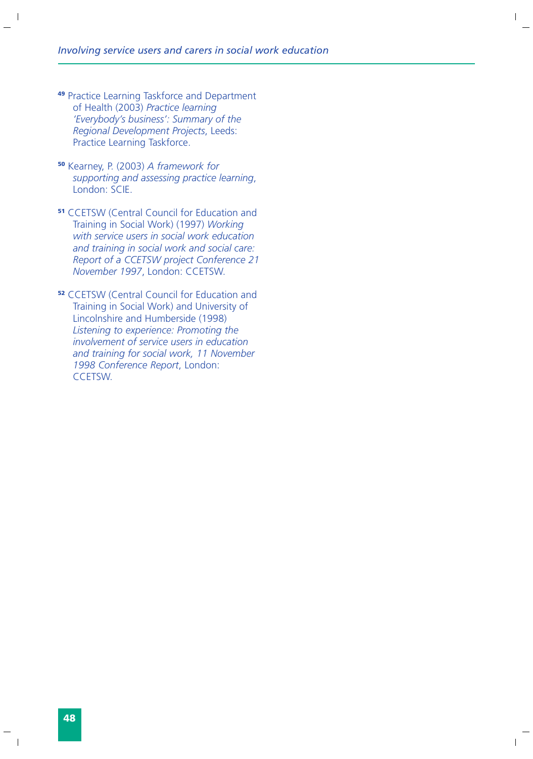[49] Practice Learning Taskforce and Department of Health (2003) *Practice learning 'Everybody's business': Summary of the Regional Development Projects*, Leeds: Practice Learning Taskforce.

[50] Kearney, P. (2003) *A framework for supporting and assessing practice learning*, London: SCIE.

[51] CCETSW (Central Council for Education and Training in Social Work) (1997) *Working with service users in social work education and training in social work and social care: Report of a CCETSW project Conference 21 November 1997*, London: CCETSW.

[52] CCETSW (Central Council for Education and Training in Social Work) and University of Lincolnshire and Humberside (1998) *Listening to experience: Promoting the involvement of service users in education and training for social work, 11 November 1998 Conference Report*, London: CCETSW.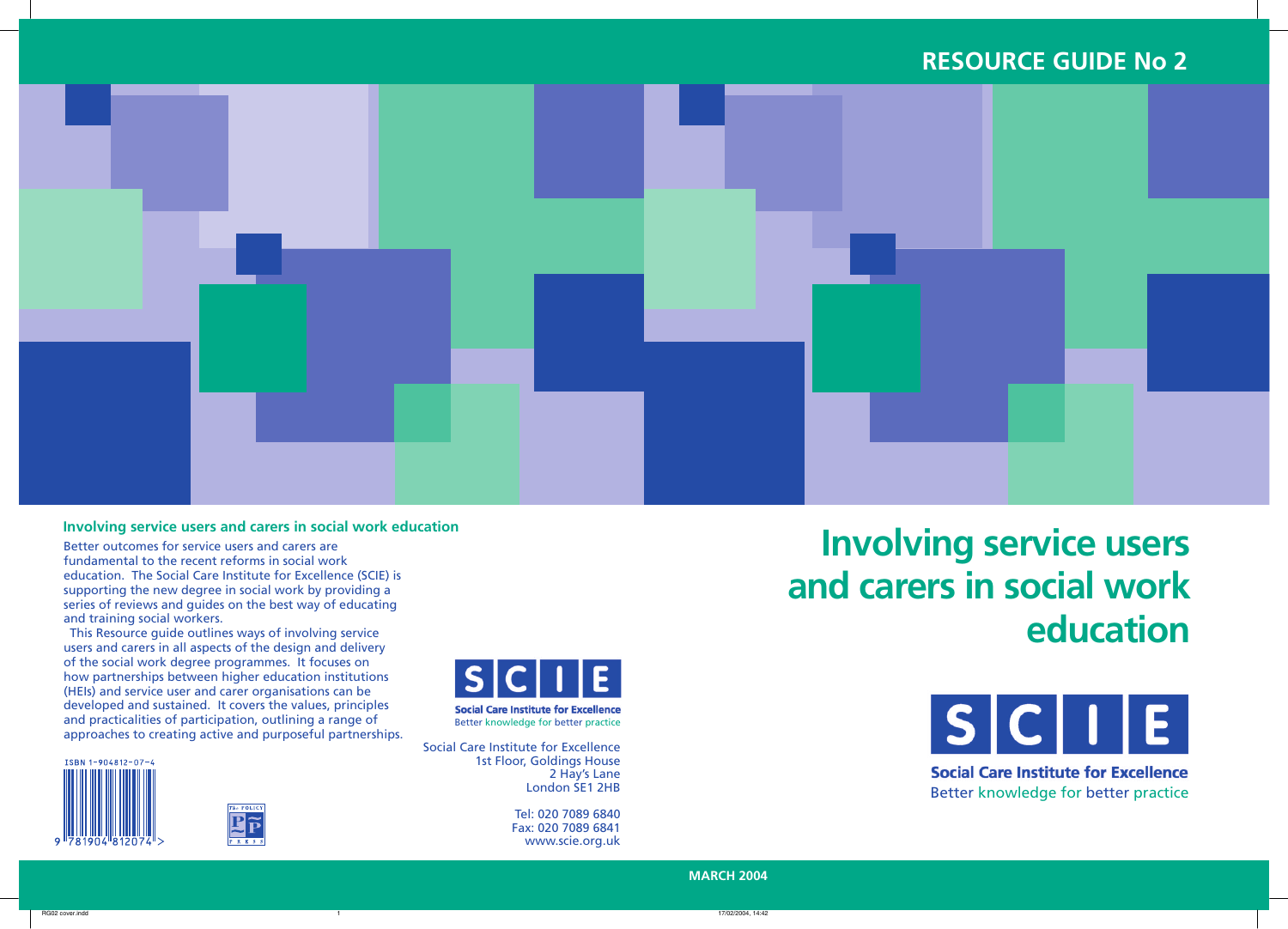RESOURCE GUIDE No 2

## Involving service users and carers in social work education

Better outcomes for service users and carers are fundamental to the recent reforms in social work education. The Social Care Institute for Excellence (SCIE) is supporting the new degree in social work by providing a series of reviews and guides on the best way of educating and training social workers.

This Resource guide outlines ways of involving service users and carers in all aspects of the design and delivery of the social work degree programmes. It focuses on how partnerships between higher education institutions (HEIs) and service user and carer organisations can be developed and sustained. It covers the values, principles and practicalities of participation, outlining a range of approaches to creating active and purposeful partnerships.

ISBN 1-904812-07-4

SCIE
Social Care Institute for Excellence
Better knowledge for better practice

Social Care Institute for Excellence
1st Floor, Goldings House
2 Hay's Lane
London SE1 2HB

Tel: 020 7089 6840
Fax: 020 7089 6841
www.scie.org.uk

# Involving service users and carers in social work education

SCIE
**Social Care Institute for Excellence**
Better knowledge for better practice

**MARCH 2004**